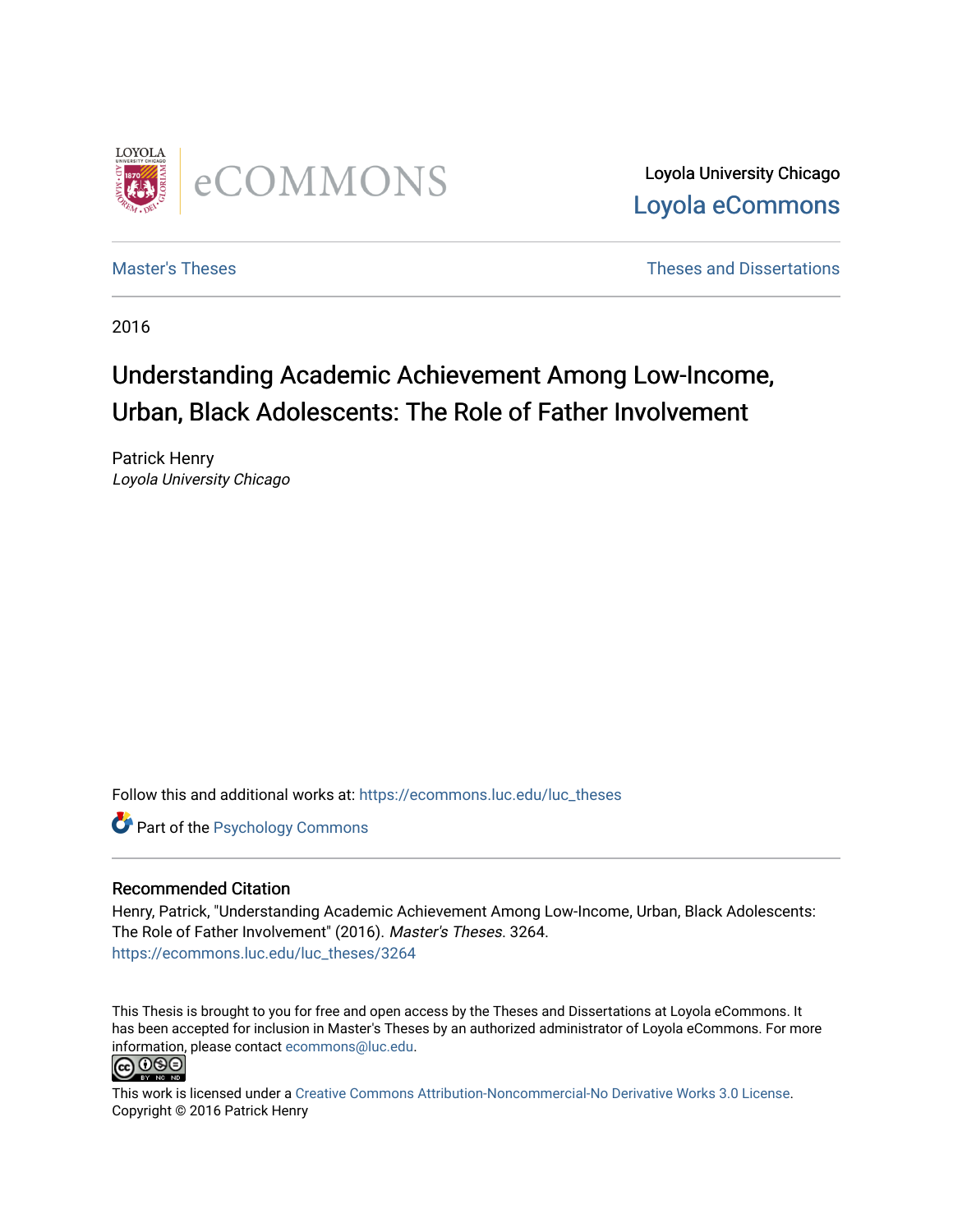Loyola University Chicago
Loyola eCommons

Master's Theses

Theses and Dissertations

2016

# Understanding Academic Achievement Among Low-Income, Urban, Black Adolescents: The Role of Father Involvement

Patrick Henry
*Loyola University Chicago*

Follow this and additional works at: https://ecommons.luc.edu/luc_theses

Part of the Psychology Commons

## Recommended Citation

Henry, Patrick, "Understanding Academic Achievement Among Low-Income, Urban, Black Adolescents: The Role of Father Involvement" (2016). *Master's Theses*. 3264.
https://ecommons.luc.edu/luc_theses/3264

This Thesis is brought to you for free and open access by the Theses and Dissertations at Loyola eCommons. It has been accepted for inclusion in Master's Theses by an authorized administrator of Loyola eCommons. For more information, please contact ecommons@luc.edu.

This work is licensed under a Creative Commons Attribution-Noncommercial-No Derivative Works 3.0 License.
Copyright © 2016 Patrick Henry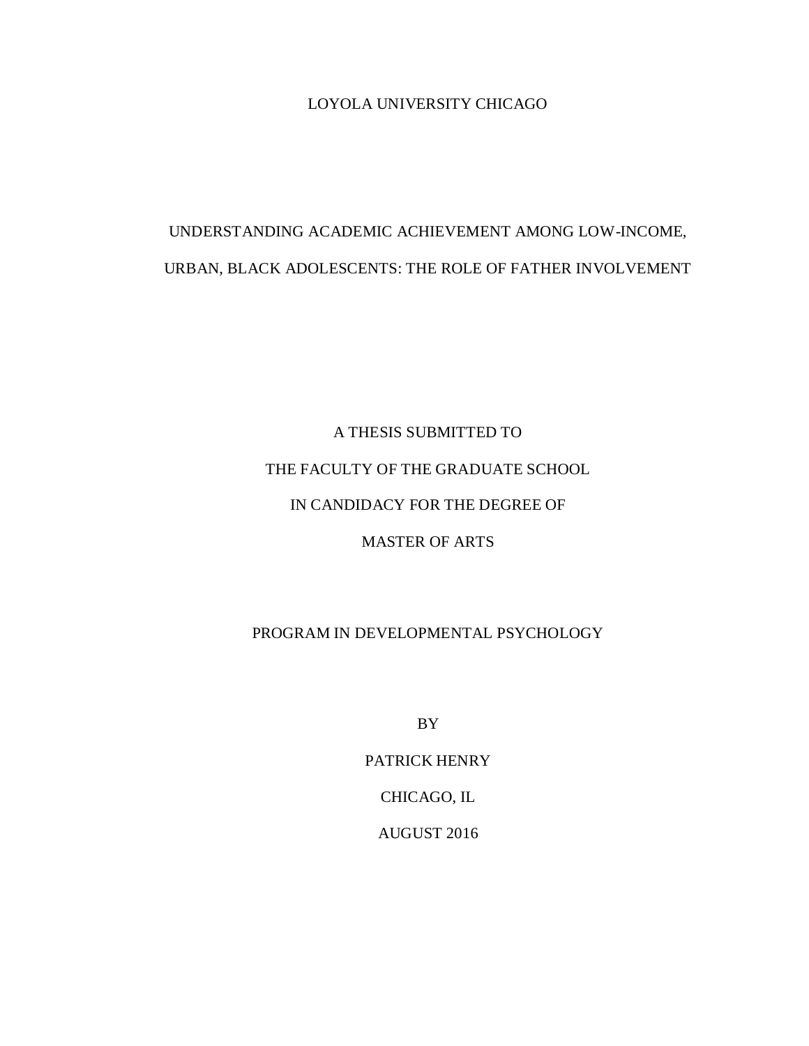LOYOLA UNIVERSITY CHICAGO

# UNDERSTANDING ACADEMIC ACHIEVEMENT AMONG LOW-INCOME, URBAN, BLACK ADOLESCENTS: THE ROLE OF FATHER INVOLVEMENT

A THESIS SUBMITTED TO

THE FACULTY OF THE GRADUATE SCHOOL

IN CANDIDACY FOR THE DEGREE OF

MASTER OF ARTS

PROGRAM IN DEVELOPMENTAL PSYCHOLOGY

BY

PATRICK HENRY

CHICAGO, IL

AUGUST 2016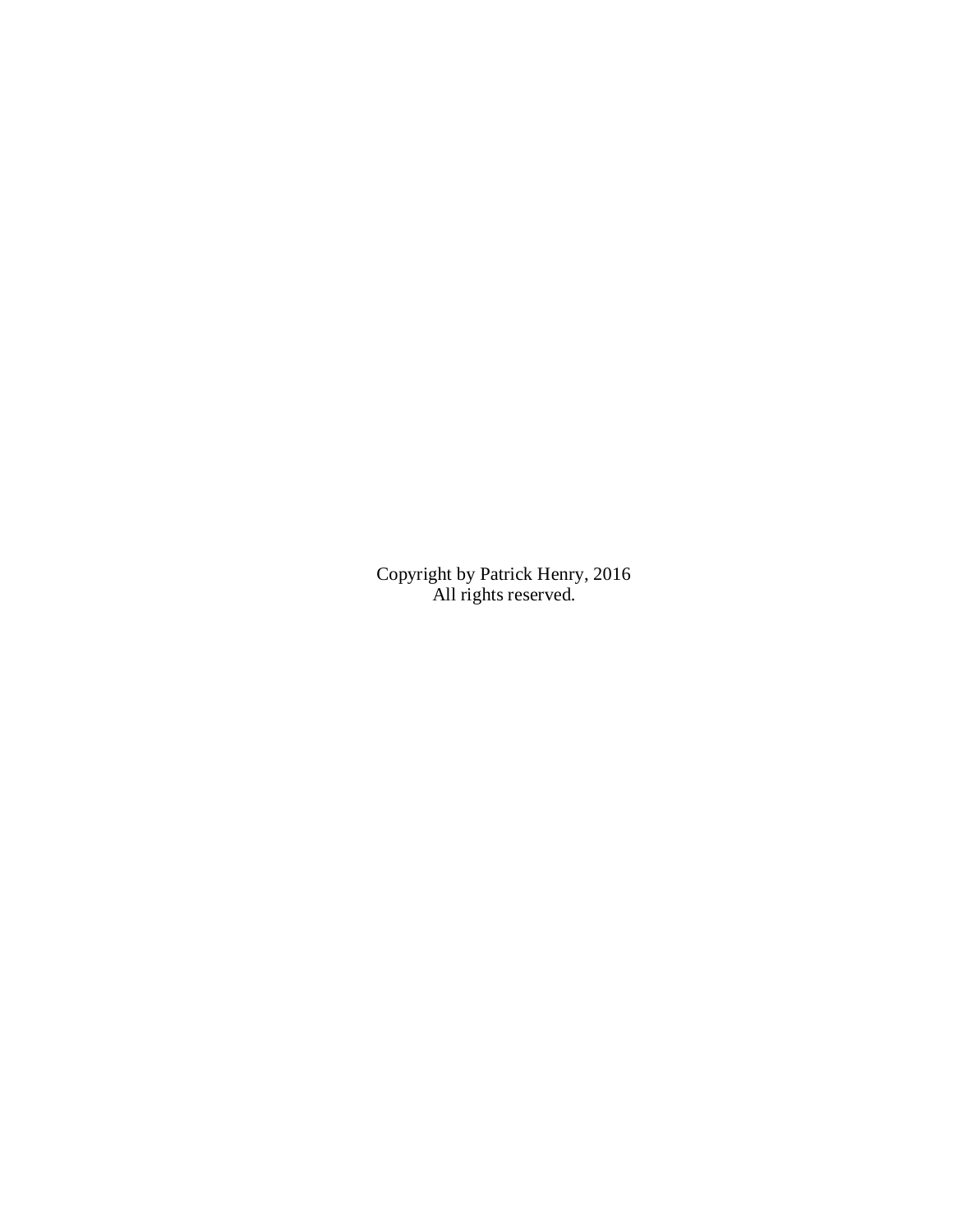Copyright by Patrick Henry, 2016
All rights reserved.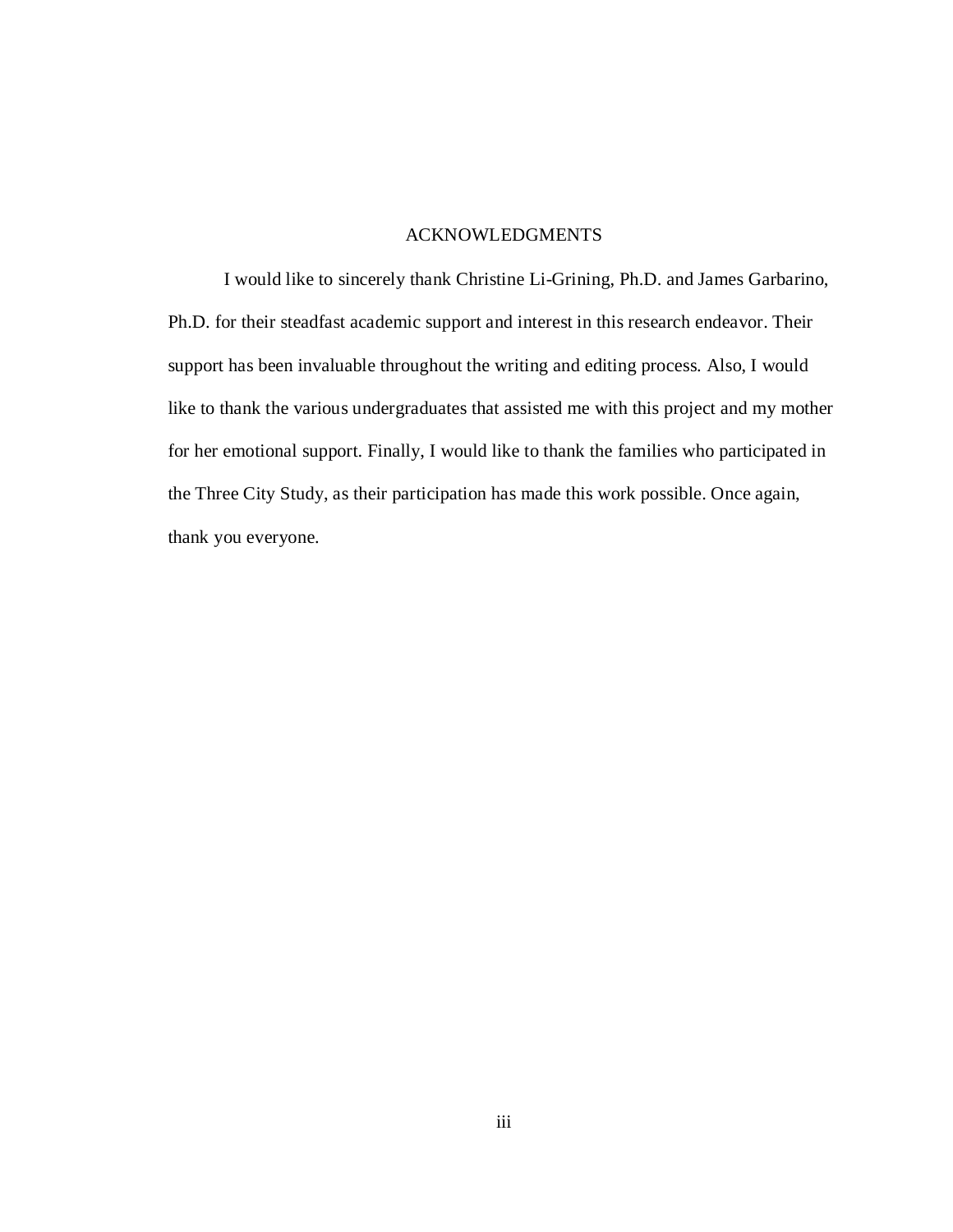# ACKNOWLEDGMENTS

I would like to sincerely thank Christine Li-Grining, Ph.D. and James Garbarino, Ph.D. for their steadfast academic support and interest in this research endeavor. Their support has been invaluable throughout the writing and editing process. Also, I would like to thank the various undergraduates that assisted me with this project and my mother for her emotional support. Finally, I would like to thank the families who participated in the Three City Study, as their participation has made this work possible. Once again, thank you everyone.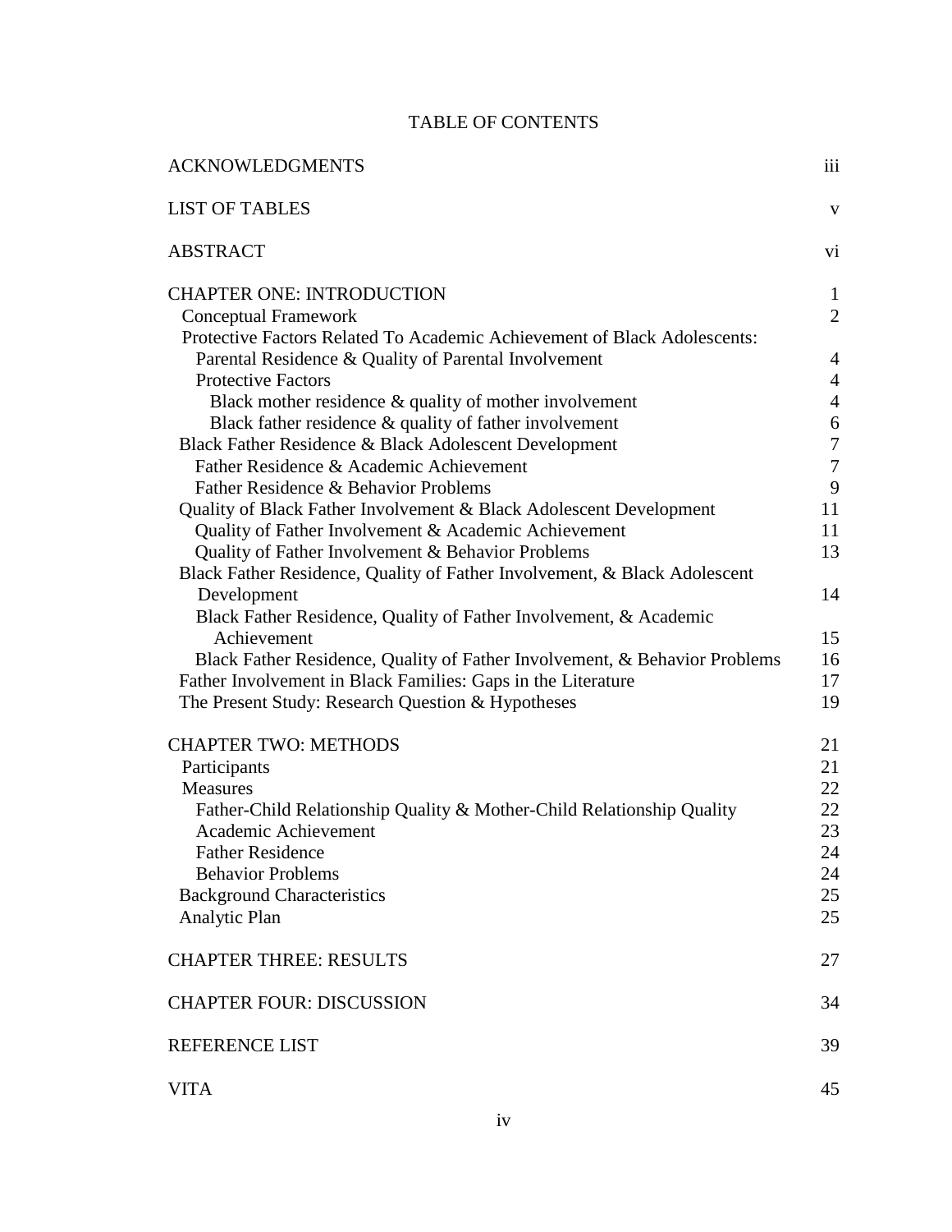# TABLE OF CONTENTS

| | |
|---|---|
| ACKNOWLEDGMENTS | iii |
| LIST OF TABLES | v |
| ABSTRACT | vi |
| CHAPTER ONE: INTRODUCTION | 1 |
| Conceptual Framework | 2 |
| Protective Factors Related To Academic Achievement of Black Adolescents: Parental Residence & Quality of Parental Involvement | 4 |
| Protective Factors | 4 |
| Black mother residence & quality of mother involvement | 4 |
| Black father residence & quality of father involvement | 6 |
| Black Father Residence & Black Adolescent Development | 7 |
| Father Residence & Academic Achievement | 7 |
| Father Residence & Behavior Problems | 9 |
| Quality of Black Father Involvement & Black Adolescent Development | 11 |
| Quality of Father Involvement & Academic Achievement | 11 |
| Quality of Father Involvement & Behavior Problems | 13 |
| Black Father Residence, Quality of Father Involvement, & Black Adolescent Development | 14 |
| Black Father Residence, Quality of Father Involvement, & Academic Achievement | 15 |
| Black Father Residence, Quality of Father Involvement, & Behavior Problems | 16 |
| Father Involvement in Black Families: Gaps in the Literature | 17 |
| The Present Study: Research Question & Hypotheses | 19 |
| CHAPTER TWO: METHODS | 21 |
| Participants | 21 |
| Measures | 22 |
| Father-Child Relationship Quality & Mother-Child Relationship Quality | 22 |
| Academic Achievement | 23 |
| Father Residence | 24 |
| Behavior Problems | 24 |
| Background Characteristics | 25 |
| Analytic Plan | 25 |
| CHAPTER THREE: RESULTS | 27 |
| CHAPTER FOUR: DISCUSSION | 34 |
| REFERENCE LIST | 39 |
| VITA | 45 |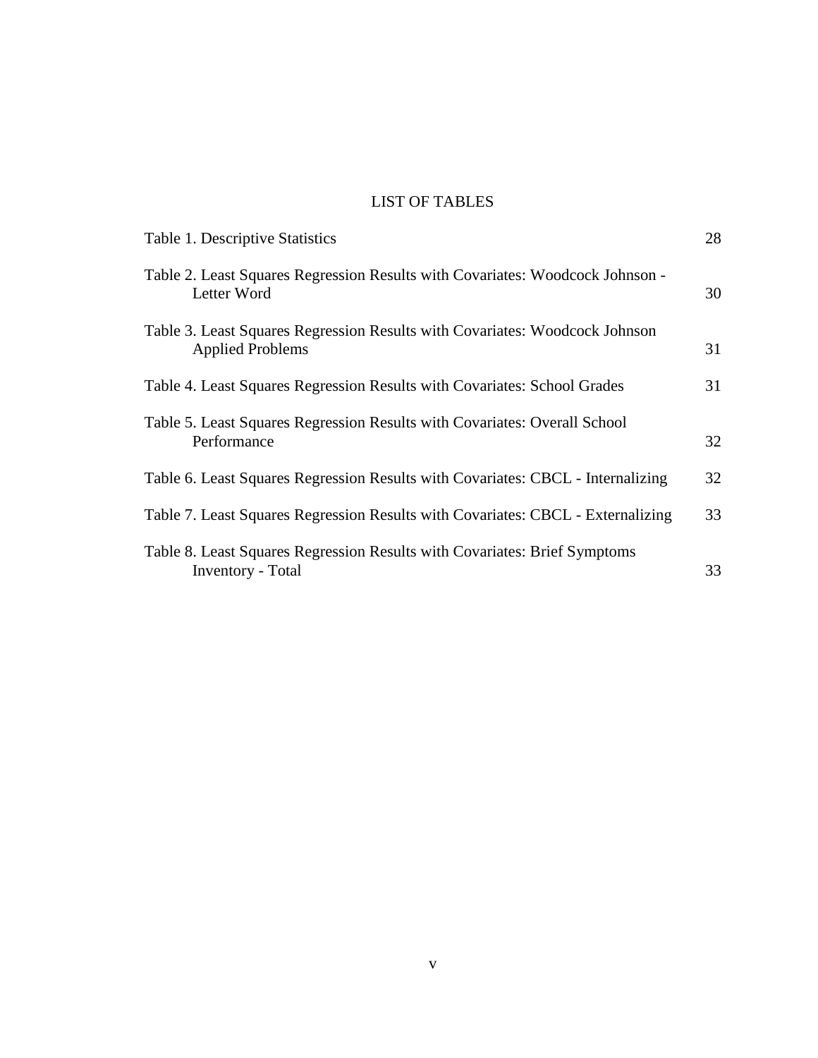# LIST OF TABLES

| | |
|---|---|
| Table 1. Descriptive Statistics | 28 |
| Table 2. Least Squares Regression Results with Covariates: Woodcock Johnson - Letter Word | 30 |
| Table 3. Least Squares Regression Results with Covariates: Woodcock Johnson Applied Problems | 31 |
| Table 4. Least Squares Regression Results with Covariates: School Grades | 31 |
| Table 5. Least Squares Regression Results with Covariates: Overall School Performance | 32 |
| Table 6. Least Squares Regression Results with Covariates: CBCL - Internalizing | 32 |
| Table 7. Least Squares Regression Results with Covariates: CBCL - Externalizing | 33 |
| Table 8. Least Squares Regression Results with Covariates: Brief Symptoms Inventory - Total | 33 |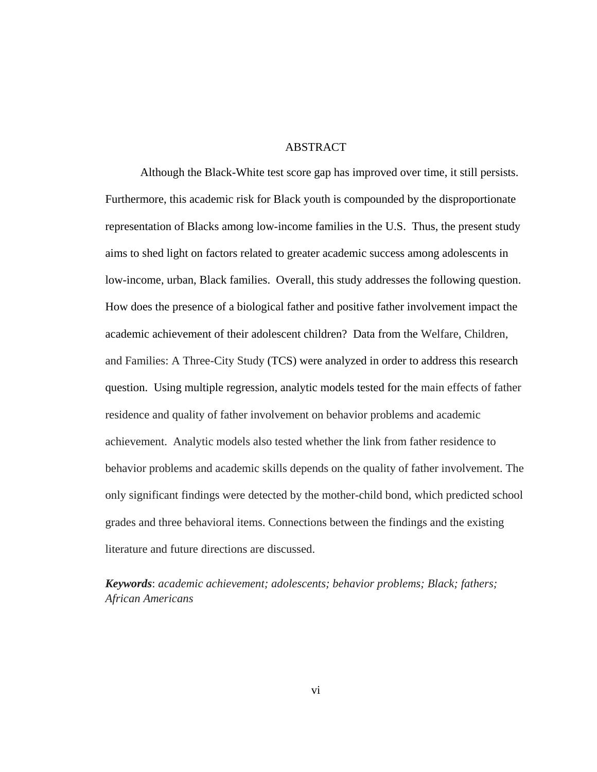# ABSTRACT

Although the Black-White test score gap has improved over time, it still persists. Furthermore, this academic risk for Black youth is compounded by the disproportionate representation of Blacks among low-income families in the U.S. Thus, the present study aims to shed light on factors related to greater academic success among adolescents in low-income, urban, Black families. Overall, this study addresses the following question. How does the presence of a biological father and positive father involvement impact the academic achievement of their adolescent children? Data from the Welfare, Children, and Families: A Three-City Study (TCS) were analyzed in order to address this research question. Using multiple regression, analytic models tested for the main effects of father residence and quality of father involvement on behavior problems and academic achievement. Analytic models also tested whether the link from father residence to behavior problems and academic skills depends on the quality of father involvement. The only significant findings were detected by the mother-child bond, which predicted school grades and three behavioral items. Connections between the findings and the existing literature and future directions are discussed.

***Keywords***: *academic achievement; adolescents; behavior problems; Black; fathers; African Americans*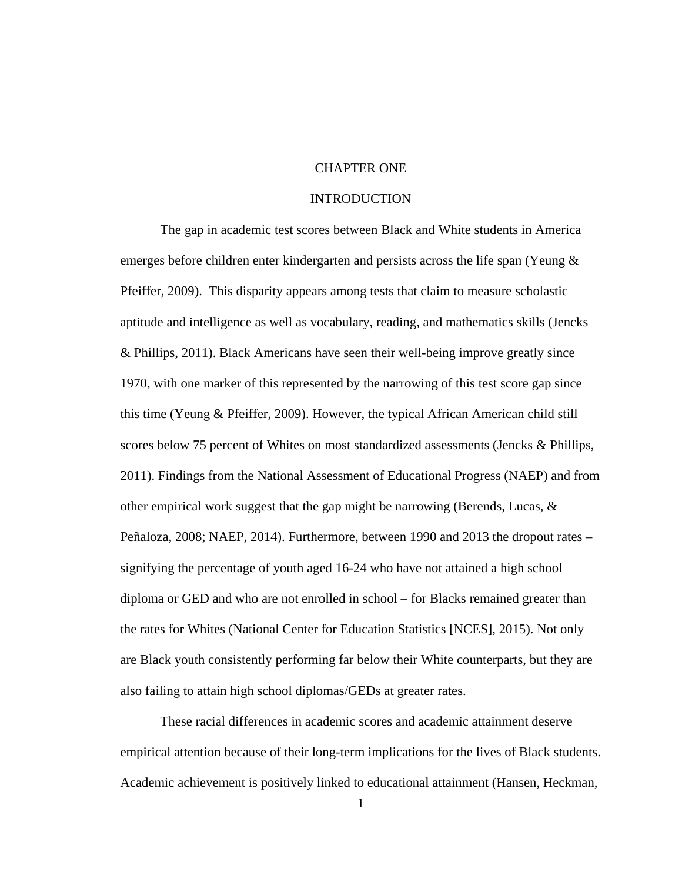# CHAPTER ONE

## INTRODUCTION

The gap in academic test scores between Black and White students in America emerges before children enter kindergarten and persists across the life span (Yeung & Pfeiffer, 2009). This disparity appears among tests that claim to measure scholastic aptitude and intelligence as well as vocabulary, reading, and mathematics skills (Jencks & Phillips, 2011). Black Americans have seen their well-being improve greatly since 1970, with one marker of this represented by the narrowing of this test score gap since this time (Yeung & Pfeiffer, 2009). However, the typical African American child still scores below 75 percent of Whites on most standardized assessments (Jencks & Phillips, 2011). Findings from the National Assessment of Educational Progress (NAEP) and from other empirical work suggest that the gap might be narrowing (Berends, Lucas, & Peñaloza, 2008; NAEP, 2014). Furthermore, between 1990 and 2013 the dropout rates – signifying the percentage of youth aged 16-24 who have not attained a high school diploma or GED and who are not enrolled in school – for Blacks remained greater than the rates for Whites (National Center for Education Statistics [NCES], 2015). Not only are Black youth consistently performing far below their White counterparts, but they are also failing to attain high school diplomas/GEDs at greater rates.

These racial differences in academic scores and academic attainment deserve empirical attention because of their long-term implications for the lives of Black students. Academic achievement is positively linked to educational attainment (Hansen, Heckman,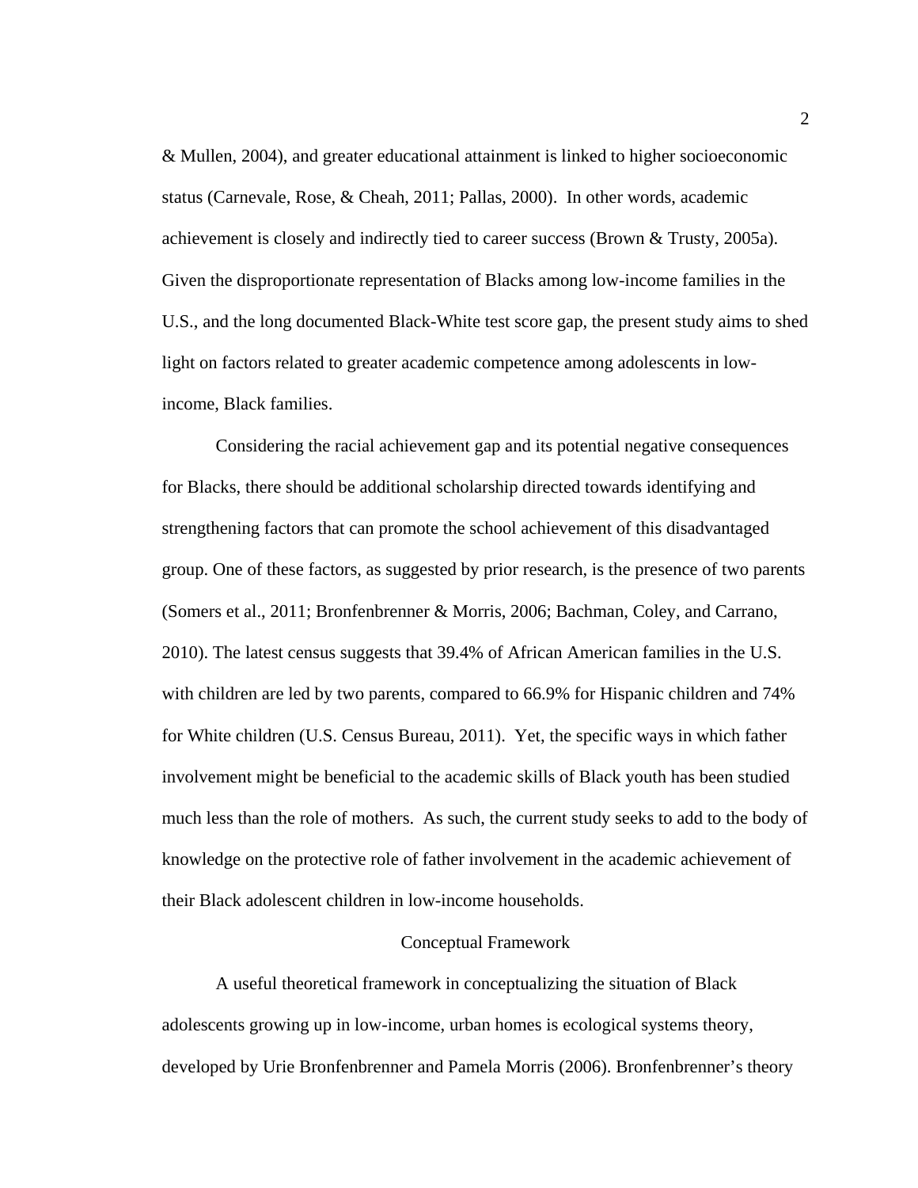& Mullen, 2004), and greater educational attainment is linked to higher socioeconomic status (Carnevale, Rose, & Cheah, 2011; Pallas, 2000). In other words, academic achievement is closely and indirectly tied to career success (Brown & Trusty, 2005a). Given the disproportionate representation of Blacks among low-income families in the U.S., and the long documented Black-White test score gap, the present study aims to shed light on factors related to greater academic competence among adolescents in low-income, Black families.

Considering the racial achievement gap and its potential negative consequences for Blacks, there should be additional scholarship directed towards identifying and strengthening factors that can promote the school achievement of this disadvantaged group. One of these factors, as suggested by prior research, is the presence of two parents (Somers et al., 2011; Bronfenbrenner & Morris, 2006; Bachman, Coley, and Carrano, 2010). The latest census suggests that 39.4% of African American families in the U.S. with children are led by two parents, compared to 66.9% for Hispanic children and 74% for White children (U.S. Census Bureau, 2011). Yet, the specific ways in which father involvement might be beneficial to the academic skills of Black youth has been studied much less than the role of mothers. As such, the current study seeks to add to the body of knowledge on the protective role of father involvement in the academic achievement of their Black adolescent children in low-income households.

## Conceptual Framework

A useful theoretical framework in conceptualizing the situation of Black adolescents growing up in low-income, urban homes is ecological systems theory, developed by Urie Bronfenbrenner and Pamela Morris (2006). Bronfenbrenner's theory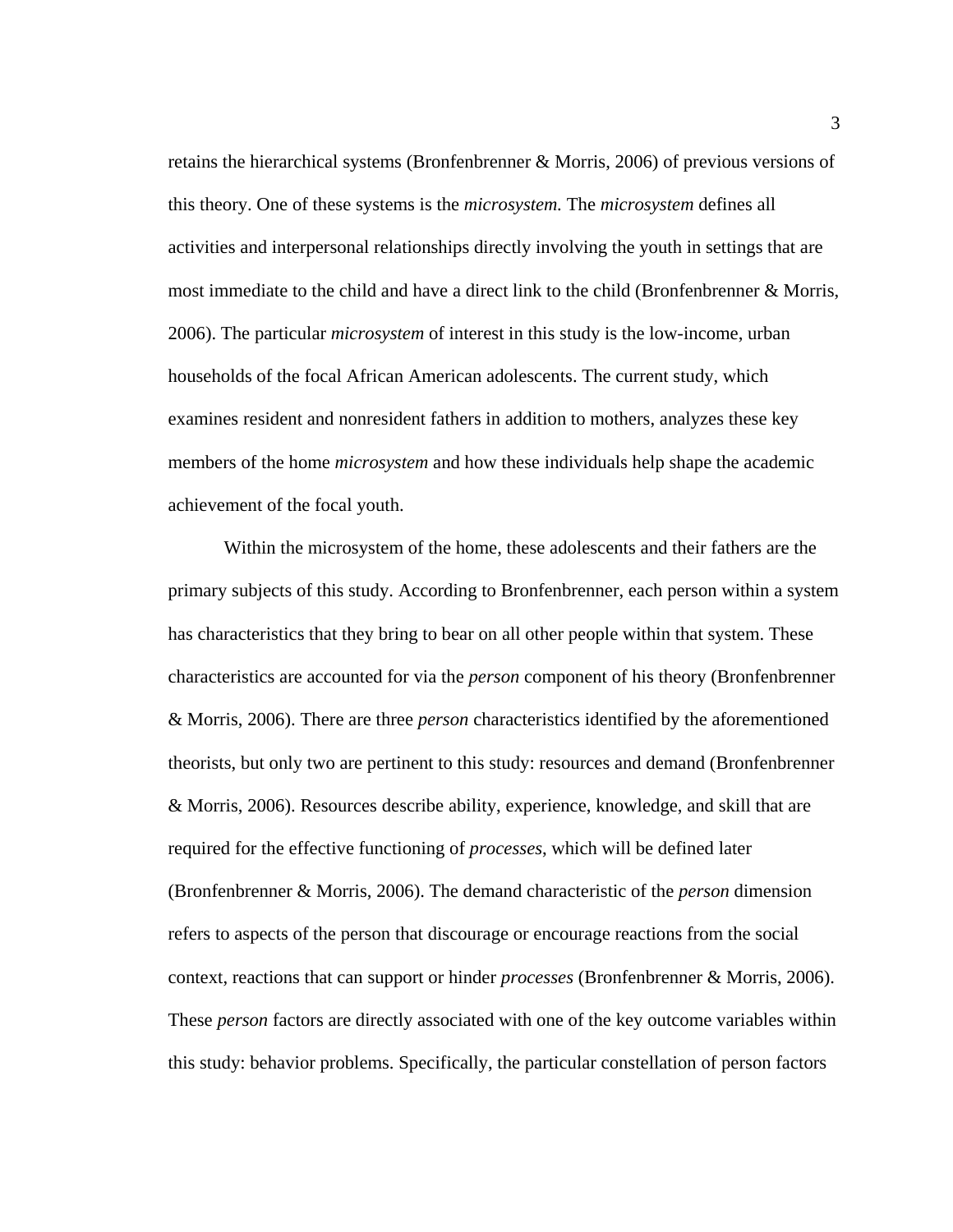retains the hierarchical systems (Bronfenbrenner & Morris, 2006) of previous versions of this theory. One of these systems is the *microsystem.* The *microsystem* defines all activities and interpersonal relationships directly involving the youth in settings that are most immediate to the child and have a direct link to the child (Bronfenbrenner & Morris, 2006). The particular *microsystem* of interest in this study is the low-income, urban households of the focal African American adolescents. The current study, which examines resident and nonresident fathers in addition to mothers, analyzes these key members of the home *microsystem* and how these individuals help shape the academic achievement of the focal youth.

Within the microsystem of the home, these adolescents and their fathers are the primary subjects of this study. According to Bronfenbrenner, each person within a system has characteristics that they bring to bear on all other people within that system. These characteristics are accounted for via the *person* component of his theory (Bronfenbrenner & Morris, 2006). There are three *person* characteristics identified by the aforementioned theorists, but only two are pertinent to this study: resources and demand (Bronfenbrenner & Morris, 2006). Resources describe ability, experience, knowledge, and skill that are required for the effective functioning of *processes*, which will be defined later (Bronfenbrenner & Morris, 2006). The demand characteristic of the *person* dimension refers to aspects of the person that discourage or encourage reactions from the social context, reactions that can support or hinder *processes* (Bronfenbrenner & Morris, 2006). These *person* factors are directly associated with one of the key outcome variables within this study: behavior problems. Specifically, the particular constellation of person factors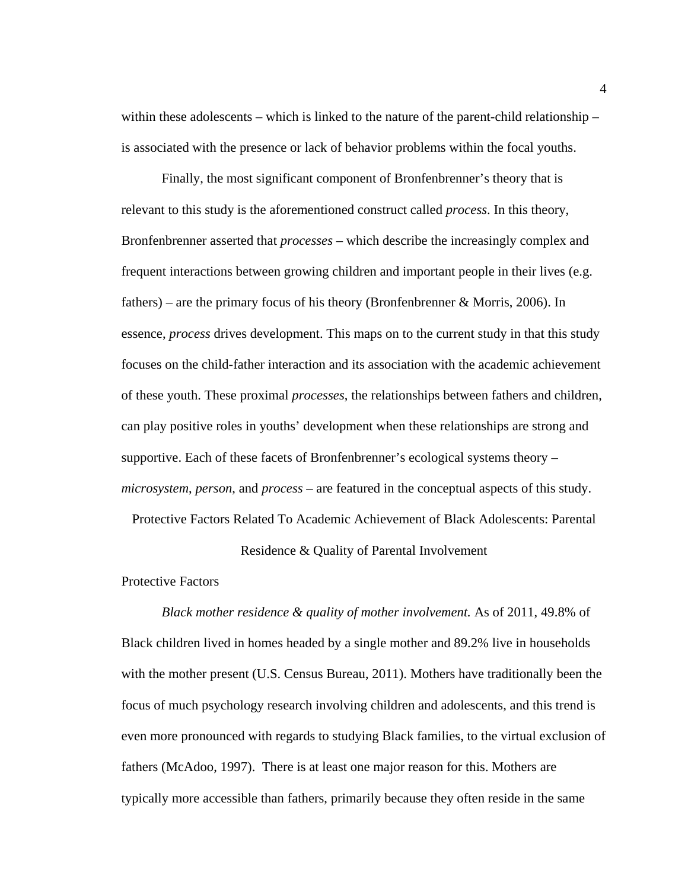within these adolescents – which is linked to the nature of the parent-child relationship – is associated with the presence or lack of behavior problems within the focal youths.

Finally, the most significant component of Bronfenbrenner's theory that is relevant to this study is the aforementioned construct called *process*. In this theory, Bronfenbrenner asserted that *processes* – which describe the increasingly complex and frequent interactions between growing children and important people in their lives (e.g. fathers) – are the primary focus of his theory (Bronfenbrenner & Morris, 2006). In essence, *process* drives development. This maps on to the current study in that this study focuses on the child-father interaction and its association with the academic achievement of these youth. These proximal *processes*, the relationships between fathers and children, can play positive roles in youths' development when these relationships are strong and supportive. Each of these facets of Bronfenbrenner's ecological systems theory – *microsystem*, *person*, and *process* – are featured in the conceptual aspects of this study.

## Protective Factors Related To Academic Achievement of Black Adolescents: Parental Residence & Quality of Parental Involvement

### Protective Factors

*Black mother residence & quality of mother involvement.* As of 2011, 49.8% of Black children lived in homes headed by a single mother and 89.2% live in households with the mother present (U.S. Census Bureau, 2011). Mothers have traditionally been the focus of much psychology research involving children and adolescents, and this trend is even more pronounced with regards to studying Black families, to the virtual exclusion of fathers (McAdoo, 1997). There is at least one major reason for this. Mothers are typically more accessible than fathers, primarily because they often reside in the same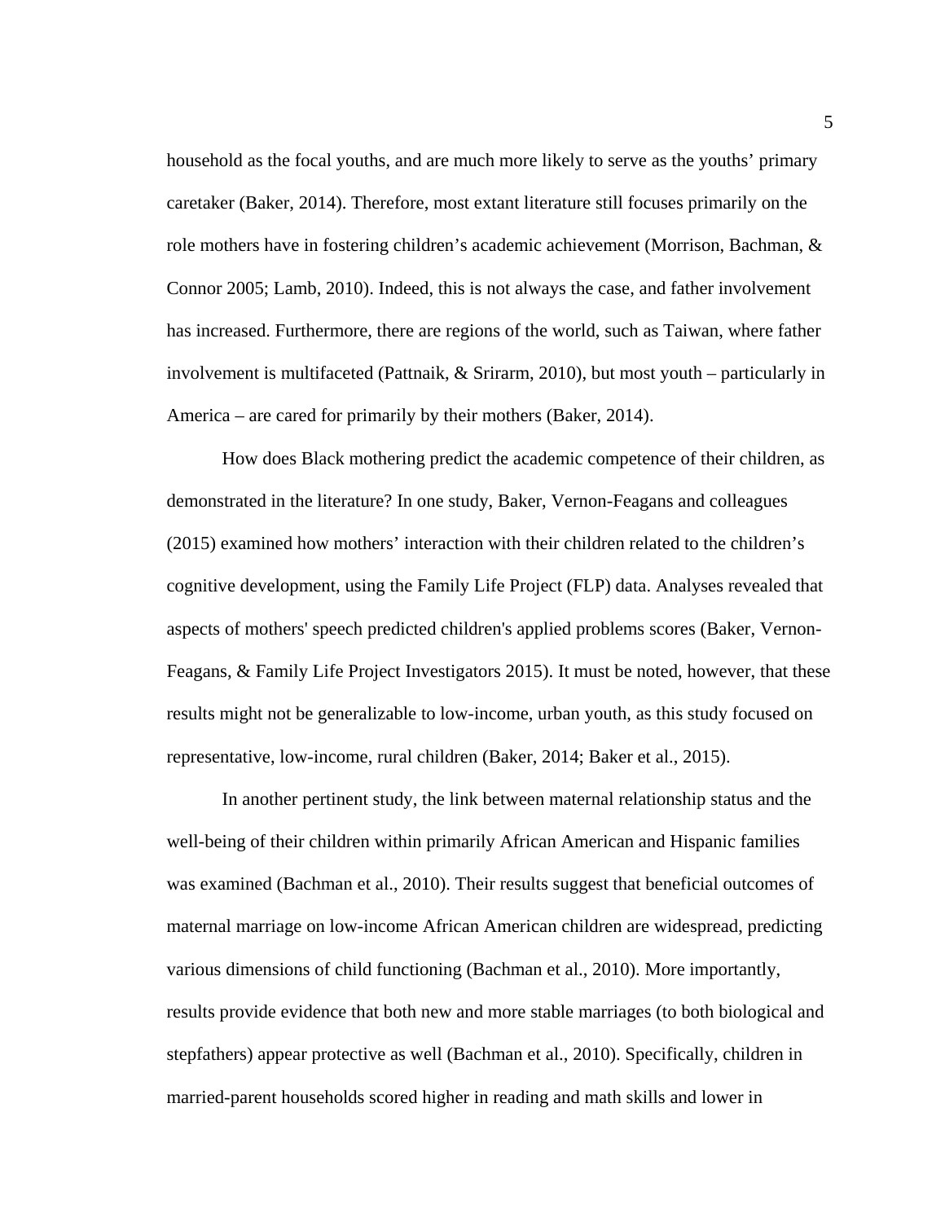household as the focal youths, and are much more likely to serve as the youths' primary caretaker (Baker, 2014). Therefore, most extant literature still focuses primarily on the role mothers have in fostering children's academic achievement (Morrison, Bachman, & Connor 2005; Lamb, 2010). Indeed, this is not always the case, and father involvement has increased. Furthermore, there are regions of the world, such as Taiwan, where father involvement is multifaceted (Pattnaik, & Srirarm, 2010), but most youth – particularly in America – are cared for primarily by their mothers (Baker, 2014).

How does Black mothering predict the academic competence of their children, as demonstrated in the literature? In one study, Baker, Vernon-Feagans and colleagues (2015) examined how mothers' interaction with their children related to the children's cognitive development, using the Family Life Project (FLP) data. Analyses revealed that aspects of mothers' speech predicted children's applied problems scores (Baker, Vernon-Feagans, & Family Life Project Investigators 2015). It must be noted, however, that these results might not be generalizable to low-income, urban youth, as this study focused on representative, low-income, rural children (Baker, 2014; Baker et al., 2015).

In another pertinent study, the link between maternal relationship status and the well-being of their children within primarily African American and Hispanic families was examined (Bachman et al., 2010). Their results suggest that beneficial outcomes of maternal marriage on low-income African American children are widespread, predicting various dimensions of child functioning (Bachman et al., 2010). More importantly, results provide evidence that both new and more stable marriages (to both biological and stepfathers) appear protective as well (Bachman et al., 2010). Specifically, children in married-parent households scored higher in reading and math skills and lower in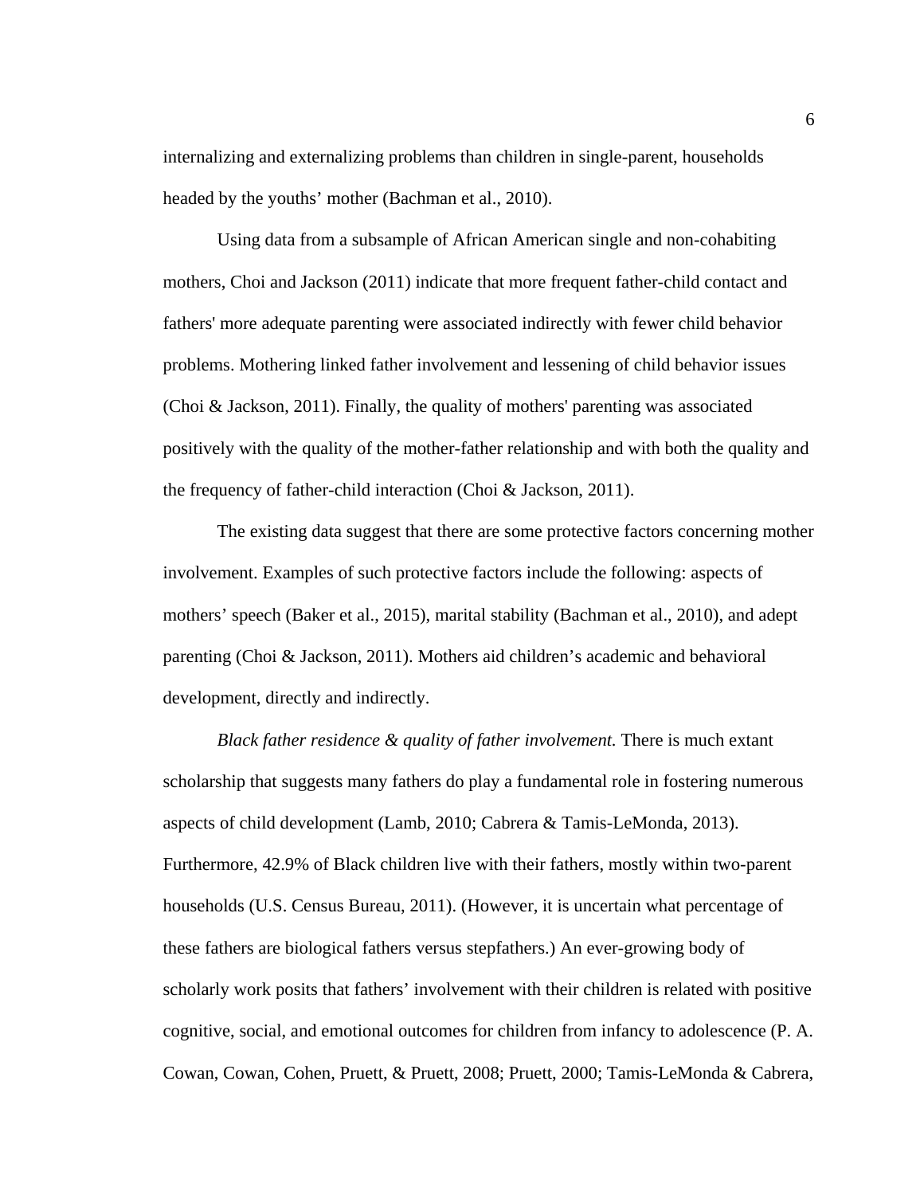internalizing and externalizing problems than children in single-parent, households headed by the youths' mother (Bachman et al., 2010).

Using data from a subsample of African American single and non-cohabiting mothers, Choi and Jackson (2011) indicate that more frequent father-child contact and fathers' more adequate parenting were associated indirectly with fewer child behavior problems. Mothering linked father involvement and lessening of child behavior issues (Choi & Jackson, 2011). Finally, the quality of mothers' parenting was associated positively with the quality of the mother-father relationship and with both the quality and the frequency of father-child interaction (Choi & Jackson, 2011).

The existing data suggest that there are some protective factors concerning mother involvement. Examples of such protective factors include the following: aspects of mothers' speech (Baker et al., 2015), marital stability (Bachman et al., 2010), and adept parenting (Choi & Jackson, 2011). Mothers aid children's academic and behavioral development, directly and indirectly.

*Black father residence & quality of father involvement.* There is much extant scholarship that suggests many fathers do play a fundamental role in fostering numerous aspects of child development (Lamb, 2010; Cabrera & Tamis-LeMonda, 2013). Furthermore, 42.9% of Black children live with their fathers, mostly within two-parent households (U.S. Census Bureau, 2011). (However, it is uncertain what percentage of these fathers are biological fathers versus stepfathers.) An ever-growing body of scholarly work posits that fathers' involvement with their children is related with positive cognitive, social, and emotional outcomes for children from infancy to adolescence (P. A. Cowan, Cowan, Cohen, Pruett, & Pruett, 2008; Pruett, 2000; Tamis-LeMonda & Cabrera,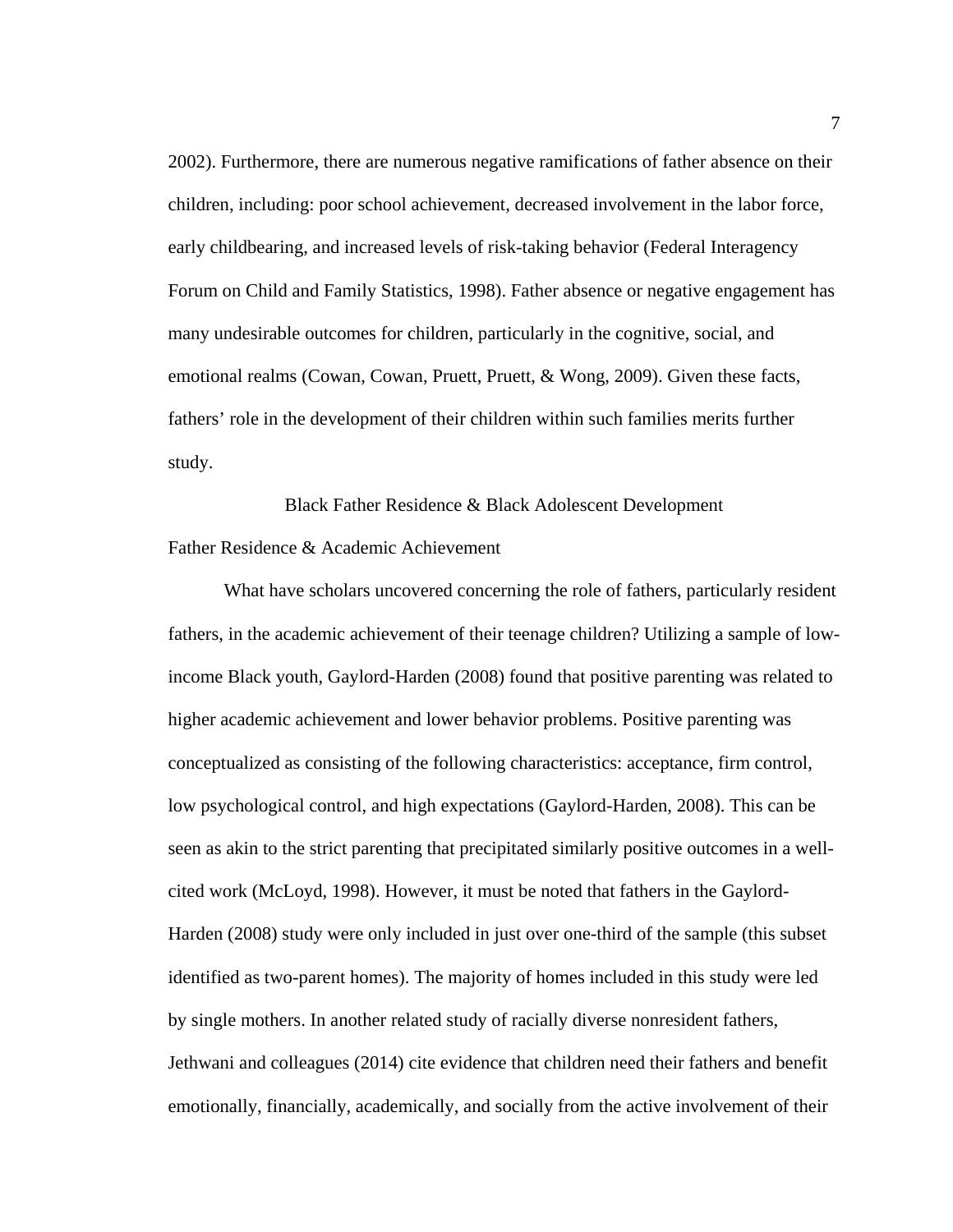2002). Furthermore, there are numerous negative ramifications of father absence on their children, including: poor school achievement, decreased involvement in the labor force, early childbearing, and increased levels of risk-taking behavior (Federal Interagency Forum on Child and Family Statistics, 1998). Father absence or negative engagement has many undesirable outcomes for children, particularly in the cognitive, social, and emotional realms (Cowan, Cowan, Pruett, Pruett, & Wong, 2009). Given these facts, fathers' role in the development of their children within such families merits further study.

## Black Father Residence & Black Adolescent Development

### Father Residence & Academic Achievement

What have scholars uncovered concerning the role of fathers, particularly resident fathers, in the academic achievement of their teenage children? Utilizing a sample of low-income Black youth, Gaylord-Harden (2008) found that positive parenting was related to higher academic achievement and lower behavior problems. Positive parenting was conceptualized as consisting of the following characteristics: acceptance, firm control, low psychological control, and high expectations (Gaylord-Harden, 2008). This can be seen as akin to the strict parenting that precipitated similarly positive outcomes in a well-cited work (McLoyd, 1998). However, it must be noted that fathers in the Gaylord-Harden (2008) study were only included in just over one-third of the sample (this subset identified as two-parent homes). The majority of homes included in this study were led by single mothers. In another related study of racially diverse nonresident fathers, Jethwani and colleagues (2014) cite evidence that children need their fathers and benefit emotionally, financially, academically, and socially from the active involvement of their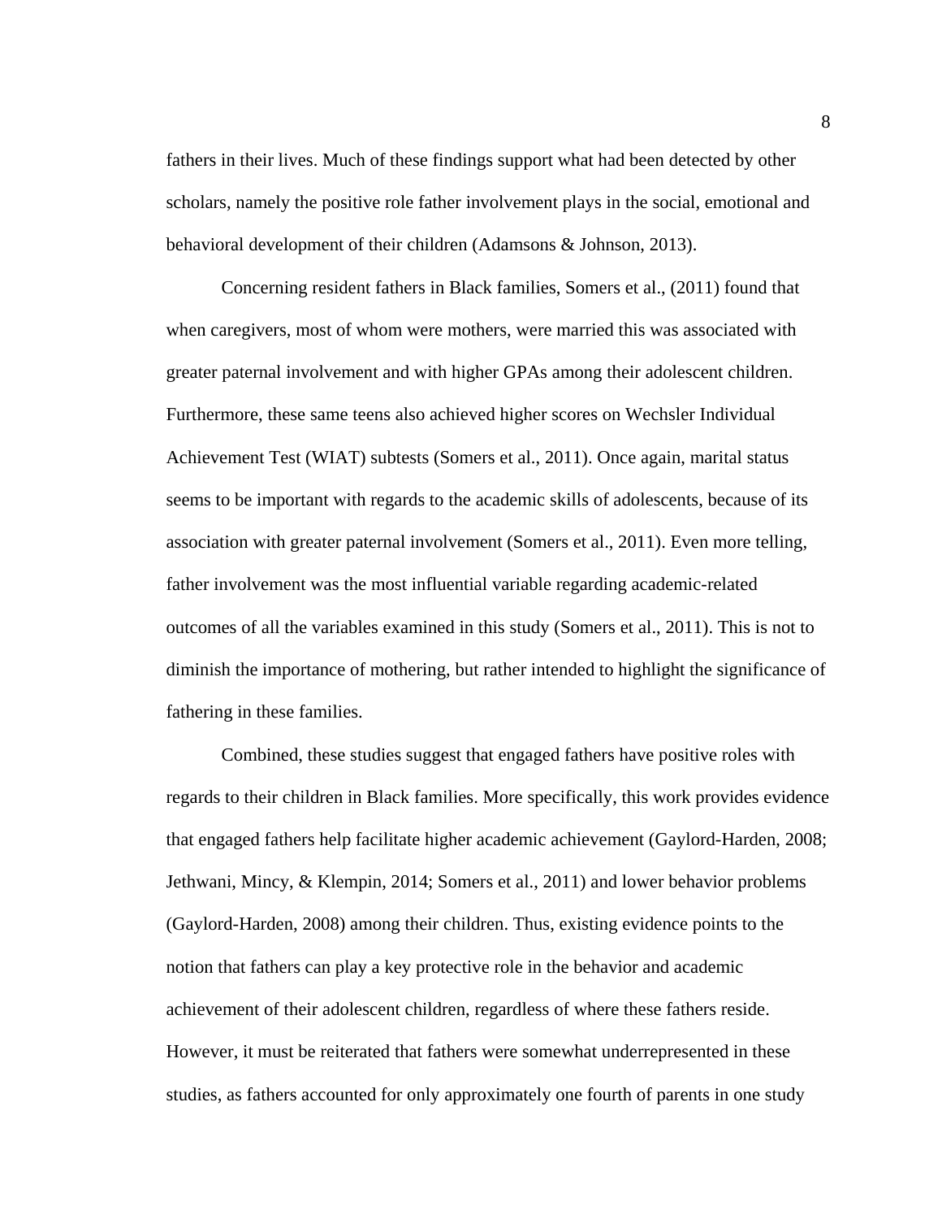fathers in their lives. Much of these findings support what had been detected by other scholars, namely the positive role father involvement plays in the social, emotional and behavioral development of their children (Adamsons & Johnson, 2013).

Concerning resident fathers in Black families, Somers et al., (2011) found that when caregivers, most of whom were mothers, were married this was associated with greater paternal involvement and with higher GPAs among their adolescent children. Furthermore, these same teens also achieved higher scores on Wechsler Individual Achievement Test (WIAT) subtests (Somers et al., 2011). Once again, marital status seems to be important with regards to the academic skills of adolescents, because of its association with greater paternal involvement (Somers et al., 2011). Even more telling, father involvement was the most influential variable regarding academic-related outcomes of all the variables examined in this study (Somers et al., 2011). This is not to diminish the importance of mothering, but rather intended to highlight the significance of fathering in these families.

Combined, these studies suggest that engaged fathers have positive roles with regards to their children in Black families. More specifically, this work provides evidence that engaged fathers help facilitate higher academic achievement (Gaylord-Harden, 2008; Jethwani, Mincy, & Klempin, 2014; Somers et al., 2011) and lower behavior problems (Gaylord-Harden, 2008) among their children. Thus, existing evidence points to the notion that fathers can play a key protective role in the behavior and academic achievement of their adolescent children, regardless of where these fathers reside. However, it must be reiterated that fathers were somewhat underrepresented in these studies, as fathers accounted for only approximately one fourth of parents in one study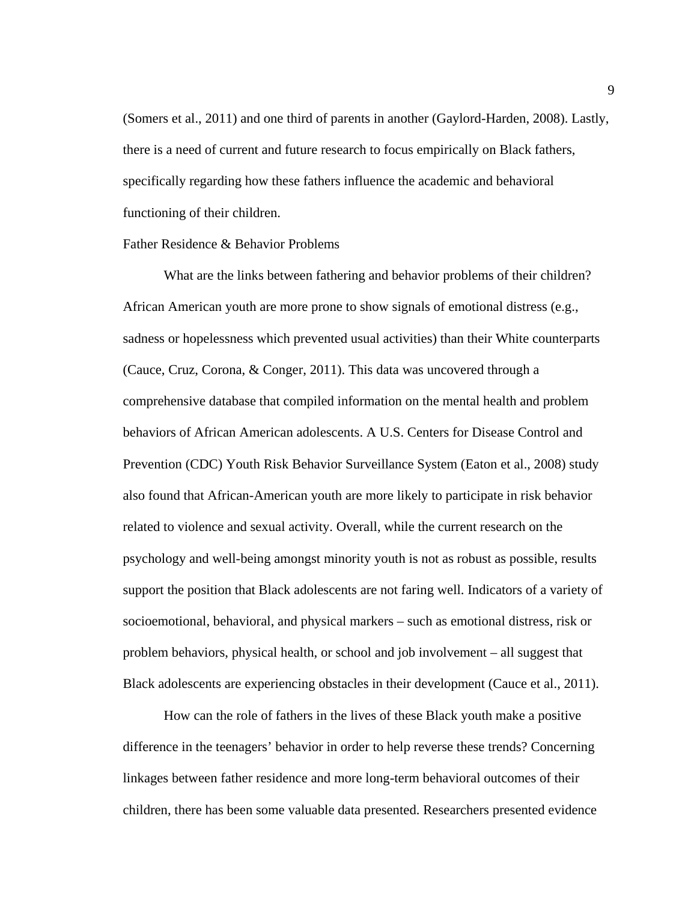(Somers et al., 2011) and one third of parents in another (Gaylord-Harden, 2008). Lastly, there is a need of current and future research to focus empirically on Black fathers, specifically regarding how these fathers influence the academic and behavioral functioning of their children.

## Father Residence & Behavior Problems

What are the links between fathering and behavior problems of their children? African American youth are more prone to show signals of emotional distress (e.g., sadness or hopelessness which prevented usual activities) than their White counterparts (Cauce, Cruz, Corona, & Conger, 2011). This data was uncovered through a comprehensive database that compiled information on the mental health and problem behaviors of African American adolescents. A U.S. Centers for Disease Control and Prevention (CDC) Youth Risk Behavior Surveillance System (Eaton et al., 2008) study also found that African-American youth are more likely to participate in risk behavior related to violence and sexual activity. Overall, while the current research on the psychology and well-being amongst minority youth is not as robust as possible, results support the position that Black adolescents are not faring well. Indicators of a variety of socioemotional, behavioral, and physical markers – such as emotional distress, risk or problem behaviors, physical health, or school and job involvement – all suggest that Black adolescents are experiencing obstacles in their development (Cauce et al., 2011).

How can the role of fathers in the lives of these Black youth make a positive difference in the teenagers' behavior in order to help reverse these trends? Concerning linkages between father residence and more long-term behavioral outcomes of their children, there has been some valuable data presented. Researchers presented evidence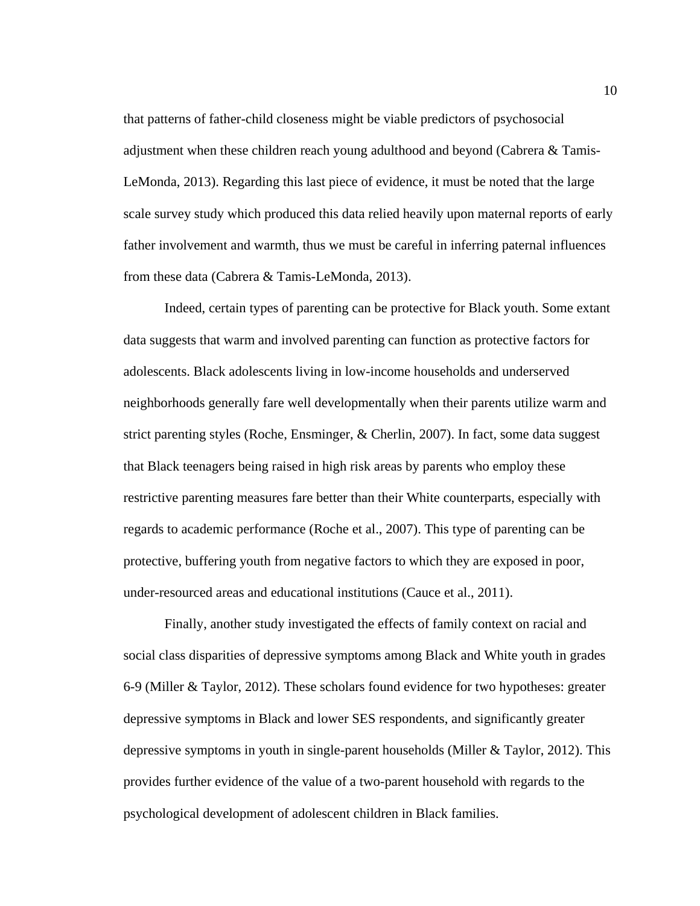that patterns of father-child closeness might be viable predictors of psychosocial adjustment when these children reach young adulthood and beyond (Cabrera & Tamis-LeMonda, 2013). Regarding this last piece of evidence, it must be noted that the large scale survey study which produced this data relied heavily upon maternal reports of early father involvement and warmth, thus we must be careful in inferring paternal influences from these data (Cabrera & Tamis-LeMonda, 2013).

Indeed, certain types of parenting can be protective for Black youth. Some extant data suggests that warm and involved parenting can function as protective factors for adolescents. Black adolescents living in low-income households and underserved neighborhoods generally fare well developmentally when their parents utilize warm and strict parenting styles (Roche, Ensminger, & Cherlin, 2007). In fact, some data suggest that Black teenagers being raised in high risk areas by parents who employ these restrictive parenting measures fare better than their White counterparts, especially with regards to academic performance (Roche et al., 2007). This type of parenting can be protective, buffering youth from negative factors to which they are exposed in poor, under-resourced areas and educational institutions (Cauce et al., 2011).

Finally, another study investigated the effects of family context on racial and social class disparities of depressive symptoms among Black and White youth in grades 6-9 (Miller & Taylor, 2012). These scholars found evidence for two hypotheses: greater depressive symptoms in Black and lower SES respondents, and significantly greater depressive symptoms in youth in single-parent households (Miller & Taylor, 2012). This provides further evidence of the value of a two-parent household with regards to the psychological development of adolescent children in Black families.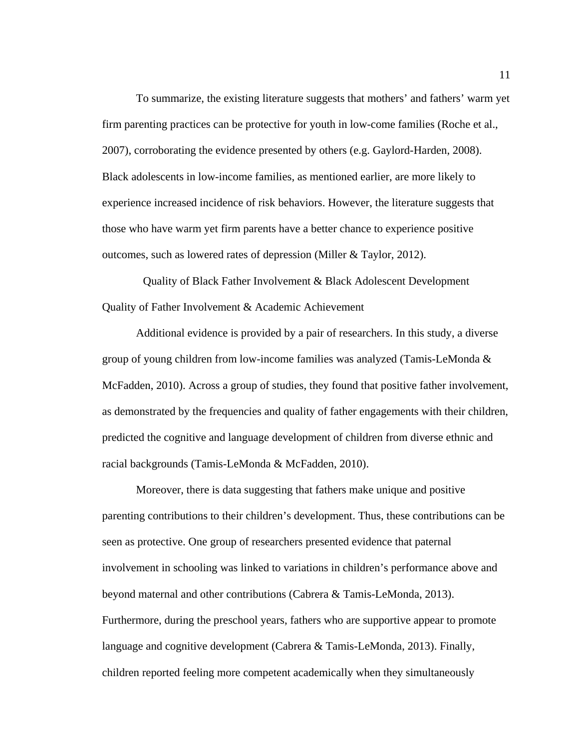To summarize, the existing literature suggests that mothers' and fathers' warm yet firm parenting practices can be protective for youth in low-come families (Roche et al., 2007), corroborating the evidence presented by others (e.g. Gaylord-Harden, 2008). Black adolescents in low-income families, as mentioned earlier, are more likely to experience increased incidence of risk behaviors. However, the literature suggests that those who have warm yet firm parents have a better chance to experience positive outcomes, such as lowered rates of depression (Miller & Taylor, 2012).

## Quality of Black Father Involvement & Black Adolescent Development

### Quality of Father Involvement & Academic Achievement

Additional evidence is provided by a pair of researchers. In this study, a diverse group of young children from low-income families was analyzed (Tamis-LeMonda & McFadden, 2010). Across a group of studies, they found that positive father involvement, as demonstrated by the frequencies and quality of father engagements with their children, predicted the cognitive and language development of children from diverse ethnic and racial backgrounds (Tamis-LeMonda & McFadden, 2010).

Moreover, there is data suggesting that fathers make unique and positive parenting contributions to their children's development. Thus, these contributions can be seen as protective. One group of researchers presented evidence that paternal involvement in schooling was linked to variations in children's performance above and beyond maternal and other contributions (Cabrera & Tamis-LeMonda, 2013). Furthermore, during the preschool years, fathers who are supportive appear to promote language and cognitive development (Cabrera & Tamis-LeMonda, 2013). Finally, children reported feeling more competent academically when they simultaneously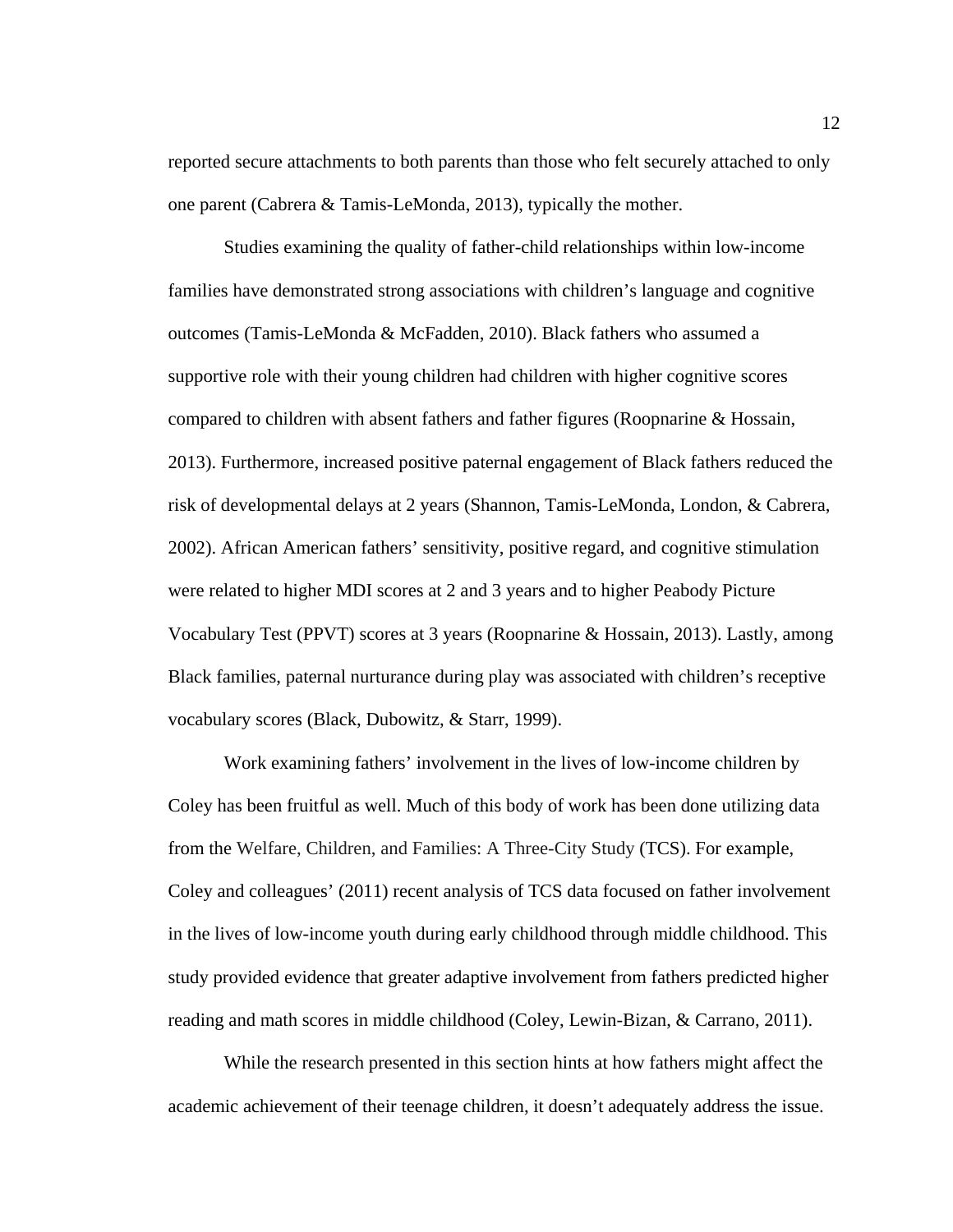reported secure attachments to both parents than those who felt securely attached to only one parent (Cabrera & Tamis-LeMonda, 2013), typically the mother.

Studies examining the quality of father-child relationships within low-income families have demonstrated strong associations with children's language and cognitive outcomes (Tamis-LeMonda & McFadden, 2010). Black fathers who assumed a supportive role with their young children had children with higher cognitive scores compared to children with absent fathers and father figures (Roopnarine & Hossain, 2013). Furthermore, increased positive paternal engagement of Black fathers reduced the risk of developmental delays at 2 years (Shannon, Tamis-LeMonda, London, & Cabrera, 2002). African American fathers' sensitivity, positive regard, and cognitive stimulation were related to higher MDI scores at 2 and 3 years and to higher Peabody Picture Vocabulary Test (PPVT) scores at 3 years (Roopnarine & Hossain, 2013). Lastly, among Black families, paternal nurturance during play was associated with children's receptive vocabulary scores (Black, Dubowitz, & Starr, 1999).

Work examining fathers' involvement in the lives of low-income children by Coley has been fruitful as well. Much of this body of work has been done utilizing data from the Welfare, Children, and Families: A Three-City Study (TCS). For example, Coley and colleagues' (2011) recent analysis of TCS data focused on father involvement in the lives of low-income youth during early childhood through middle childhood. This study provided evidence that greater adaptive involvement from fathers predicted higher reading and math scores in middle childhood (Coley, Lewin-Bizan, & Carrano, 2011).

While the research presented in this section hints at how fathers might affect the academic achievement of their teenage children, it doesn't adequately address the issue.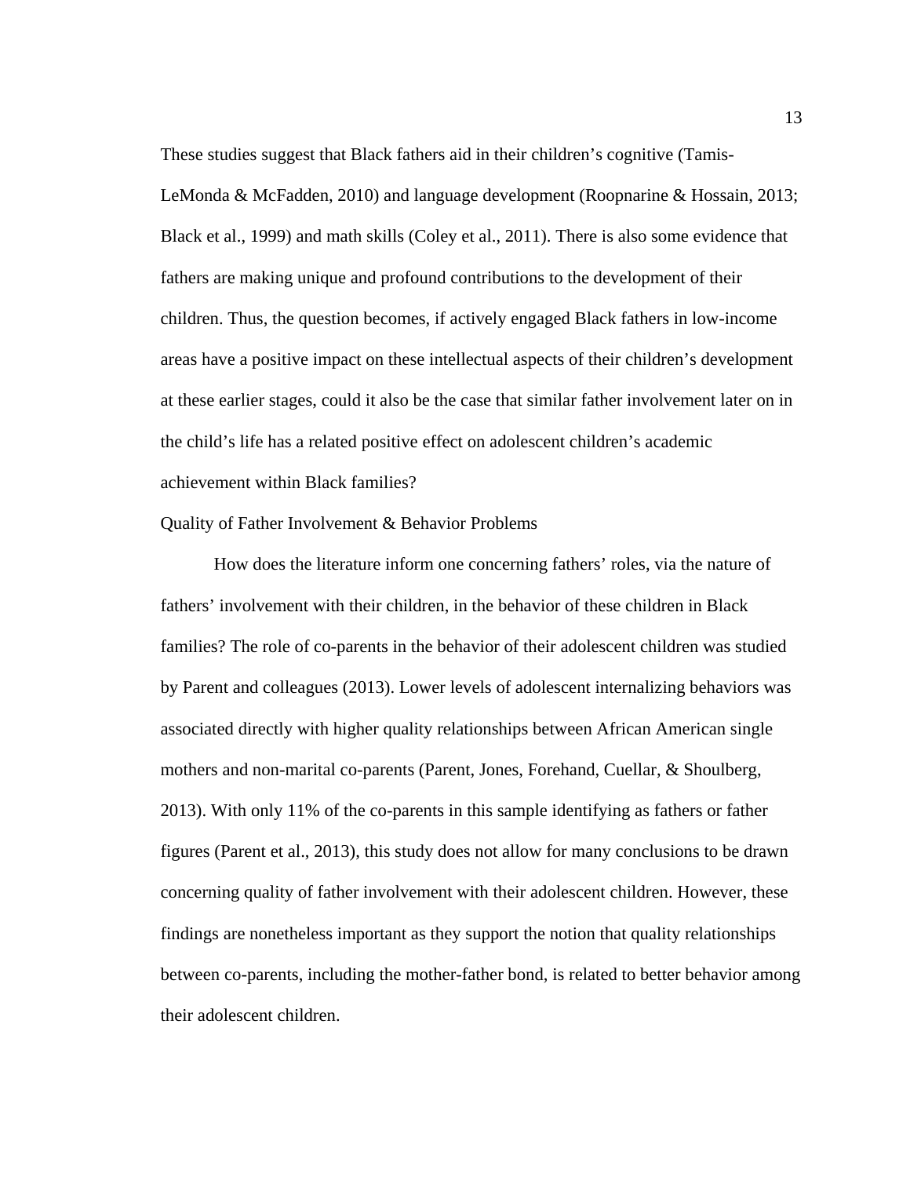These studies suggest that Black fathers aid in their children's cognitive (Tamis-LeMonda & McFadden, 2010) and language development (Roopnarine & Hossain, 2013; Black et al., 1999) and math skills (Coley et al., 2011). There is also some evidence that fathers are making unique and profound contributions to the development of their children. Thus, the question becomes, if actively engaged Black fathers in low-income areas have a positive impact on these intellectual aspects of their children's development at these earlier stages, could it also be the case that similar father involvement later on in the child's life has a related positive effect on adolescent children's academic achievement within Black families?

## Quality of Father Involvement & Behavior Problems

How does the literature inform one concerning fathers' roles, via the nature of fathers' involvement with their children, in the behavior of these children in Black families? The role of co-parents in the behavior of their adolescent children was studied by Parent and colleagues (2013). Lower levels of adolescent internalizing behaviors was associated directly with higher quality relationships between African American single mothers and non-marital co-parents (Parent, Jones, Forehand, Cuellar, & Shoulberg, 2013). With only 11% of the co-parents in this sample identifying as fathers or father figures (Parent et al., 2013), this study does not allow for many conclusions to be drawn concerning quality of father involvement with their adolescent children. However, these findings are nonetheless important as they support the notion that quality relationships between co-parents, including the mother-father bond, is related to better behavior among their adolescent children.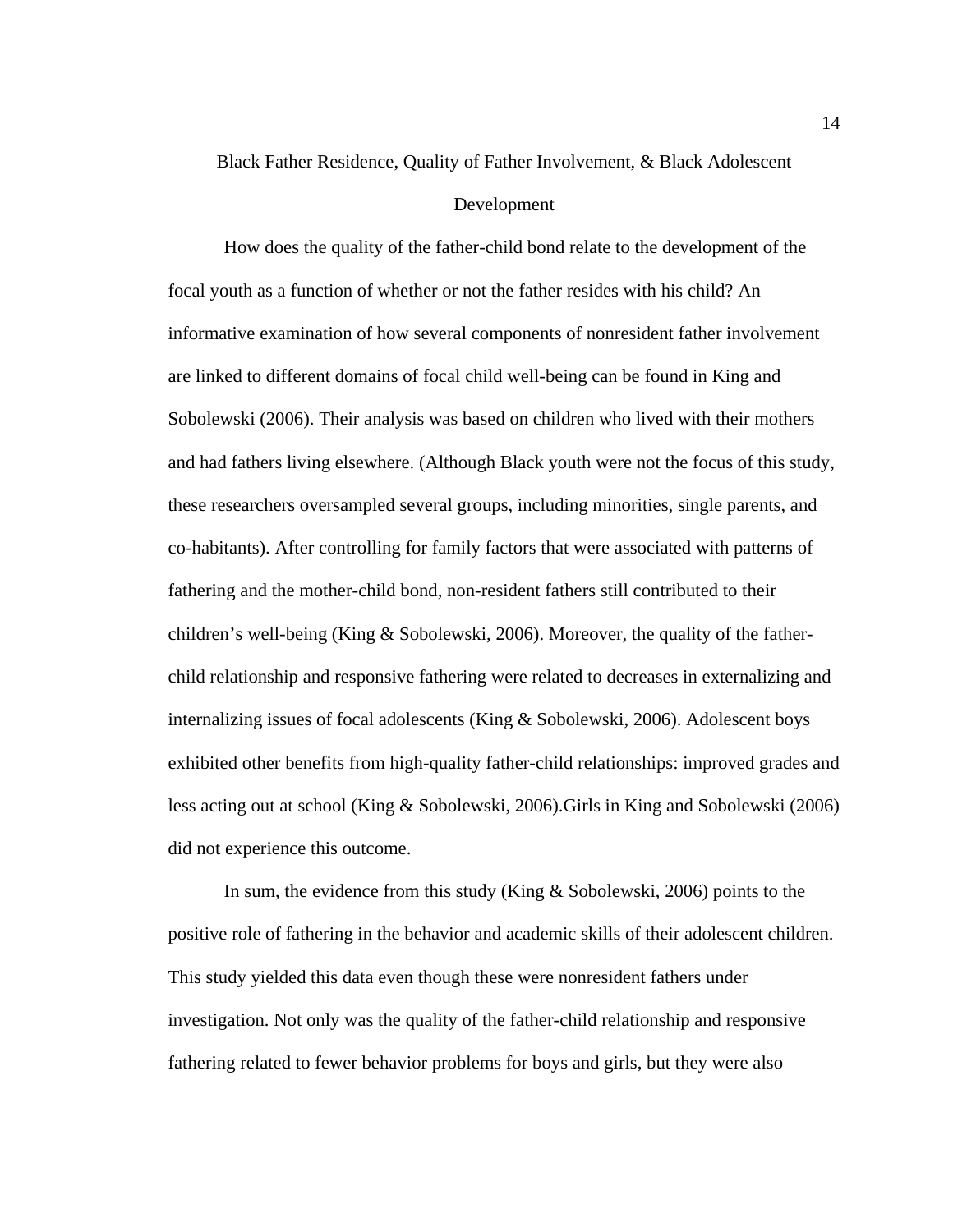## Black Father Residence, Quality of Father Involvement, & Black Adolescent Development

How does the quality of the father-child bond relate to the development of the focal youth as a function of whether or not the father resides with his child? An informative examination of how several components of nonresident father involvement are linked to different domains of focal child well-being can be found in King and Sobolewski (2006). Their analysis was based on children who lived with their mothers and had fathers living elsewhere. (Although Black youth were not the focus of this study, these researchers oversampled several groups, including minorities, single parents, and co-habitants). After controlling for family factors that were associated with patterns of fathering and the mother-child bond, non-resident fathers still contributed to their children's well-being (King & Sobolewski, 2006). Moreover, the quality of the father-child relationship and responsive fathering were related to decreases in externalizing and internalizing issues of focal adolescents (King & Sobolewski, 2006). Adolescent boys exhibited other benefits from high-quality father-child relationships: improved grades and less acting out at school (King & Sobolewski, 2006).Girls in King and Sobolewski (2006) did not experience this outcome.

In sum, the evidence from this study (King & Sobolewski, 2006) points to the positive role of fathering in the behavior and academic skills of their adolescent children. This study yielded this data even though these were nonresident fathers under investigation. Not only was the quality of the father-child relationship and responsive fathering related to fewer behavior problems for boys and girls, but they were also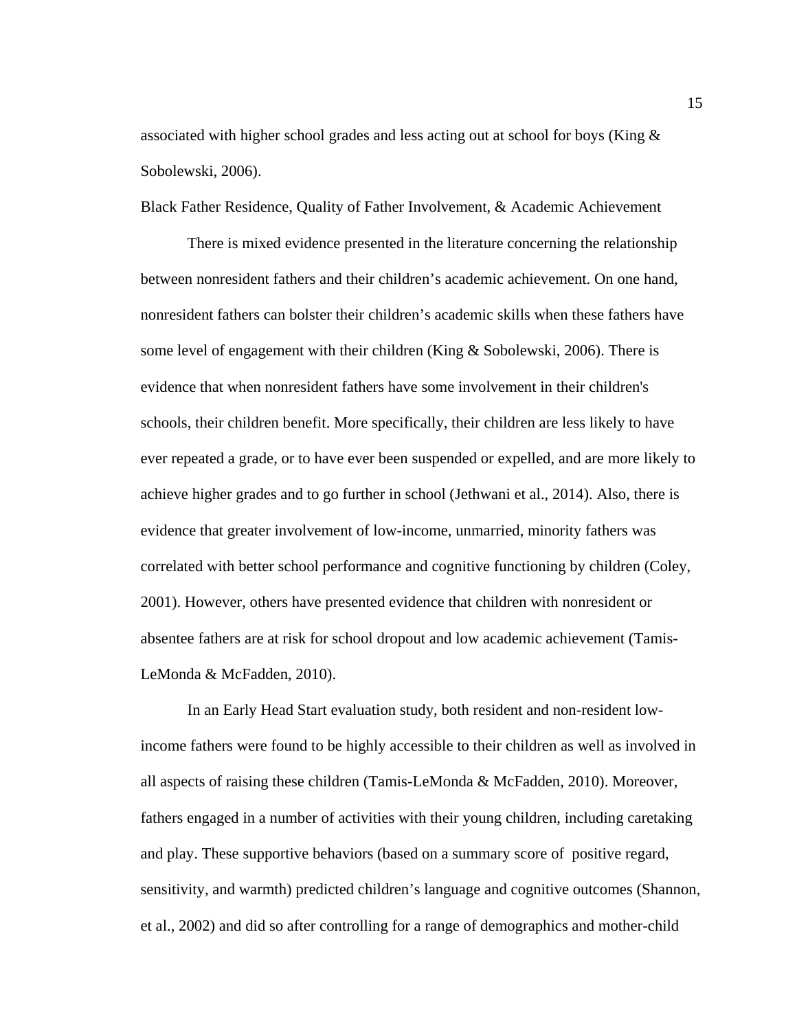associated with higher school grades and less acting out at school for boys (King & Sobolewski, 2006).

## Black Father Residence, Quality of Father Involvement, & Academic Achievement

There is mixed evidence presented in the literature concerning the relationship between nonresident fathers and their children's academic achievement. On one hand, nonresident fathers can bolster their children's academic skills when these fathers have some level of engagement with their children (King & Sobolewski, 2006). There is evidence that when nonresident fathers have some involvement in their children's schools, their children benefit. More specifically, their children are less likely to have ever repeated a grade, or to have ever been suspended or expelled, and are more likely to achieve higher grades and to go further in school (Jethwani et al., 2014). Also, there is evidence that greater involvement of low-income, unmarried, minority fathers was correlated with better school performance and cognitive functioning by children (Coley, 2001). However, others have presented evidence that children with nonresident or absentee fathers are at risk for school dropout and low academic achievement (Tamis-LeMonda & McFadden, 2010).

In an Early Head Start evaluation study, both resident and non-resident low-income fathers were found to be highly accessible to their children as well as involved in all aspects of raising these children (Tamis-LeMonda & McFadden, 2010). Moreover, fathers engaged in a number of activities with their young children, including caretaking and play. These supportive behaviors (based on a summary score of positive regard, sensitivity, and warmth) predicted children's language and cognitive outcomes (Shannon, et al., 2002) and did so after controlling for a range of demographics and mother-child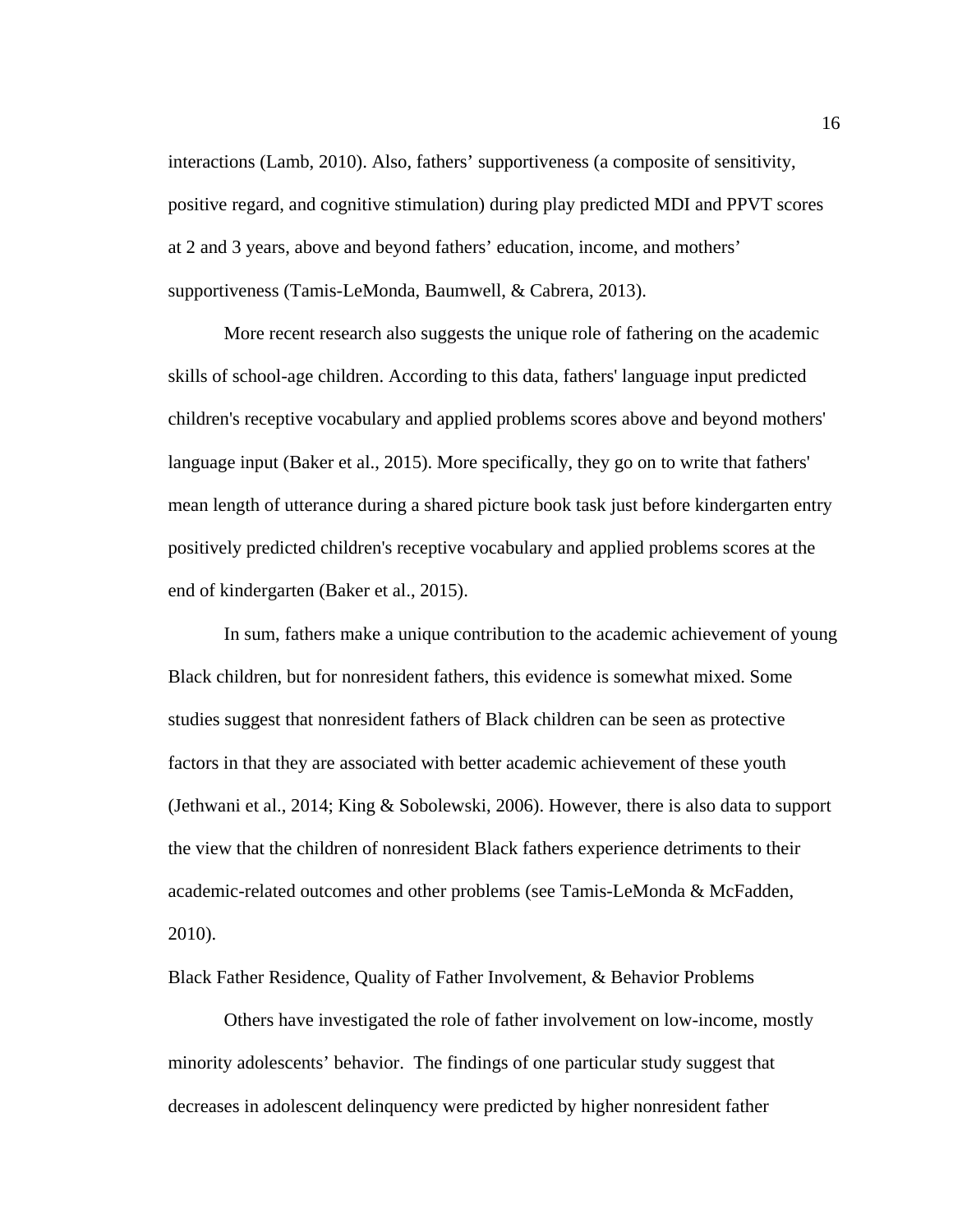interactions (Lamb, 2010). Also, fathers' supportiveness (a composite of sensitivity, positive regard, and cognitive stimulation) during play predicted MDI and PPVT scores at 2 and 3 years, above and beyond fathers' education, income, and mothers' supportiveness (Tamis-LeMonda, Baumwell, & Cabrera, 2013).

More recent research also suggests the unique role of fathering on the academic skills of school-age children. According to this data, fathers' language input predicted children's receptive vocabulary and applied problems scores above and beyond mothers' language input (Baker et al., 2015). More specifically, they go on to write that fathers' mean length of utterance during a shared picture book task just before kindergarten entry positively predicted children's receptive vocabulary and applied problems scores at the end of kindergarten (Baker et al., 2015).

In sum, fathers make a unique contribution to the academic achievement of young Black children, but for nonresident fathers, this evidence is somewhat mixed. Some studies suggest that nonresident fathers of Black children can be seen as protective factors in that they are associated with better academic achievement of these youth (Jethwani et al., 2014; King & Sobolewski, 2006). However, there is also data to support the view that the children of nonresident Black fathers experience detriments to their academic-related outcomes and other problems (see Tamis-LeMonda & McFadden, 2010).

## Black Father Residence, Quality of Father Involvement, & Behavior Problems

Others have investigated the role of father involvement on low-income, mostly minority adolescents' behavior. The findings of one particular study suggest that decreases in adolescent delinquency were predicted by higher nonresident father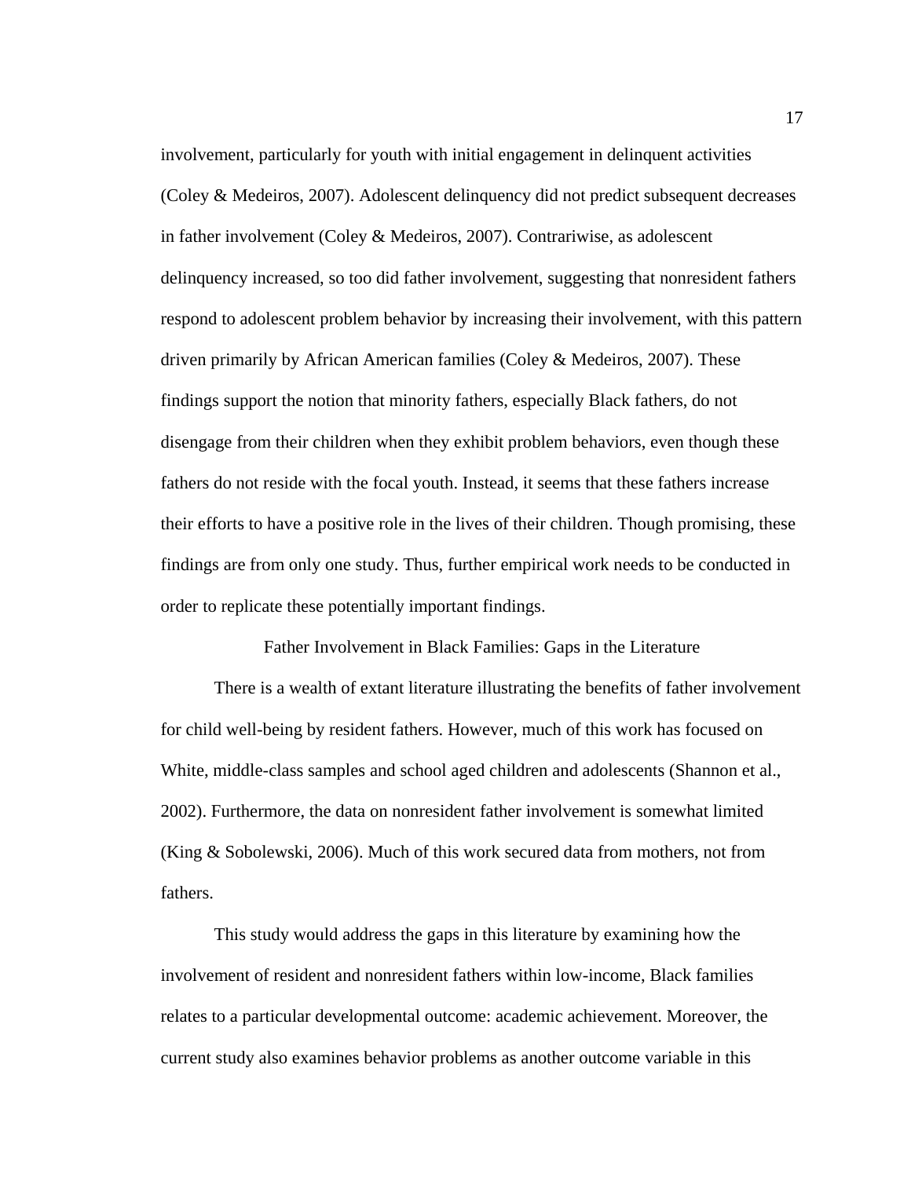involvement, particularly for youth with initial engagement in delinquent activities (Coley & Medeiros, 2007). Adolescent delinquency did not predict subsequent decreases in father involvement (Coley & Medeiros, 2007). Contrariwise, as adolescent delinquency increased, so too did father involvement, suggesting that nonresident fathers respond to adolescent problem behavior by increasing their involvement, with this pattern driven primarily by African American families (Coley & Medeiros, 2007). These findings support the notion that minority fathers, especially Black fathers, do not disengage from their children when they exhibit problem behaviors, even though these fathers do not reside with the focal youth. Instead, it seems that these fathers increase their efforts to have a positive role in the lives of their children. Though promising, these findings are from only one study. Thus, further empirical work needs to be conducted in order to replicate these potentially important findings.

## Father Involvement in Black Families: Gaps in the Literature

There is a wealth of extant literature illustrating the benefits of father involvement for child well-being by resident fathers. However, much of this work has focused on White, middle-class samples and school aged children and adolescents (Shannon et al., 2002). Furthermore, the data on nonresident father involvement is somewhat limited (King & Sobolewski, 2006). Much of this work secured data from mothers, not from fathers.

This study would address the gaps in this literature by examining how the involvement of resident and nonresident fathers within low-income, Black families relates to a particular developmental outcome: academic achievement. Moreover, the current study also examines behavior problems as another outcome variable in this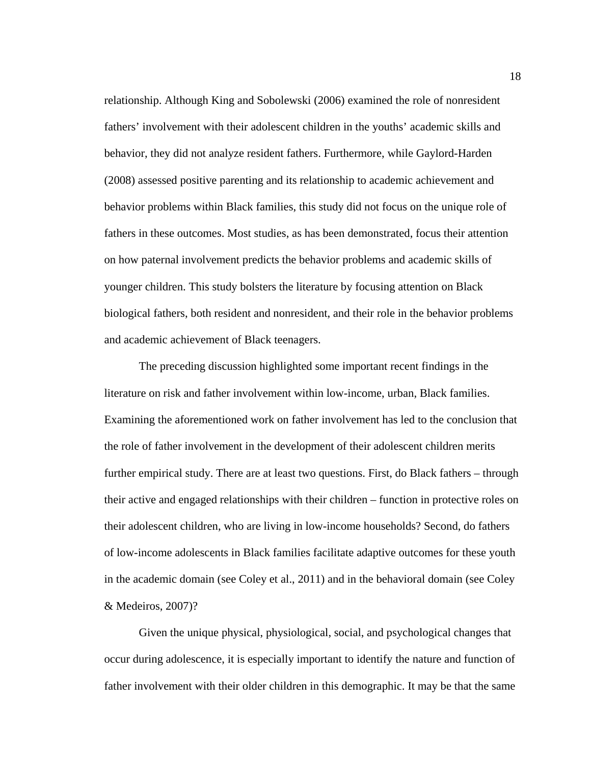relationship. Although King and Sobolewski (2006) examined the role of nonresident fathers' involvement with their adolescent children in the youths' academic skills and behavior, they did not analyze resident fathers. Furthermore, while Gaylord-Harden (2008) assessed positive parenting and its relationship to academic achievement and behavior problems within Black families, this study did not focus on the unique role of fathers in these outcomes. Most studies, as has been demonstrated, focus their attention on how paternal involvement predicts the behavior problems and academic skills of younger children. This study bolsters the literature by focusing attention on Black biological fathers, both resident and nonresident, and their role in the behavior problems and academic achievement of Black teenagers.

The preceding discussion highlighted some important recent findings in the literature on risk and father involvement within low-income, urban, Black families. Examining the aforementioned work on father involvement has led to the conclusion that the role of father involvement in the development of their adolescent children merits further empirical study. There are at least two questions. First, do Black fathers – through their active and engaged relationships with their children – function in protective roles on their adolescent children, who are living in low-income households? Second, do fathers of low-income adolescents in Black families facilitate adaptive outcomes for these youth in the academic domain (see Coley et al., 2011) and in the behavioral domain (see Coley & Medeiros, 2007)?

Given the unique physical, physiological, social, and psychological changes that occur during adolescence, it is especially important to identify the nature and function of father involvement with their older children in this demographic. It may be that the same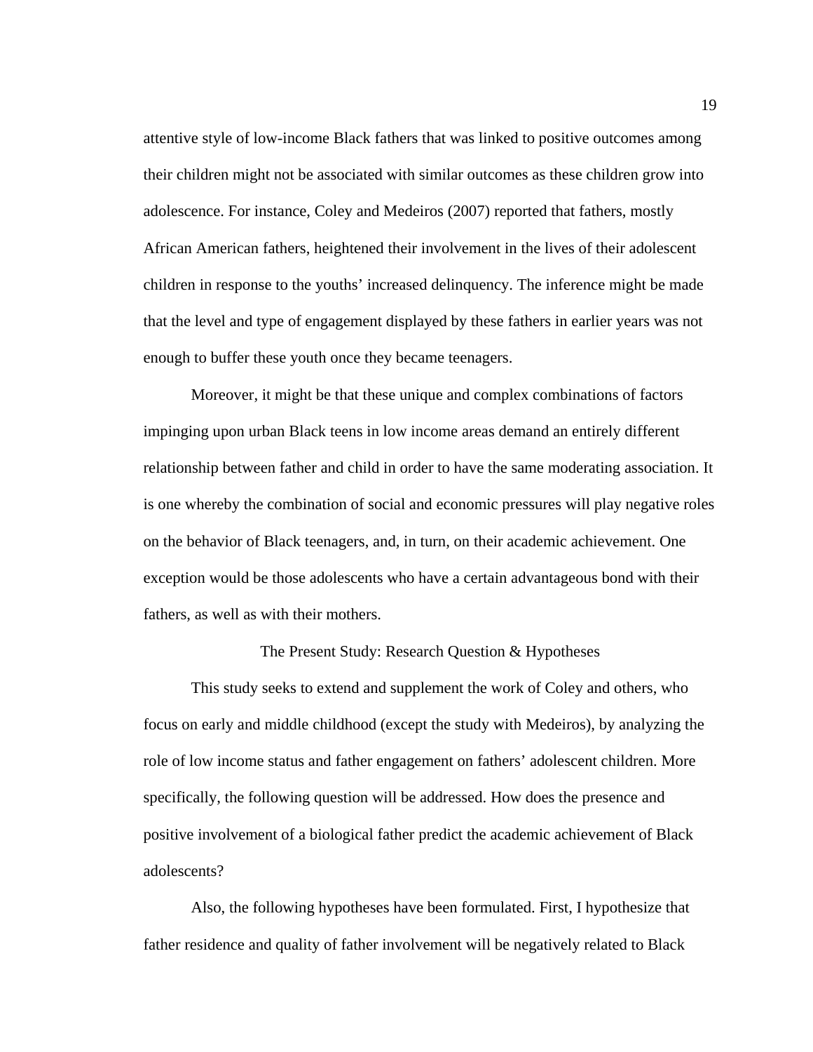attentive style of low-income Black fathers that was linked to positive outcomes among their children might not be associated with similar outcomes as these children grow into adolescence. For instance, Coley and Medeiros (2007) reported that fathers, mostly African American fathers, heightened their involvement in the lives of their adolescent children in response to the youths' increased delinquency. The inference might be made that the level and type of engagement displayed by these fathers in earlier years was not enough to buffer these youth once they became teenagers.

Moreover, it might be that these unique and complex combinations of factors impinging upon urban Black teens in low income areas demand an entirely different relationship between father and child in order to have the same moderating association. It is one whereby the combination of social and economic pressures will play negative roles on the behavior of Black teenagers, and, in turn, on their academic achievement. One exception would be those adolescents who have a certain advantageous bond with their fathers, as well as with their mothers.

## The Present Study: Research Question & Hypotheses

This study seeks to extend and supplement the work of Coley and others, who focus on early and middle childhood (except the study with Medeiros), by analyzing the role of low income status and father engagement on fathers' adolescent children. More specifically, the following question will be addressed. How does the presence and positive involvement of a biological father predict the academic achievement of Black adolescents?

Also, the following hypotheses have been formulated. First, I hypothesize that father residence and quality of father involvement will be negatively related to Black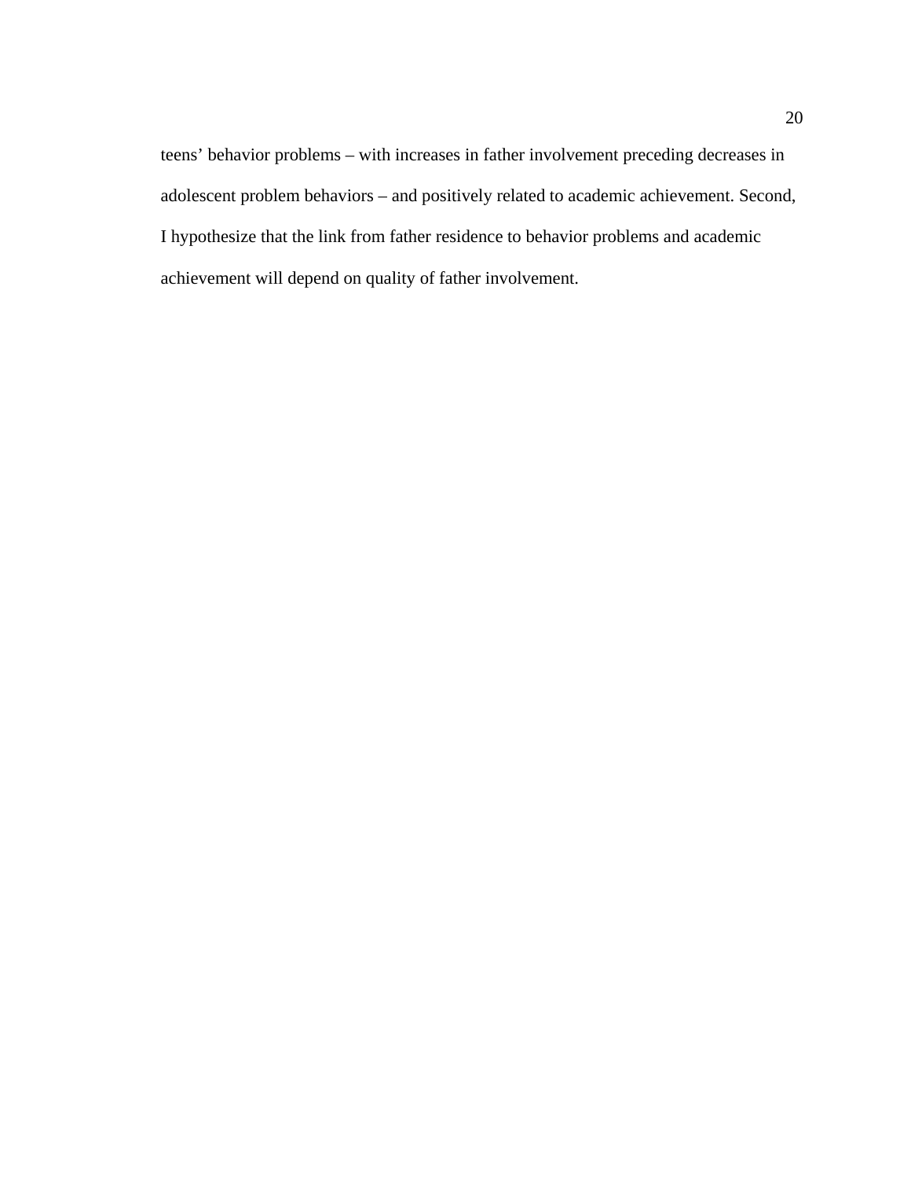teens' behavior problems – with increases in father involvement preceding decreases in adolescent problem behaviors – and positively related to academic achievement. Second, I hypothesize that the link from father residence to behavior problems and academic achievement will depend on quality of father involvement.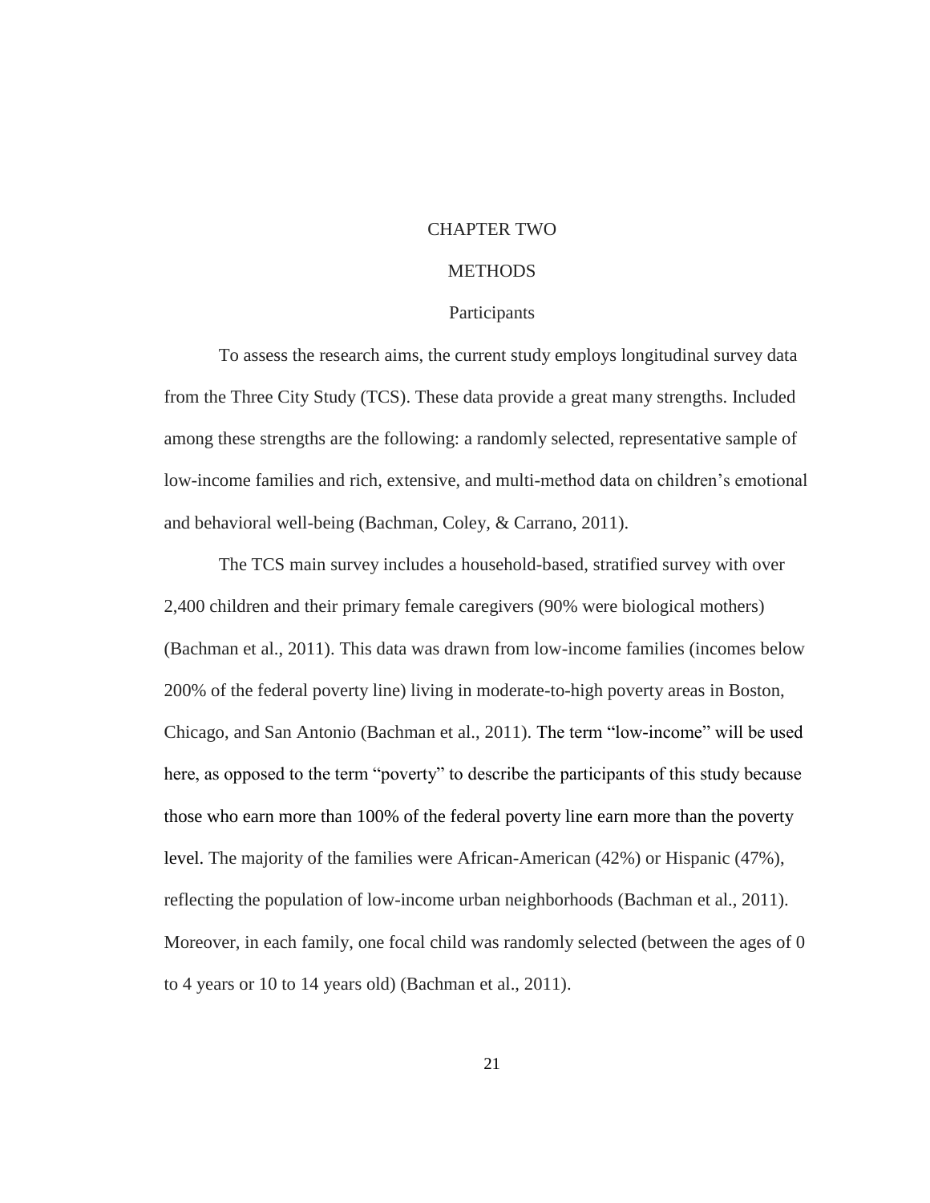# CHAPTER TWO

# METHODS

## Participants

To assess the research aims, the current study employs longitudinal survey data from the Three City Study (TCS). These data provide a great many strengths. Included among these strengths are the following: a randomly selected, representative sample of low-income families and rich, extensive, and multi-method data on children's emotional and behavioral well-being (Bachman, Coley, & Carrano, 2011).

The TCS main survey includes a household-based, stratified survey with over 2,400 children and their primary female caregivers (90% were biological mothers) (Bachman et al., 2011). This data was drawn from low-income families (incomes below 200% of the federal poverty line) living in moderate-to-high poverty areas in Boston, Chicago, and San Antonio (Bachman et al., 2011). The term "low-income" will be used here, as opposed to the term "poverty" to describe the participants of this study because those who earn more than 100% of the federal poverty line earn more than the poverty level. The majority of the families were African-American (42%) or Hispanic (47%), reflecting the population of low-income urban neighborhoods (Bachman et al., 2011). Moreover, in each family, one focal child was randomly selected (between the ages of 0 to 4 years or 10 to 14 years old) (Bachman et al., 2011).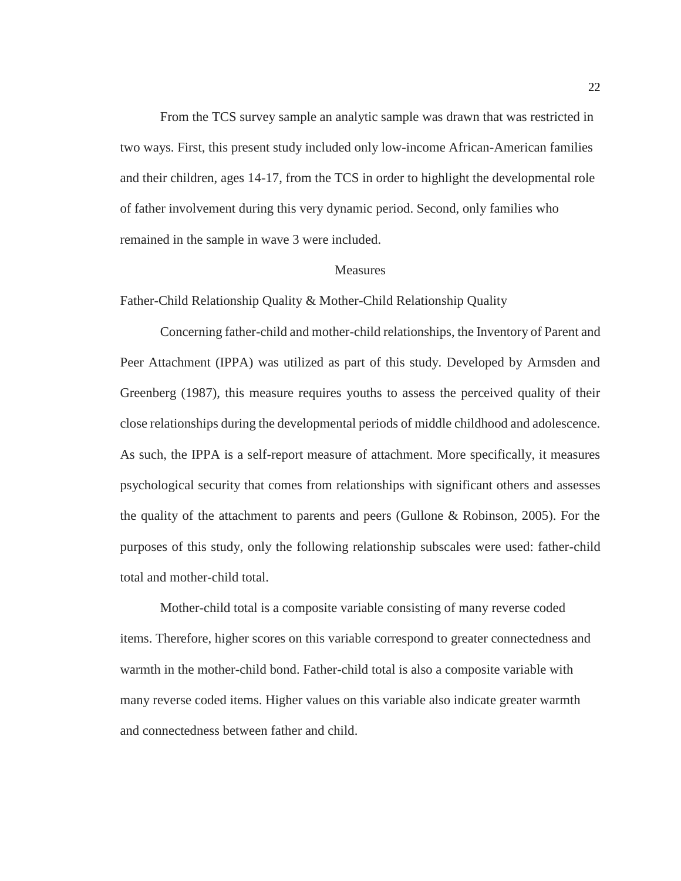From the TCS survey sample an analytic sample was drawn that was restricted in two ways. First, this present study included only low-income African-American families and their children, ages 14-17, from the TCS in order to highlight the developmental role of father involvement during this very dynamic period. Second, only families who remained in the sample in wave 3 were included.

## Measures

### Father-Child Relationship Quality & Mother-Child Relationship Quality

Concerning father-child and mother-child relationships, the Inventory of Parent and Peer Attachment (IPPA) was utilized as part of this study. Developed by Armsden and Greenberg (1987), this measure requires youths to assess the perceived quality of their close relationships during the developmental periods of middle childhood and adolescence. As such, the IPPA is a self-report measure of attachment. More specifically, it measures psychological security that comes from relationships with significant others and assesses the quality of the attachment to parents and peers (Gullone & Robinson, 2005). For the purposes of this study, only the following relationship subscales were used: father-child total and mother-child total.

Mother-child total is a composite variable consisting of many reverse coded items. Therefore, higher scores on this variable correspond to greater connectedness and warmth in the mother-child bond. Father-child total is also a composite variable with many reverse coded items. Higher values on this variable also indicate greater warmth and connectedness between father and child.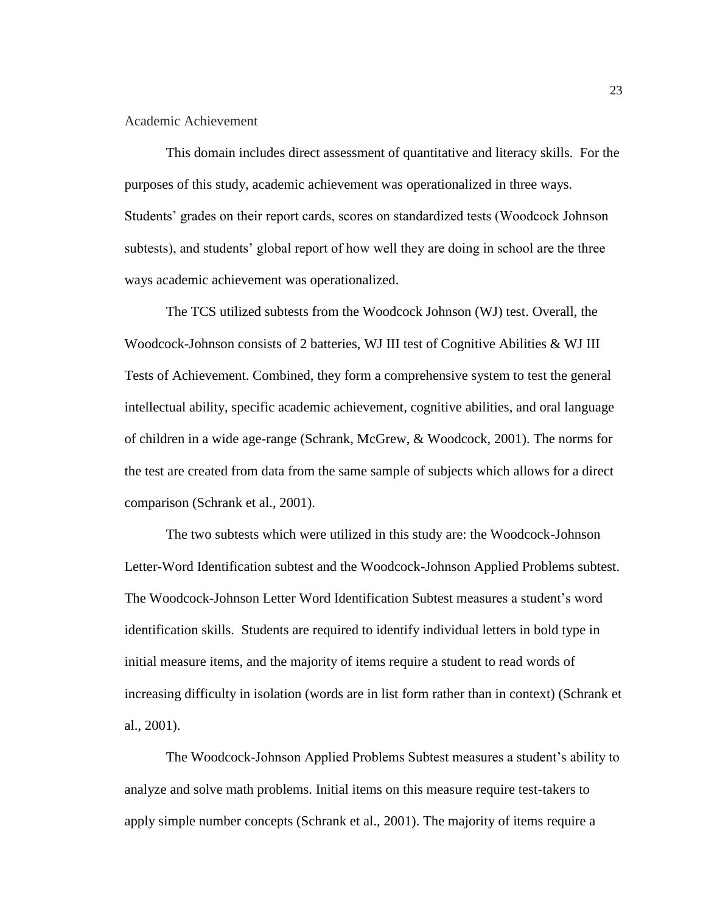### Academic Achievement

This domain includes direct assessment of quantitative and literacy skills. For the purposes of this study, academic achievement was operationalized in three ways. Students' grades on their report cards, scores on standardized tests (Woodcock Johnson subtests), and students' global report of how well they are doing in school are the three ways academic achievement was operationalized.

The TCS utilized subtests from the Woodcock Johnson (WJ) test. Overall, the Woodcock-Johnson consists of 2 batteries, WJ III test of Cognitive Abilities & WJ III Tests of Achievement. Combined, they form a comprehensive system to test the general intellectual ability, specific academic achievement, cognitive abilities, and oral language of children in a wide age-range (Schrank, McGrew, & Woodcock, 2001). The norms for the test are created from data from the same sample of subjects which allows for a direct comparison (Schrank et al., 2001).

The two subtests which were utilized in this study are: the Woodcock-Johnson Letter-Word Identification subtest and the Woodcock-Johnson Applied Problems subtest. The Woodcock-Johnson Letter Word Identification Subtest measures a student's word identification skills. Students are required to identify individual letters in bold type in initial measure items, and the majority of items require a student to read words of increasing difficulty in isolation (words are in list form rather than in context) (Schrank et al., 2001).

The Woodcock-Johnson Applied Problems Subtest measures a student's ability to analyze and solve math problems. Initial items on this measure require test-takers to apply simple number concepts (Schrank et al., 2001). The majority of items require a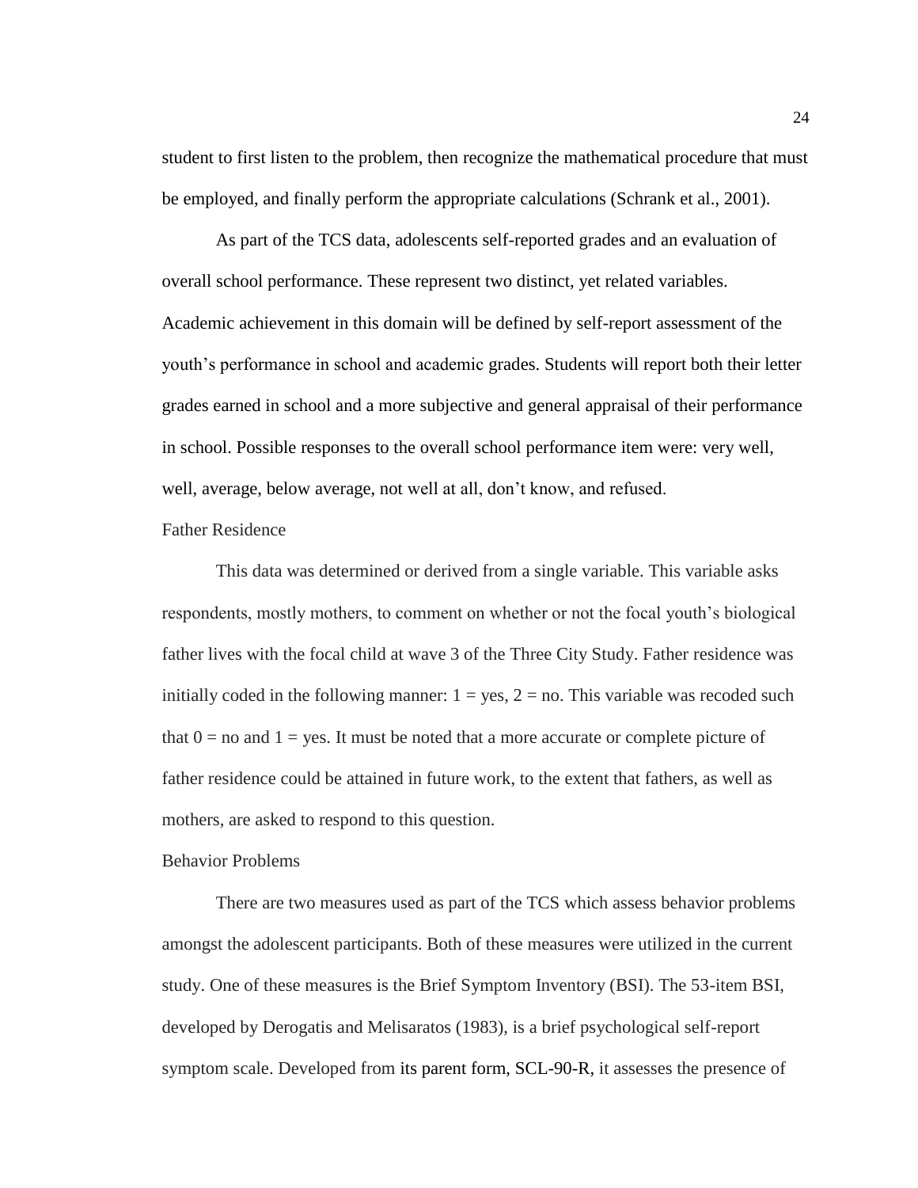student to first listen to the problem, then recognize the mathematical procedure that must be employed, and finally perform the appropriate calculations (Schrank et al., 2001).

As part of the TCS data, adolescents self-reported grades and an evaluation of overall school performance. These represent two distinct, yet related variables. Academic achievement in this domain will be defined by self-report assessment of the youth's performance in school and academic grades. Students will report both their letter grades earned in school and a more subjective and general appraisal of their performance in school. Possible responses to the overall school performance item were: very well, well, average, below average, not well at all, don't know, and refused.

### Father Residence

This data was determined or derived from a single variable. This variable asks respondents, mostly mothers, to comment on whether or not the focal youth's biological father lives with the focal child at wave 3 of the Three City Study. Father residence was initially coded in the following manner: 1 = yes, 2 = no. This variable was recoded such that 0 = no and 1 = yes. It must be noted that a more accurate or complete picture of father residence could be attained in future work, to the extent that fathers, as well as mothers, are asked to respond to this question.

### Behavior Problems

There are two measures used as part of the TCS which assess behavior problems amongst the adolescent participants. Both of these measures were utilized in the current study. One of these measures is the Brief Symptom Inventory (BSI). The 53-item BSI, developed by Derogatis and Melisaratos (1983), is a brief psychological self-report symptom scale. Developed from its parent form, SCL-90-R, it assesses the presence of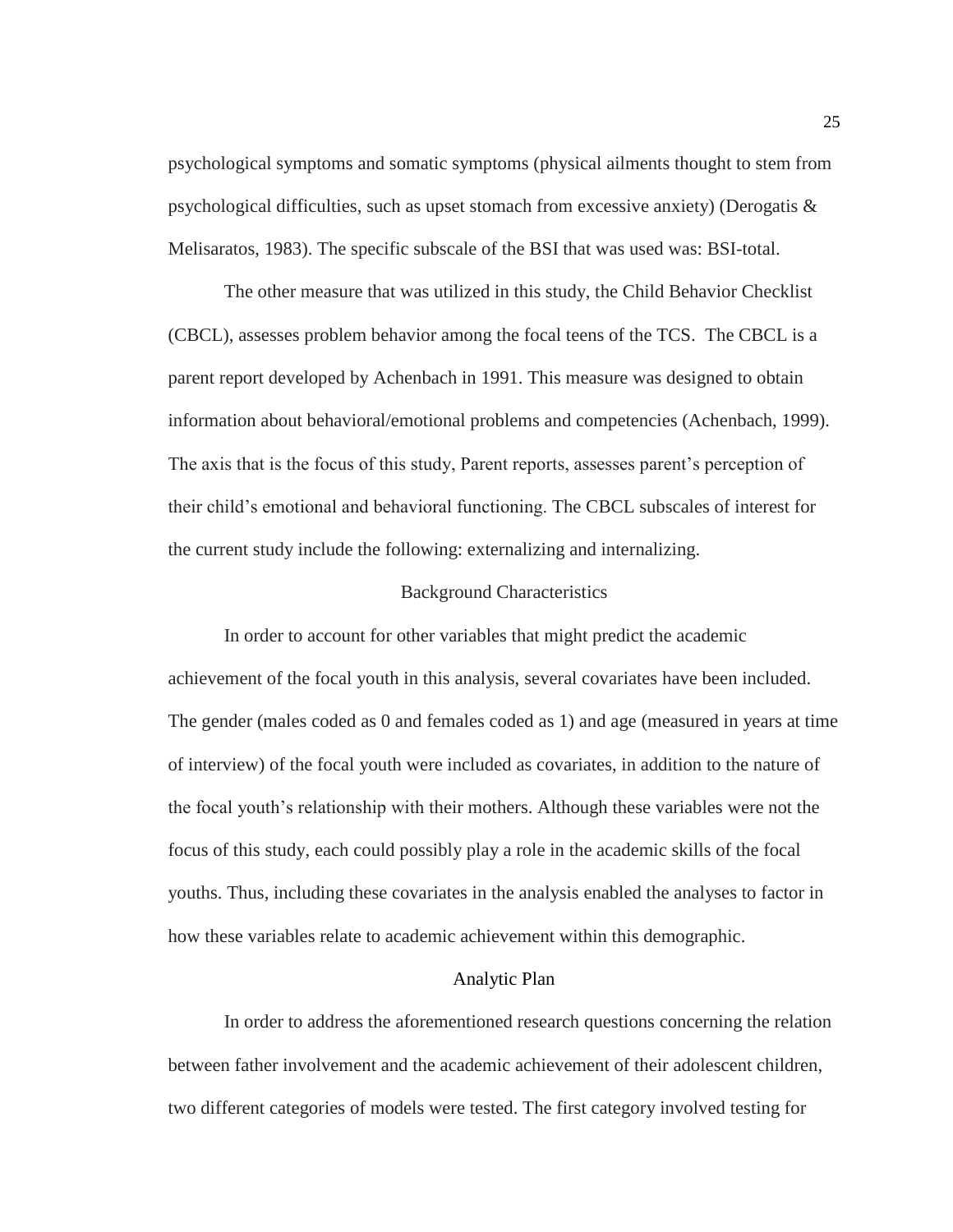psychological symptoms and somatic symptoms (physical ailments thought to stem from psychological difficulties, such as upset stomach from excessive anxiety) (Derogatis & Melisaratos, 1983). The specific subscale of the BSI that was used was: BSI-total.

The other measure that was utilized in this study, the Child Behavior Checklist (CBCL), assesses problem behavior among the focal teens of the TCS. The CBCL is a parent report developed by Achenbach in 1991. This measure was designed to obtain information about behavioral/emotional problems and competencies (Achenbach, 1999). The axis that is the focus of this study, Parent reports, assesses parent's perception of their child's emotional and behavioral functioning. The CBCL subscales of interest for the current study include the following: externalizing and internalizing.

## Background Characteristics

In order to account for other variables that might predict the academic achievement of the focal youth in this analysis, several covariates have been included. The gender (males coded as 0 and females coded as 1) and age (measured in years at time of interview) of the focal youth were included as covariates, in addition to the nature of the focal youth's relationship with their mothers. Although these variables were not the focus of this study, each could possibly play a role in the academic skills of the focal youths. Thus, including these covariates in the analysis enabled the analyses to factor in how these variables relate to academic achievement within this demographic.

## Analytic Plan

In order to address the aforementioned research questions concerning the relation between father involvement and the academic achievement of their adolescent children, two different categories of models were tested. The first category involved testing for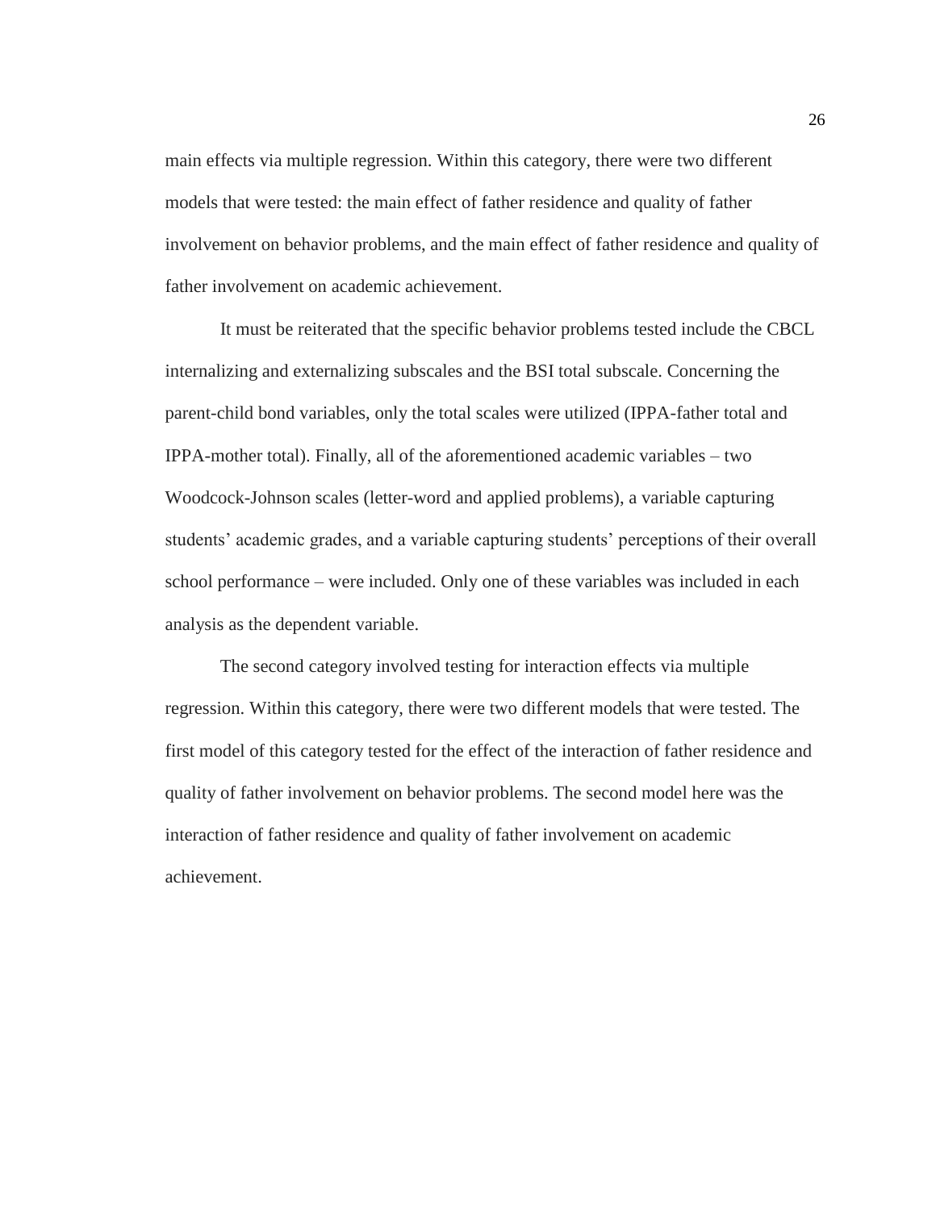main effects via multiple regression. Within this category, there were two different models that were tested: the main effect of father residence and quality of father involvement on behavior problems, and the main effect of father residence and quality of father involvement on academic achievement.

It must be reiterated that the specific behavior problems tested include the CBCL internalizing and externalizing subscales and the BSI total subscale. Concerning the parent-child bond variables, only the total scales were utilized (IPPA-father total and IPPA-mother total). Finally, all of the aforementioned academic variables – two Woodcock-Johnson scales (letter-word and applied problems), a variable capturing students' academic grades, and a variable capturing students' perceptions of their overall school performance – were included. Only one of these variables was included in each analysis as the dependent variable.

The second category involved testing for interaction effects via multiple regression. Within this category, there were two different models that were tested. The first model of this category tested for the effect of the interaction of father residence and quality of father involvement on behavior problems. The second model here was the interaction of father residence and quality of father involvement on academic achievement.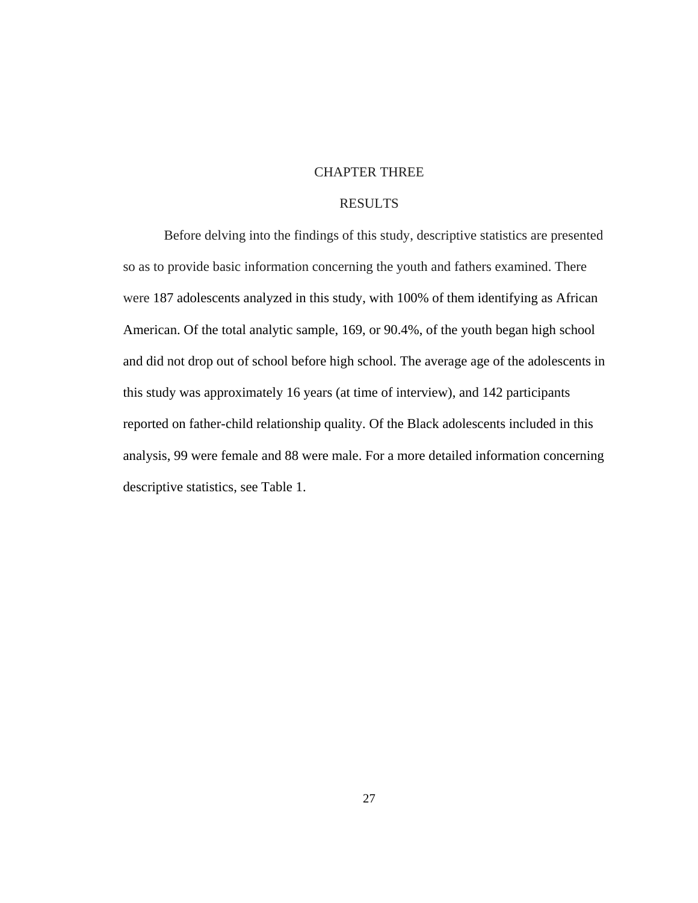# CHAPTER THREE

## RESULTS

Before delving into the findings of this study, descriptive statistics are presented so as to provide basic information concerning the youth and fathers examined. There were 187 adolescents analyzed in this study, with 100% of them identifying as African American. Of the total analytic sample, 169, or 90.4%, of the youth began high school and did not drop out of school before high school. The average age of the adolescents in this study was approximately 16 years (at time of interview), and 142 participants reported on father-child relationship quality. Of the Black adolescents included in this analysis, 99 were female and 88 were male. For a more detailed information concerning descriptive statistics, see Table 1.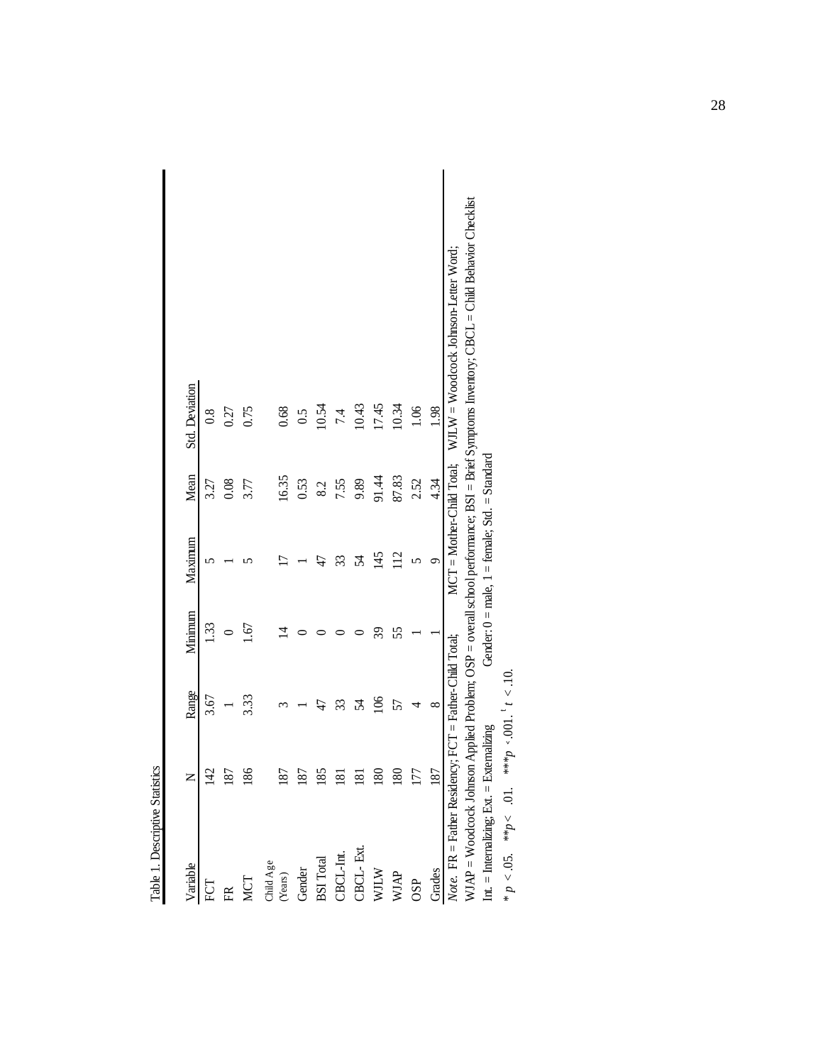Table 1. Descriptive Statistics

| Variable | N | Range | Minimum | Maximum | Mean | Std. Deviation |
|---|---|---|---|---|---|---|
| FCT | 142 | 3.67 | 1.33 | 5 | 3.27 | 0.8 |
| FR | 187 | 1 | 0 | 1 | 0.08 | 0.27 |
| MCT | 186 | 3.33 | 1.67 | 5 | 3.77 | 0.75 |
| Child Age (Years) | 187 | 3 | 14 | 17 | 16.35 | 0.68 |
| Gender | 187 | 1 | 0 | 1 | 0.53 | 0.5 |
| BSI Total | 185 | 47 | 0 | 47 | 8.2 | 10.54 |
| CBCL-Int. | 181 | 33 | 0 | 33 | 7.55 | 7.4 |
| CBCL- Ext. | 181 | 54 | 0 | 54 | 9.89 | 10.43 |
| WJLW | 180 | 106 | 39 | 145 | 91.44 | 17.45 |
| WJAP | 180 | 57 | 55 | 112 | 87.83 | 10.34 |
| OSP | 177 | 4 | 1 | 5 | 2.52 | 1.06 |
| Grades | 187 | 8 | 1 | 9 | 4.34 | 1.98 |

*Note*. FR = Father Residency; FCT = Father-Child Total; MCT = Mother-Child Total; WJLW = Woodcock Johnson-Letter Word; WJAP = Woodcock Johnson Applied Problem; OSP = overall school performance; BSI = Brief Symptoms Inventory; CBCL = Child Behavior Checklist Int. = Internalizing; Ext. = Externalizing Gender: 0 = male, 1 = female; Std. = Standard

* $p < .05$. ** $p < .01$. *** $p < .001$. [t] $t < .10$.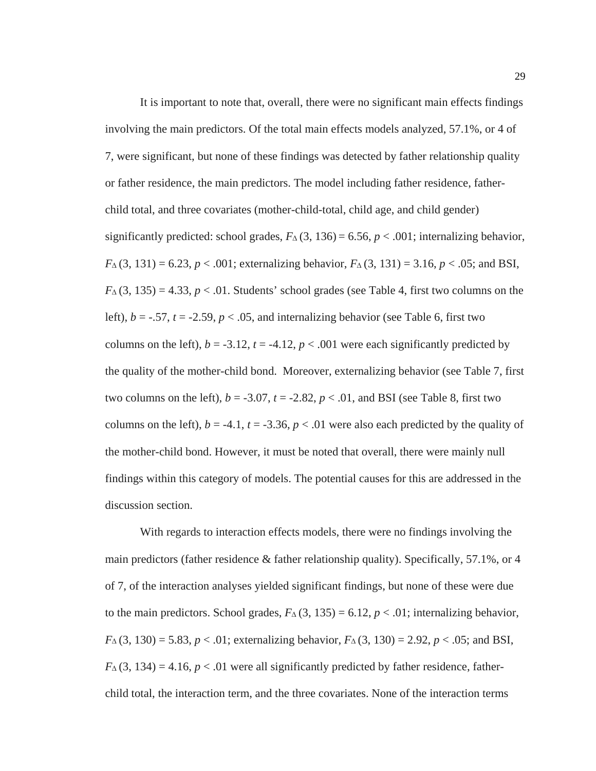It is important to note that, overall, there were no significant main effects findings involving the main predictors. Of the total main effects models analyzed, 57.1%, or 4 of 7, were significant, but none of these findings was detected by father relationship quality or father residence, the main predictors. The model including father residence, father-child total, and three covariates (mother-child-total, child age, and child gender) significantly predicted: school grades, $F_{\Delta}(3, 136) = 6.56$, $p < .001$; internalizing behavior, $F_{\Delta}(3, 131) = 6.23$, $p < .001$; externalizing behavior, $F_{\Delta}(3, 131) = 3.16$, $p < .05$; and BSI, $F_{\Delta}(3, 135) = 4.33$, $p < .01$. Students' school grades (see Table 4, first two columns on the left), $b = -.57$, $t = -2.59$, $p < .05$, and internalizing behavior (see Table 6, first two columns on the left), $b = -3.12$, $t = -4.12$, $p < .001$ were each significantly predicted by the quality of the mother-child bond. Moreover, externalizing behavior (see Table 7, first two columns on the left), $b = -3.07$, $t = -2.82$, $p < .01$, and BSI (see Table 8, first two columns on the left), $b = -4.1$, $t = -3.36$, $p < .01$ were also each predicted by the quality of the mother-child bond. However, it must be noted that overall, there were mainly null findings within this category of models. The potential causes for this are addressed in the discussion section.

With regards to interaction effects models, there were no findings involving the main predictors (father residence & father relationship quality). Specifically, 57.1%, or 4 of 7, of the interaction analyses yielded significant findings, but none of these were due to the main predictors. School grades, $F_{\Delta}(3, 135) = 6.12$, $p < .01$; internalizing behavior, $F_{\Delta}(3, 130) = 5.83$, $p < .01$; externalizing behavior, $F_{\Delta}(3, 130) = 2.92$, $p < .05$; and BSI, $F_{\Delta}(3, 134) = 4.16$, $p < .01$ were all significantly predicted by father residence, father-child total, the interaction term, and the three covariates. None of the interaction terms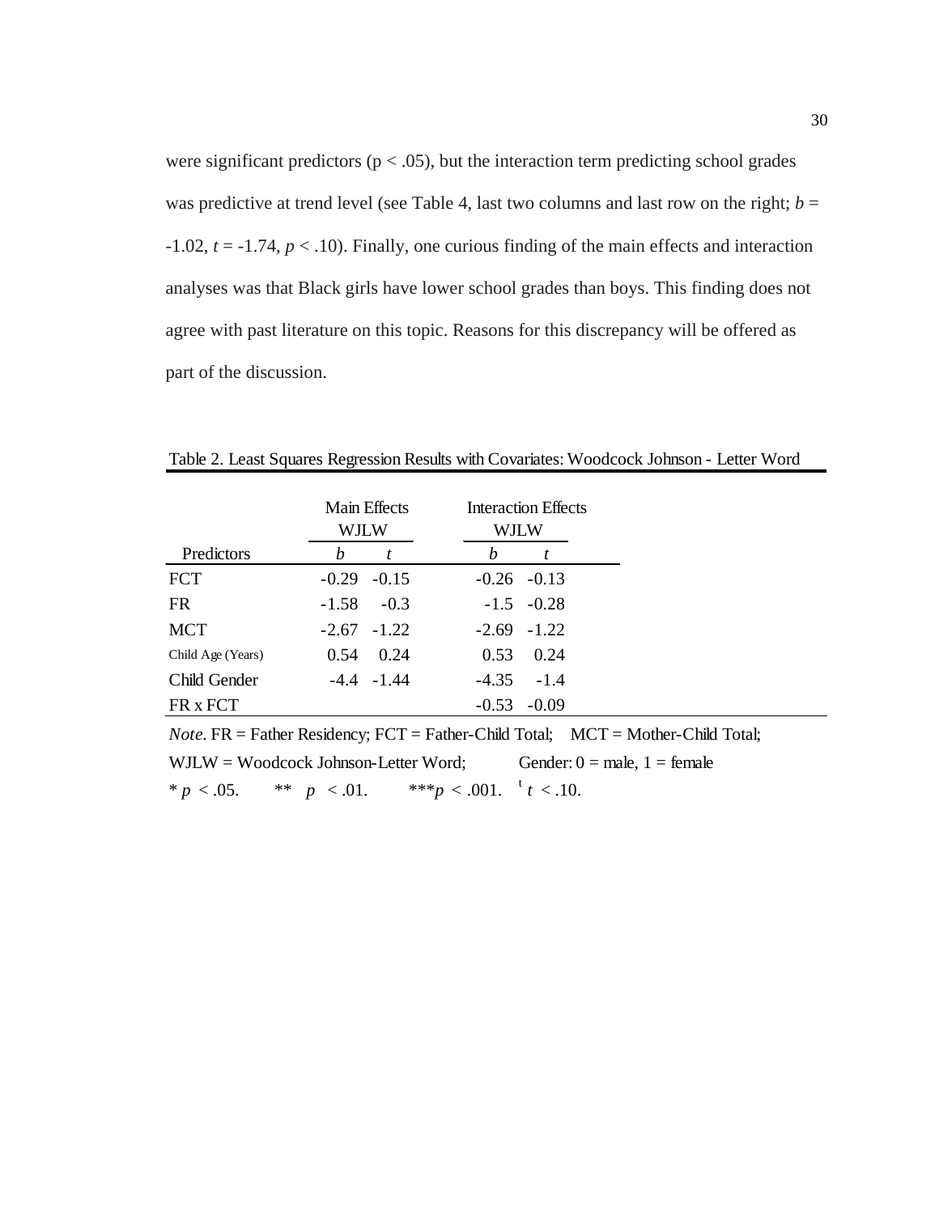were significant predictors ($p < .05$), but the interaction term predicting school grades was predictive at trend level (see Table 4, last two columns and last row on the right; $b = -1.02$, $t = -1.74$, $p < .10$). Finally, one curious finding of the main effects and interaction analyses was that Black girls have lower school grades than boys. This finding does not agree with past literature on this topic. Reasons for this discrepancy will be offered as part of the discussion.

Table 2. Least Squares Regression Results with Covariates: Woodcock Johnson - Letter Word

| | Main Effects WJLW | | Interaction Effects WJLW | |
|---|---|---|---|---|
| Predictors | *b* | *t* | *b* | *t* |
| FCT | -0.29 | -0.15 | -0.26 | -0.13 |
| FR | -1.58 | -0.3 | -1.5 | -0.28 |
| MCT | -2.67 | -1.22 | -2.69 | -1.22 |
| Child Age (Years) | 0.54 | 0.24 | 0.53 | 0.24 |
| Child Gender | -4.4 | -1.44 | -4.35 | -1.4 |
| FR x FCT | | | -0.53 | -0.09 |

*Note*. FR = Father Residency; FCT = Father-Child Total; MCT = Mother-Child Total; WJLW = Woodcock Johnson-Letter Word; Gender: 0 = male, 1 = female

\* $p < .05$. \*\* $p < .01$. \*\*\*$p < .001$. $^{t}$ $t < .10$.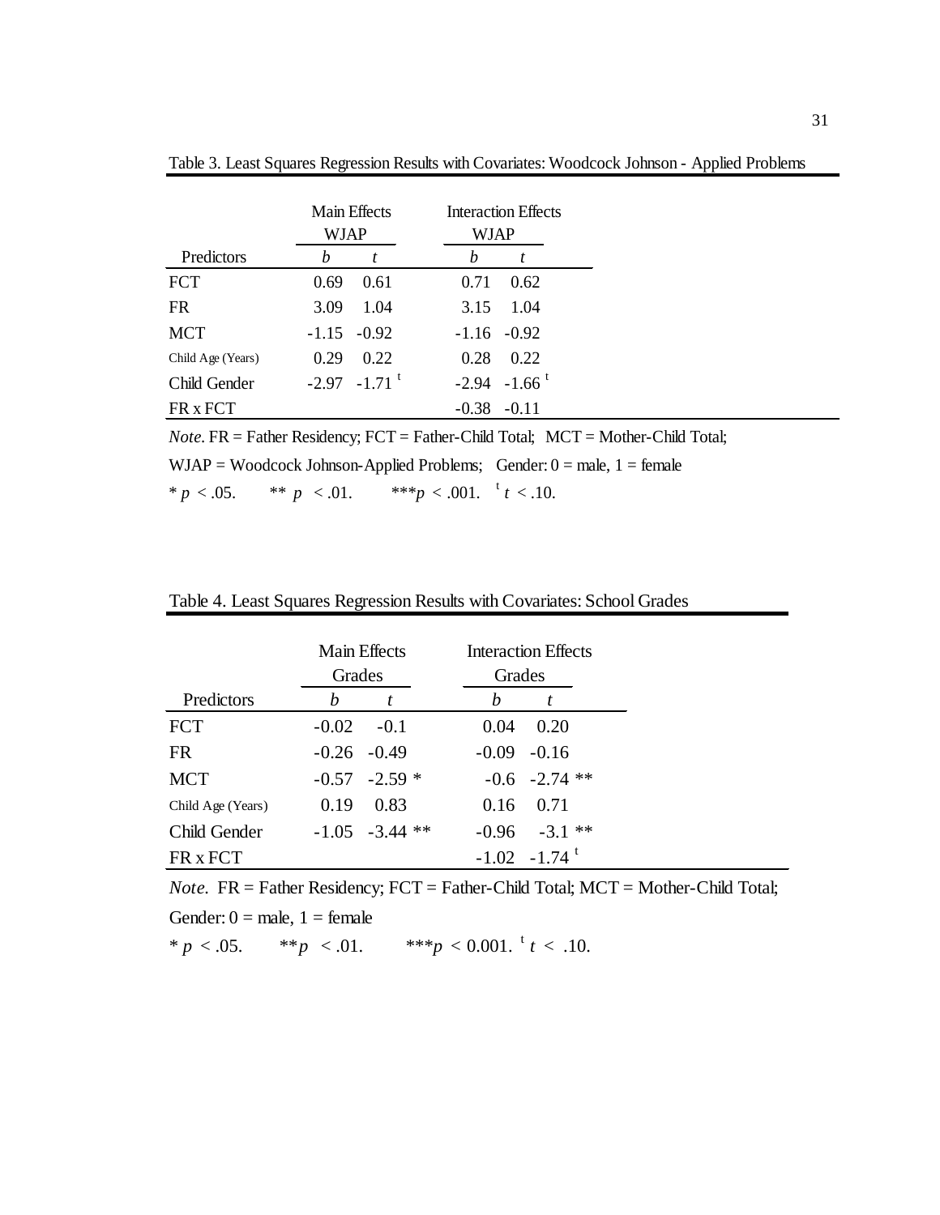Table 3. Least Squares Regression Results with Covariates: Woodcock Johnson - Applied Problems

| | Main Effects WJAP | | Interaction Effects WJAP | |
|---|---|---|---|---|
| Predictors | *b* | *t* | *b* | *t* |
| FCT | 0.69 | 0.61 | 0.71 | 0.62 |
| FR | 3.09 | 1.04 | 3.15 | 1.04 |
| MCT | -1.15 | -0.92 | -1.16 | -0.92 |
| Child Age (Years) | 0.29 | 0.22 | 0.28 | 0.22 |
| Child Gender | -2.97 | -1.71 [t] | -2.94 | -1.66 [t] |
| FR x FCT | | | -0.38 | -0.11 |

*Note*. FR = Father Residency; FCT = Father-Child Total; MCT = Mother-Child Total;

WJAP = Woodcock Johnson-Applied Problems; Gender: 0 = male, 1 = female

* $p < .05$. ** $p < .01$. *** $p < .001$. [t] $t < .10$.

Table 4. Least Squares Regression Results with Covariates: School Grades

| | Main Effects Grades | | Interaction Effects Grades | |
|---|---|---|---|---|
| Predictors | *b* | *t* | *b* | *t* |
| FCT | -0.02 | -0.1 | 0.04 | 0.20 |
| FR | -0.26 | -0.49 | -0.09 | -0.16 |
| MCT | -0.57 | -2.59 * | -0.6 | -2.74 ** |
| Child Age (Years) | 0.19 | 0.83 | 0.16 | 0.71 |
| Child Gender | -1.05 | -3.44 ** | -0.96 | -3.1 ** |
| FR x FCT | | | -1.02 | -1.74 [t] |

*Note*. FR = Father Residency; FCT = Father-Child Total; MCT = Mother-Child Total;

Gender: 0 = male, 1 = female

* $p < .05$. ** $p < .01$. *** $p < 0.001$. [t] $t < .10$.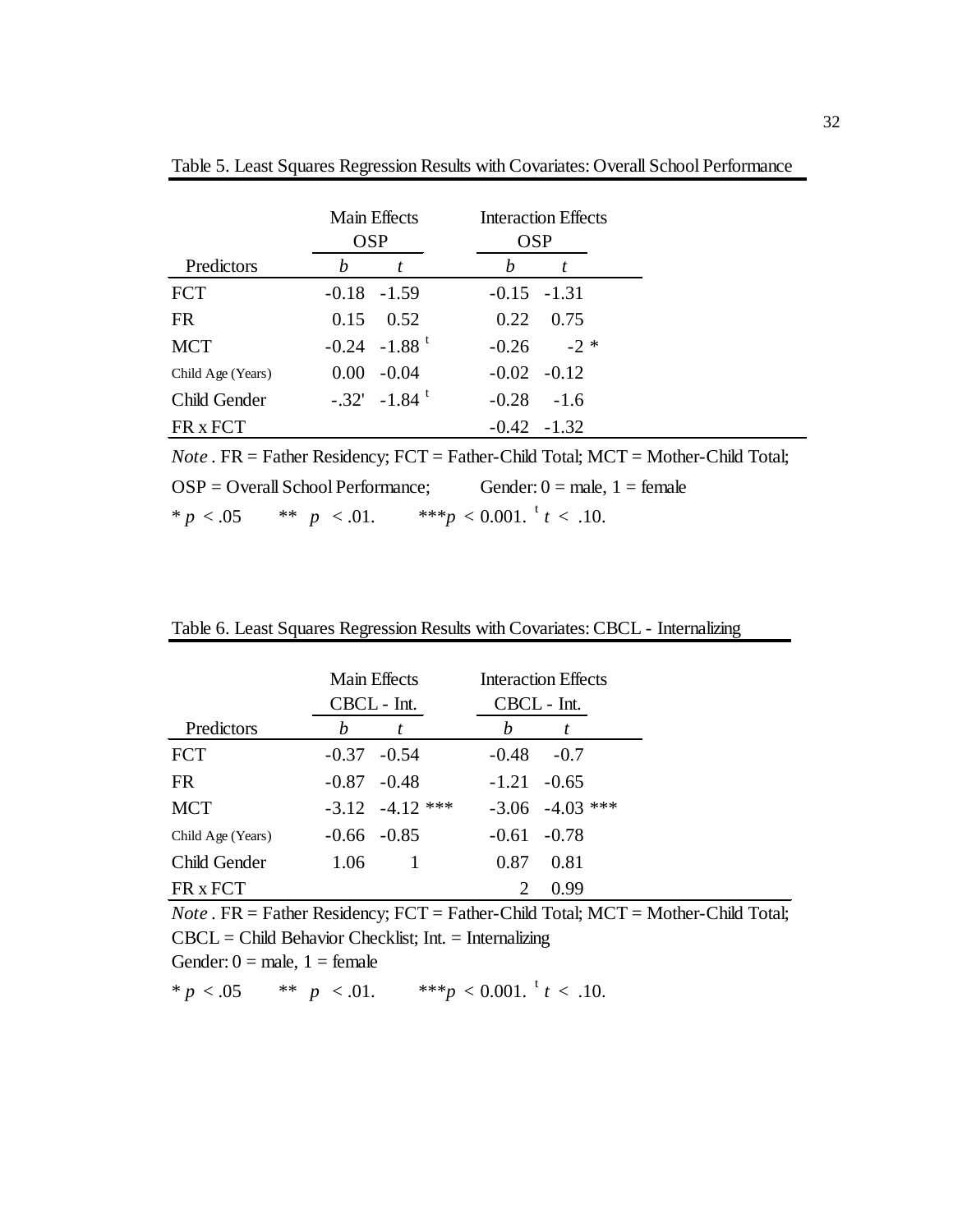Table 5. Least Squares Regression Results with Covariates: Overall School Performance

| | Main Effects OSP | | Interaction Effects OSP | |
|---|---|---|---|---|
| Predictors | *b* | *t* | *b* | *t* |
| FCT | -0.18 | -1.59 | -0.15 | -1.31 |
| FR | 0.15 | 0.52 | 0.22 | 0.75 |
| MCT | -0.24 | -1.88 [t] | -0.26 | -2 * |
| Child Age (Years) | 0.00 | -0.04 | -0.02 | -0.12 |
| Child Gender | -.32' | -1.84 [t] | -0.28 | -1.6 |
| FR x FCT | | | -0.42 | -1.32 |

*Note* . FR = Father Residency; FCT = Father-Child Total; MCT = Mother-Child Total; OSP = Overall School Performance; Gender: 0 = male, 1 = female

\* $p < .05$ \*\* $p < .01$. \*\*\*$p < 0.001$. [t] $t < .10$.

Table 6. Least Squares Regression Results with Covariates: CBCL - Internalizing

| | Main Effects CBCL - Int. | | Interaction Effects CBCL - Int. | |
|---|---|---|---|---|
| Predictors | *b* | *t* | *b* | *t* |
| FCT | -0.37 | -0.54 | -0.48 | -0.7 |
| FR | -0.87 | -0.48 | -1.21 | -0.65 |
| MCT | -3.12 | -4.12 *** | -3.06 | -4.03 *** |
| Child Age (Years) | -0.66 | -0.85 | -0.61 | -0.78 |
| Child Gender | 1.06 | 1 | 0.87 | 0.81 |
| FR x FCT | | | 2 | 0.99 |

*Note* . FR = Father Residency; FCT = Father-Child Total; MCT = Mother-Child Total; CBCL = Child Behavior Checklist; Int. = Internalizing

Gender: 0 = male, 1 = female

\* $p < .05$ \*\* $p < .01$. \*\*\*$p < 0.001$. [t] $t < .10$.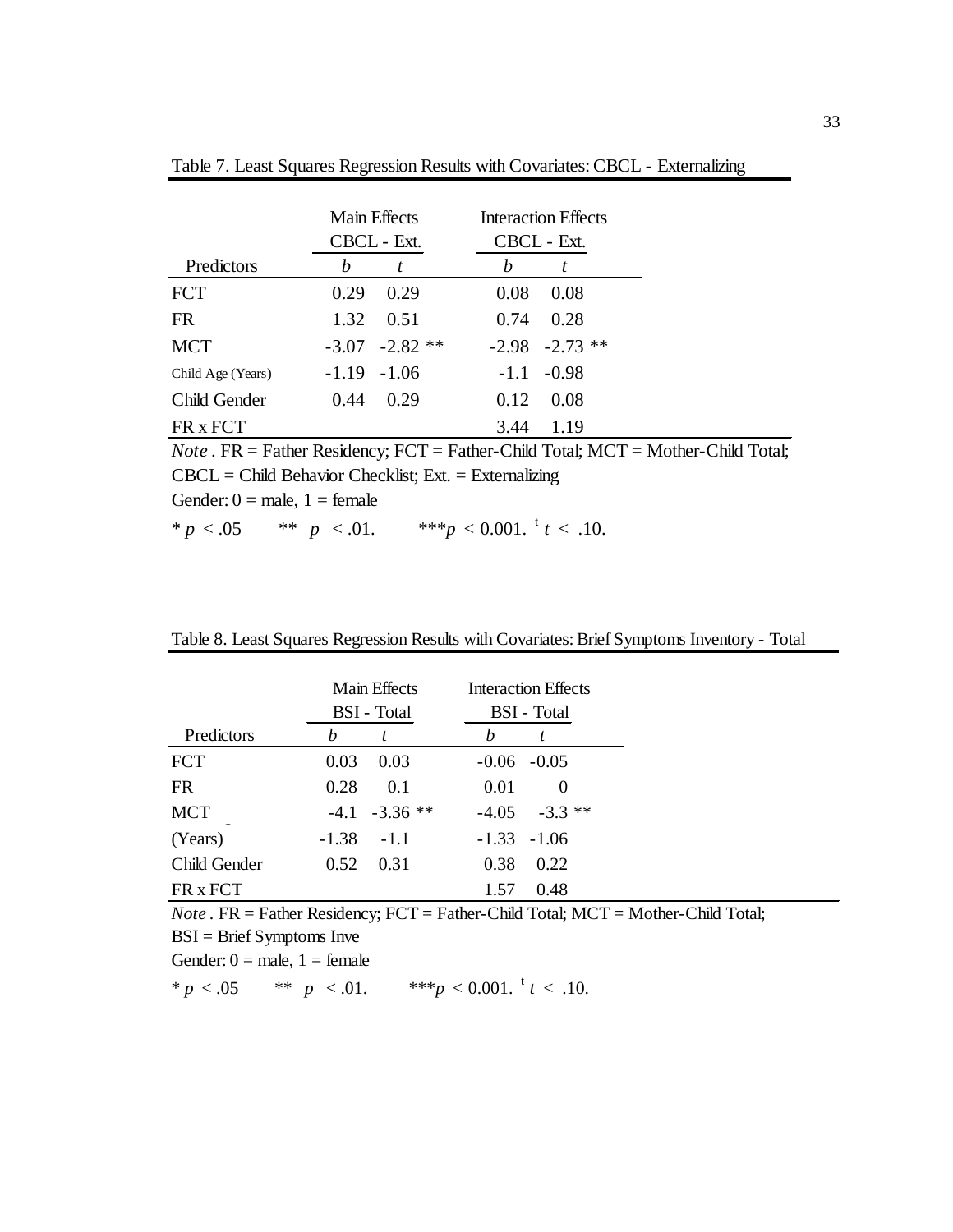Table 7. Least Squares Regression Results with Covariates: CBCL - Externalizing

| | Main Effects CBCL - Ext. | | Interaction Effects CBCL - Ext. | |
|---|---|---|---|---|
| Predictors | *b* | *t* | *b* | *t* |
| FCT | 0.29 | 0.29 | 0.08 | 0.08 |
| FR | 1.32 | 0.51 | 0.74 | 0.28 |
| MCT | -3.07 | -2.82 ** | -2.98 | -2.73 ** |
| Child Age (Years) | -1.19 | -1.06 | -1.1 | -0.98 |
| Child Gender | 0.44 | 0.29 | 0.12 | 0.08 |
| FR x FCT | | | 3.44 | 1.19 |

*Note* . FR = Father Residency; FCT = Father-Child Total; MCT = Mother-Child Total; CBCL = Child Behavior Checklist; Ext. = Externalizing

Gender: 0 = male, 1 = female

* $p < .05$ &nbsp;&nbsp; ** $p < .01$. &nbsp;&nbsp; *** $p < 0.001$. [t] $t < .10$.

Table 8. Least Squares Regression Results with Covariates: Brief Symptoms Inventory - Total

| | Main Effects BSI - Total | | Interaction Effects BSI - Total | |
|---|---|---|---|---|
| Predictors | *b* | *t* | *b* | *t* |
| FCT | 0.03 | 0.03 | -0.06 | -0.05 |
| FR | 0.28 | 0.1 | 0.01 | 0 |
| MCT | -4.1 | -3.36 ** | -4.05 | -3.3 ** |
| (Years) | -1.38 | -1.1 | -1.33 | -1.06 |
| Child Gender | 0.52 | 0.31 | 0.38 | 0.22 |
| FR x FCT | | | 1.57 | 0.48 |

*Note* . FR = Father Residency; FCT = Father-Child Total; MCT = Mother-Child Total; BSI = Brief Symptoms Inve

Gender: 0 = male, 1 = female

* $p < .05$ &nbsp;&nbsp; ** $p < .01$. &nbsp;&nbsp; *** $p < 0.001$. [t] $t < .10$.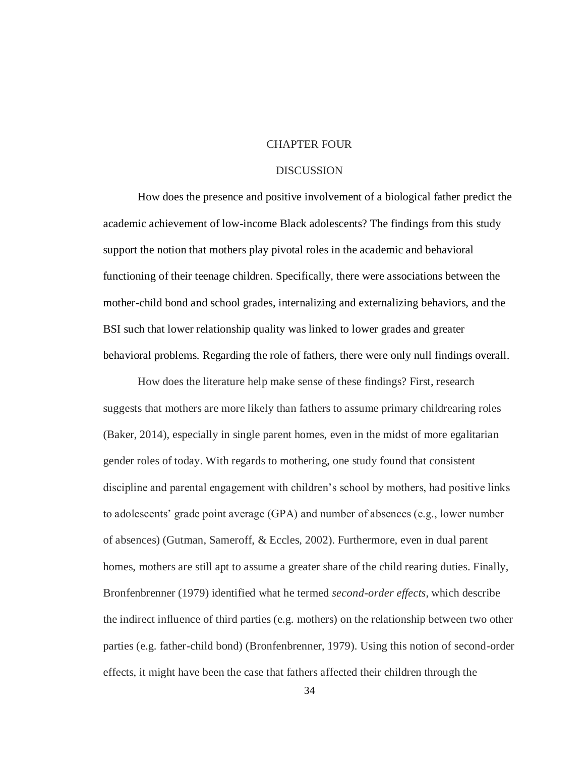# CHAPTER FOUR

## DISCUSSION

How does the presence and positive involvement of a biological father predict the academic achievement of low-income Black adolescents? The findings from this study support the notion that mothers play pivotal roles in the academic and behavioral functioning of their teenage children. Specifically, there were associations between the mother-child bond and school grades, internalizing and externalizing behaviors, and the BSI such that lower relationship quality was linked to lower grades and greater behavioral problems. Regarding the role of fathers, there were only null findings overall.

How does the literature help make sense of these findings? First, research suggests that mothers are more likely than fathers to assume primary childrearing roles (Baker, 2014), especially in single parent homes, even in the midst of more egalitarian gender roles of today. With regards to mothering, one study found that consistent discipline and parental engagement with children's school by mothers, had positive links to adolescents' grade point average (GPA) and number of absences (e.g., lower number of absences) (Gutman, Sameroff, & Eccles, 2002). Furthermore, even in dual parent homes, mothers are still apt to assume a greater share of the child rearing duties. Finally, Bronfenbrenner (1979) identified what he termed *second-order effects*, which describe the indirect influence of third parties (e.g. mothers) on the relationship between two other parties (e.g. father-child bond) (Bronfenbrenner, 1979). Using this notion of second-order effects, it might have been the case that fathers affected their children through the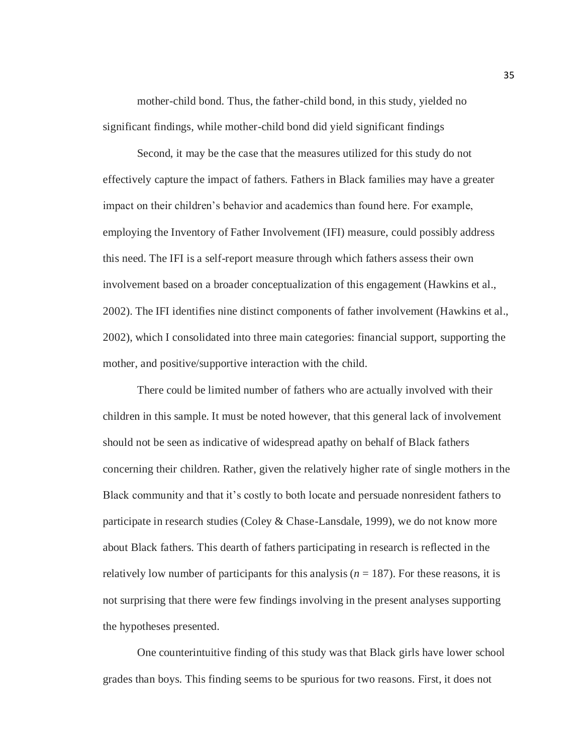mother-child bond. Thus, the father-child bond, in this study, yielded no significant findings, while mother-child bond did yield significant findings

Second, it may be the case that the measures utilized for this study do not effectively capture the impact of fathers. Fathers in Black families may have a greater impact on their children's behavior and academics than found here. For example, employing the Inventory of Father Involvement (IFI) measure, could possibly address this need. The IFI is a self-report measure through which fathers assess their own involvement based on a broader conceptualization of this engagement (Hawkins et al., 2002). The IFI identifies nine distinct components of father involvement (Hawkins et al., 2002), which I consolidated into three main categories: financial support, supporting the mother, and positive/supportive interaction with the child.

There could be limited number of fathers who are actually involved with their children in this sample. It must be noted however, that this general lack of involvement should not be seen as indicative of widespread apathy on behalf of Black fathers concerning their children. Rather, given the relatively higher rate of single mothers in the Black community and that it's costly to both locate and persuade nonresident fathers to participate in research studies (Coley & Chase-Lansdale, 1999), we do not know more about Black fathers. This dearth of fathers participating in research is reflected in the relatively low number of participants for this analysis ($n$ = 187). For these reasons, it is not surprising that there were few findings involving in the present analyses supporting the hypotheses presented.

One counterintuitive finding of this study was that Black girls have lower school grades than boys. This finding seems to be spurious for two reasons. First, it does not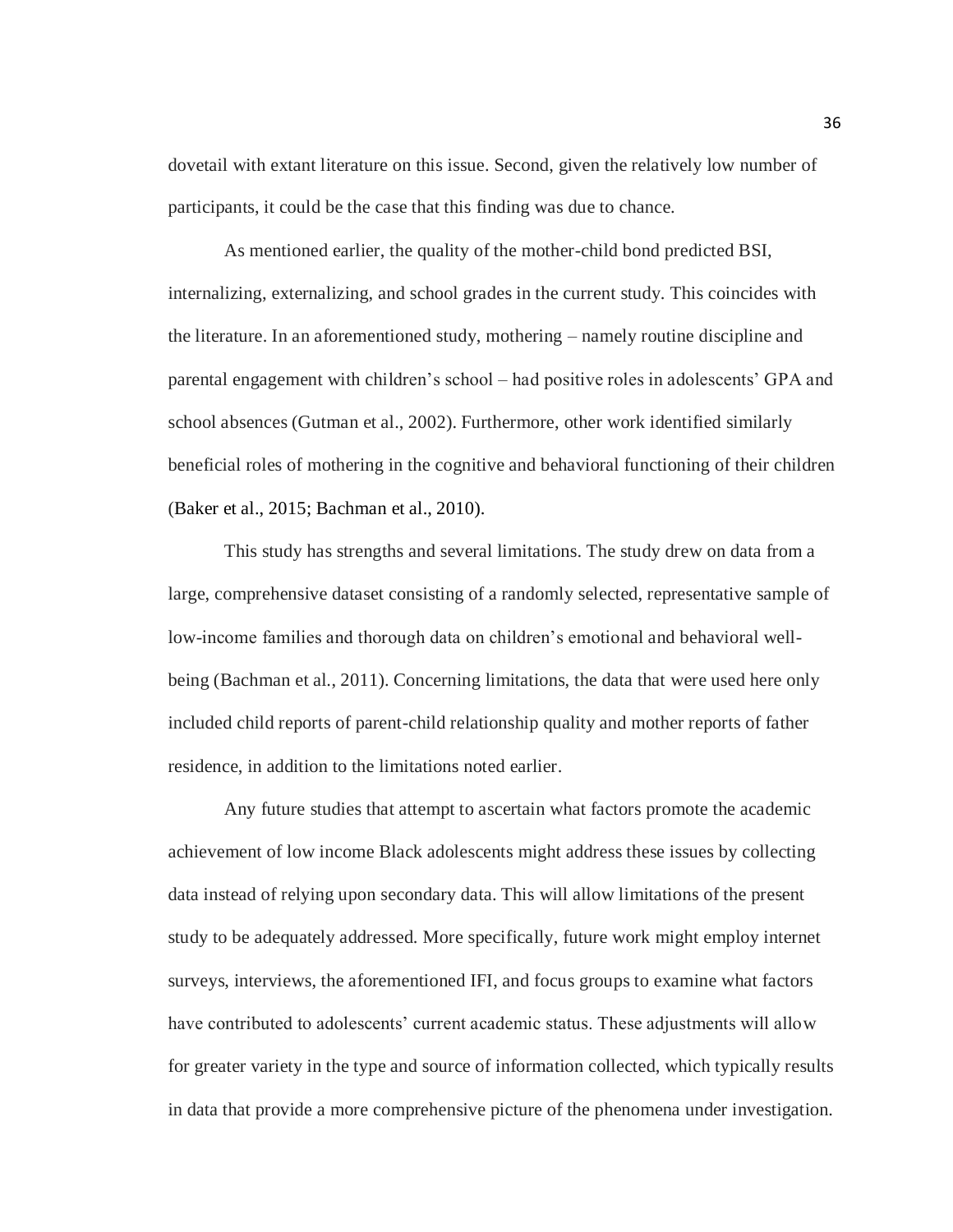dovetail with extant literature on this issue. Second, given the relatively low number of participants, it could be the case that this finding was due to chance.

As mentioned earlier, the quality of the mother-child bond predicted BSI, internalizing, externalizing, and school grades in the current study. This coincides with the literature. In an aforementioned study, mothering – namely routine discipline and parental engagement with children's school – had positive roles in adolescents' GPA and school absences (Gutman et al., 2002). Furthermore, other work identified similarly beneficial roles of mothering in the cognitive and behavioral functioning of their children (Baker et al., 2015; Bachman et al., 2010).

This study has strengths and several limitations. The study drew on data from a large, comprehensive dataset consisting of a randomly selected, representative sample of low-income families and thorough data on children's emotional and behavioral well-being (Bachman et al., 2011). Concerning limitations, the data that were used here only included child reports of parent-child relationship quality and mother reports of father residence, in addition to the limitations noted earlier.

Any future studies that attempt to ascertain what factors promote the academic achievement of low income Black adolescents might address these issues by collecting data instead of relying upon secondary data. This will allow limitations of the present study to be adequately addressed. More specifically, future work might employ internet surveys, interviews, the aforementioned IFI, and focus groups to examine what factors have contributed to adolescents' current academic status. These adjustments will allow for greater variety in the type and source of information collected, which typically results in data that provide a more comprehensive picture of the phenomena under investigation.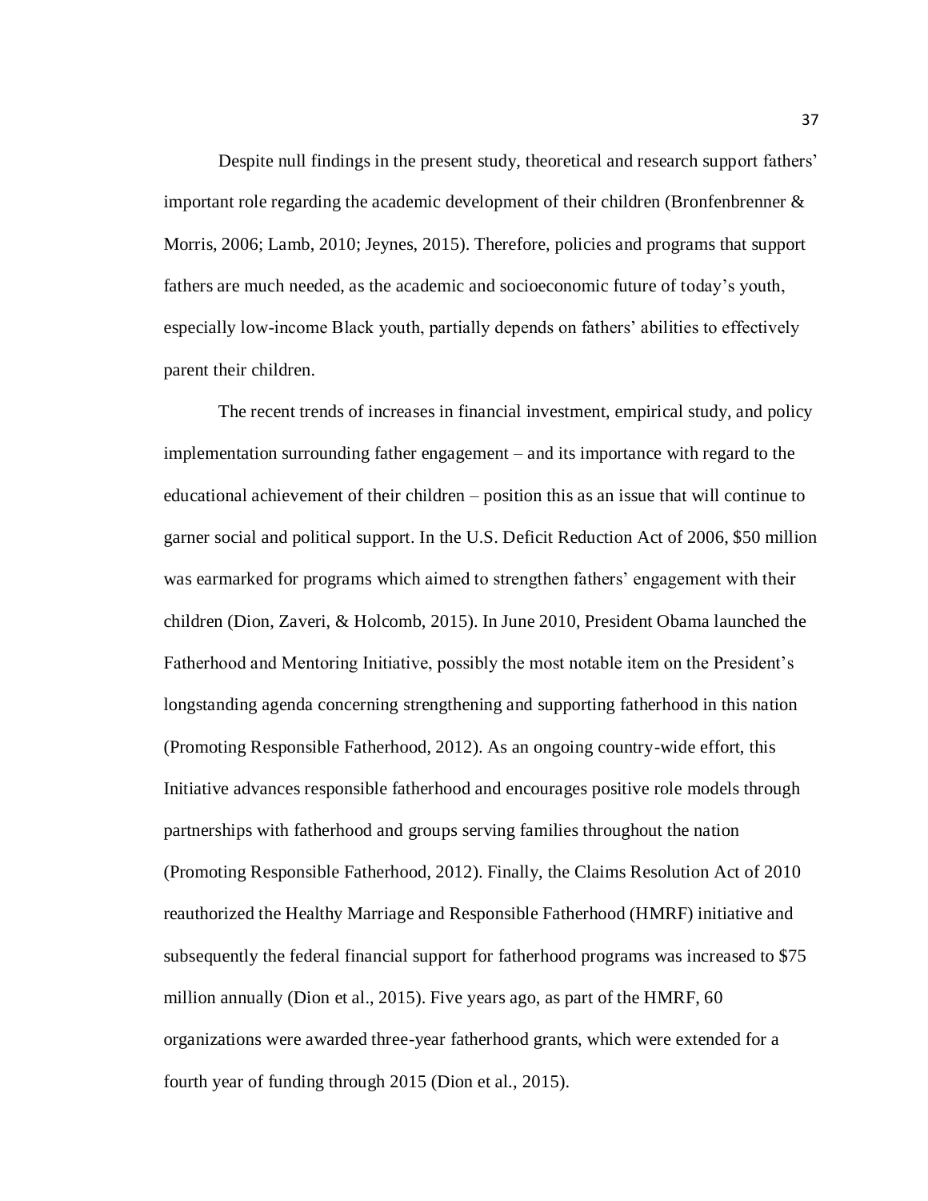Despite null findings in the present study, theoretical and research support fathers' important role regarding the academic development of their children (Bronfenbrenner & Morris, 2006; Lamb, 2010; Jeynes, 2015). Therefore, policies and programs that support fathers are much needed, as the academic and socioeconomic future of today's youth, especially low-income Black youth, partially depends on fathers' abilities to effectively parent their children.

The recent trends of increases in financial investment, empirical study, and policy implementation surrounding father engagement – and its importance with regard to the educational achievement of their children – position this as an issue that will continue to garner social and political support. In the U.S. Deficit Reduction Act of 2006, $50 million was earmarked for programs which aimed to strengthen fathers' engagement with their children (Dion, Zaveri, & Holcomb, 2015). In June 2010, President Obama launched the Fatherhood and Mentoring Initiative, possibly the most notable item on the President's longstanding agenda concerning strengthening and supporting fatherhood in this nation (Promoting Responsible Fatherhood, 2012). As an ongoing country-wide effort, this Initiative advances responsible fatherhood and encourages positive role models through partnerships with fatherhood and groups serving families throughout the nation (Promoting Responsible Fatherhood, 2012). Finally, the Claims Resolution Act of 2010 reauthorized the Healthy Marriage and Responsible Fatherhood (HMRF) initiative and subsequently the federal financial support for fatherhood programs was increased to $75 million annually (Dion et al., 2015). Five years ago, as part of the HMRF, 60 organizations were awarded three-year fatherhood grants, which were extended for a fourth year of funding through 2015 (Dion et al., 2015).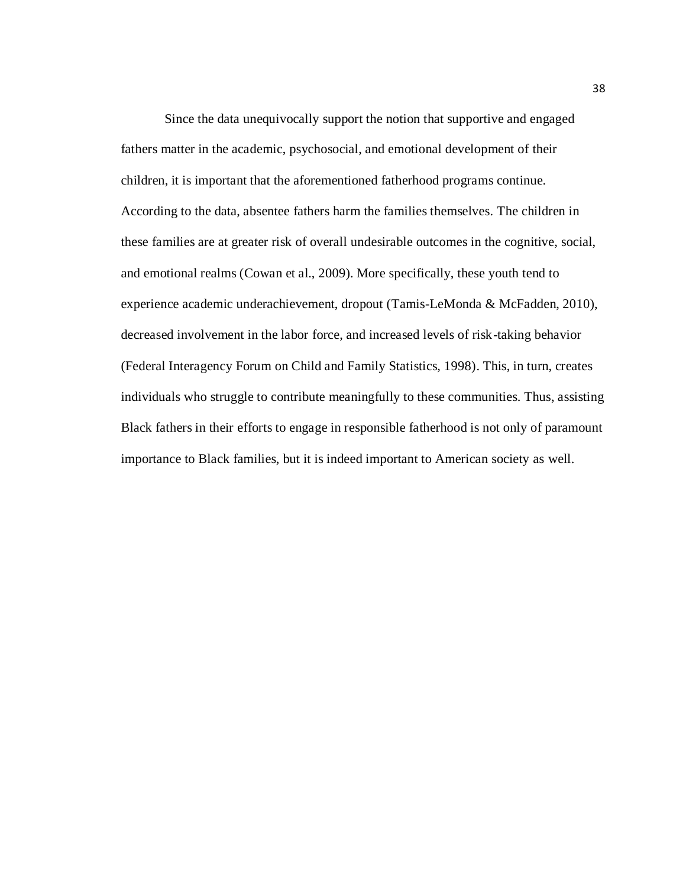Since the data unequivocally support the notion that supportive and engaged fathers matter in the academic, psychosocial, and emotional development of their children, it is important that the aforementioned fatherhood programs continue. According to the data, absentee fathers harm the families themselves. The children in these families are at greater risk of overall undesirable outcomes in the cognitive, social, and emotional realms (Cowan et al., 2009). More specifically, these youth tend to experience academic underachievement, dropout (Tamis-LeMonda & McFadden, 2010), decreased involvement in the labor force, and increased levels of risk-taking behavior (Federal Interagency Forum on Child and Family Statistics, 1998). This, in turn, creates individuals who struggle to contribute meaningfully to these communities. Thus, assisting Black fathers in their efforts to engage in responsible fatherhood is not only of paramount importance to Black families, but it is indeed important to American society as well.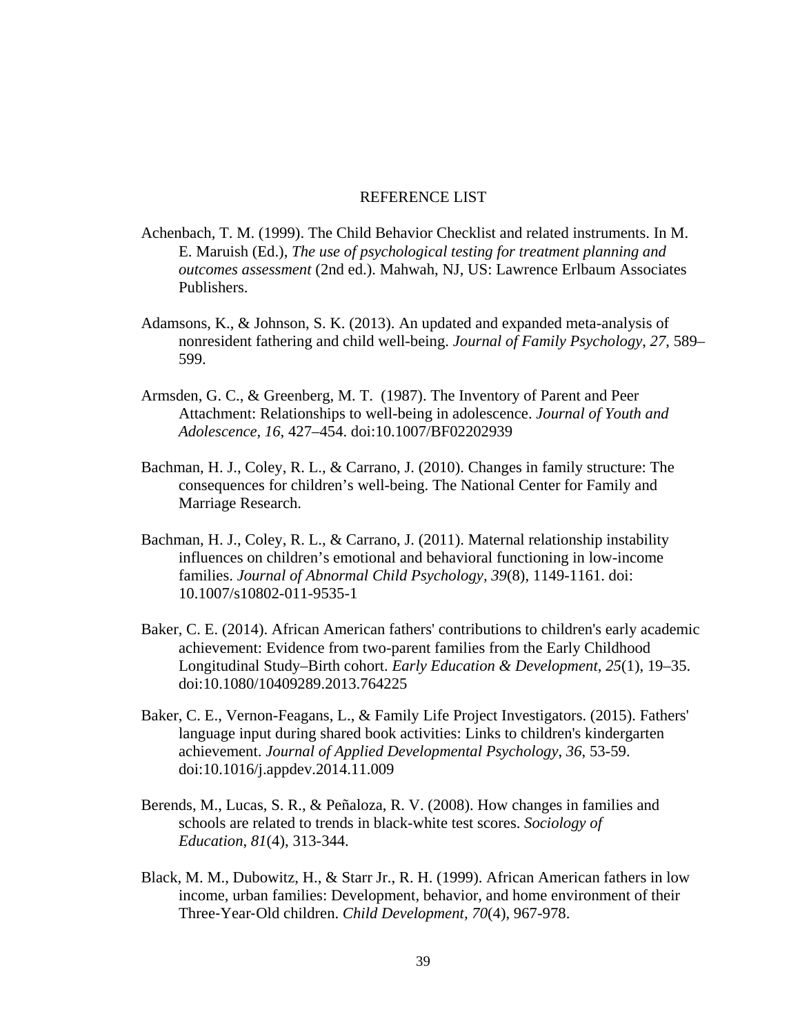# REFERENCE LIST

Achenbach, T. M. (1999). The Child Behavior Checklist and related instruments. In M. E. Maruish (Ed.), *The use of psychological testing for treatment planning and outcomes assessment* (2nd ed.). Mahwah, NJ, US: Lawrence Erlbaum Associates Publishers.

Adamsons, K., & Johnson, S. K. (2013). An updated and expanded meta-analysis of nonresident fathering and child well-being. *Journal of Family Psychology*, *27*, 589–599.

Armsden, G. C., & Greenberg, M. T.  (1987). The Inventory of Parent and Peer Attachment: Relationships to well-being in adolescence. *Journal of Youth and Adolescence, 16*, 427–454. doi:10.1007/BF02202939

Bachman, H. J., Coley, R. L., & Carrano, J. (2010). Changes in family structure: The consequences for children's well-being. The National Center for Family and Marriage Research.

Bachman, H. J., Coley, R. L., & Carrano, J. (2011). Maternal relationship instability influences on children's emotional and behavioral functioning in low-income families. *Journal of Abnormal Child Psychology, 39*(8), 1149-1161. doi: 10.1007/s10802-011-9535-1

Baker, C. E. (2014). African American fathers' contributions to children's early academic achievement: Evidence from two-parent families from the Early Childhood Longitudinal Study–Birth cohort. *Early Education & Development*, *25*(1), 19–35. doi:10.1080/10409289.2013.764225

Baker, C. E., Vernon-Feagans, L., & Family Life Project Investigators. (2015). Fathers' language input during shared book activities: Links to children's kindergarten achievement. *Journal of Applied Developmental Psychology*, *36*, 53-59. doi:10.1016/j.appdev.2014.11.009

Berends, M., Lucas, S. R., & Peñaloza, R. V. (2008). How changes in families and schools are related to trends in black-white test scores. *Sociology of Education*, *81*(4), 313-344.

Black, M. M., Dubowitz, H., & Starr Jr., R. H. (1999). African American fathers in low income, urban families: Development, behavior, and home environment of their Three-Year-Old children. *Child Development, 70*(4), 967-978.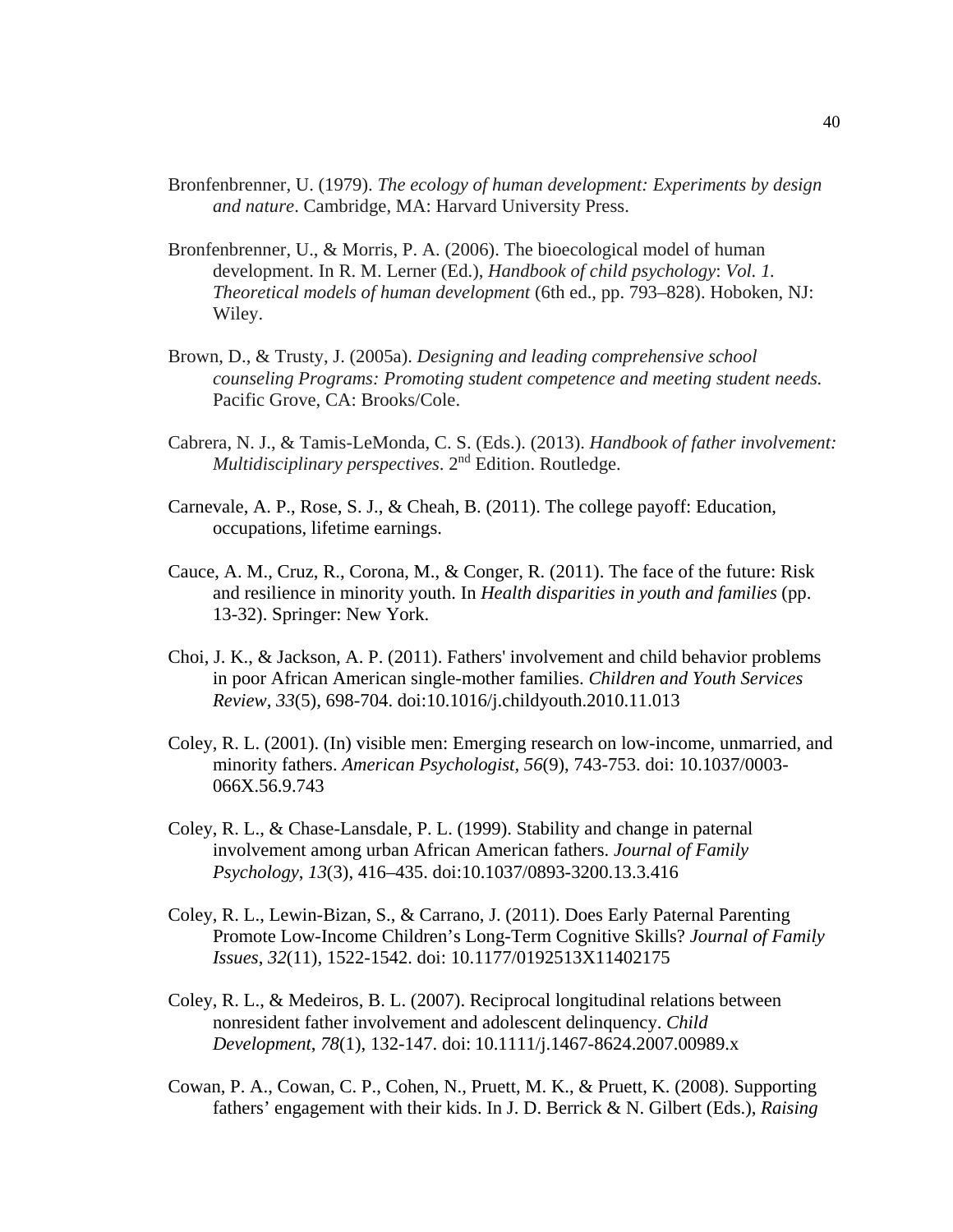Bronfenbrenner, U. (1979). *The ecology of human development: Experiments by design and nature*. Cambridge, MA: Harvard University Press.

Bronfenbrenner, U., & Morris, P. A. (2006). The bioecological model of human development. In R. M. Lerner (Ed.), *Handbook of child psychology*: *Vol. 1. Theoretical models of human development* (6th ed., pp. 793–828). Hoboken, NJ: Wiley.

Brown, D., & Trusty, J. (2005a). *Designing and leading comprehensive school counseling Programs: Promoting student competence and meeting student needs.* Pacific Grove, CA: Brooks/Cole.

Cabrera, N. J., & Tamis-LeMonda, C. S. (Eds.). (2013). *Handbook of father involvement: Multidisciplinary perspectives*. 2nd Edition. Routledge.

Carnevale, A. P., Rose, S. J., & Cheah, B. (2011). The college payoff: Education, occupations, lifetime earnings.

Cauce, A. M., Cruz, R., Corona, M., & Conger, R. (2011). The face of the future: Risk and resilience in minority youth. In *Health disparities in youth and families* (pp. 13-32). Springer: New York.

Choi, J. K., & Jackson, A. P. (2011). Fathers' involvement and child behavior problems in poor African American single-mother families. *Children and Youth Services Review*, *33*(5), 698-704. doi:10.1016/j.childyouth.2010.11.013

Coley, R. L. (2001). (In) visible men: Emerging research on low-income, unmarried, and minority fathers. *American Psychologist, 56*(9), 743-753. doi: 10.1037/0003-066X.56.9.743

Coley, R. L., & Chase-Lansdale, P. L. (1999). Stability and change in paternal involvement among urban African American fathers. *Journal of Family Psychology*, *13*(3), 416–435. doi:10.1037/0893-3200.13.3.416

Coley, R. L., Lewin-Bizan, S., & Carrano, J. (2011). Does Early Paternal Parenting Promote Low-Income Children's Long-Term Cognitive Skills? *Journal of Family Issues*, *32*(11), 1522-1542. doi: 10.1177/0192513X11402175

Coley, R. L., & Medeiros, B. L. (2007). Reciprocal longitudinal relations between nonresident father involvement and adolescent delinquency. *Child Development*, *78*(1), 132-147. doi: 10.1111/j.1467-8624.2007.00989.x

Cowan, P. A., Cowan, C. P., Cohen, N., Pruett, M. K., & Pruett, K. (2008). Supporting fathers' engagement with their kids. In J. D. Berrick & N. Gilbert (Eds.), *Raising*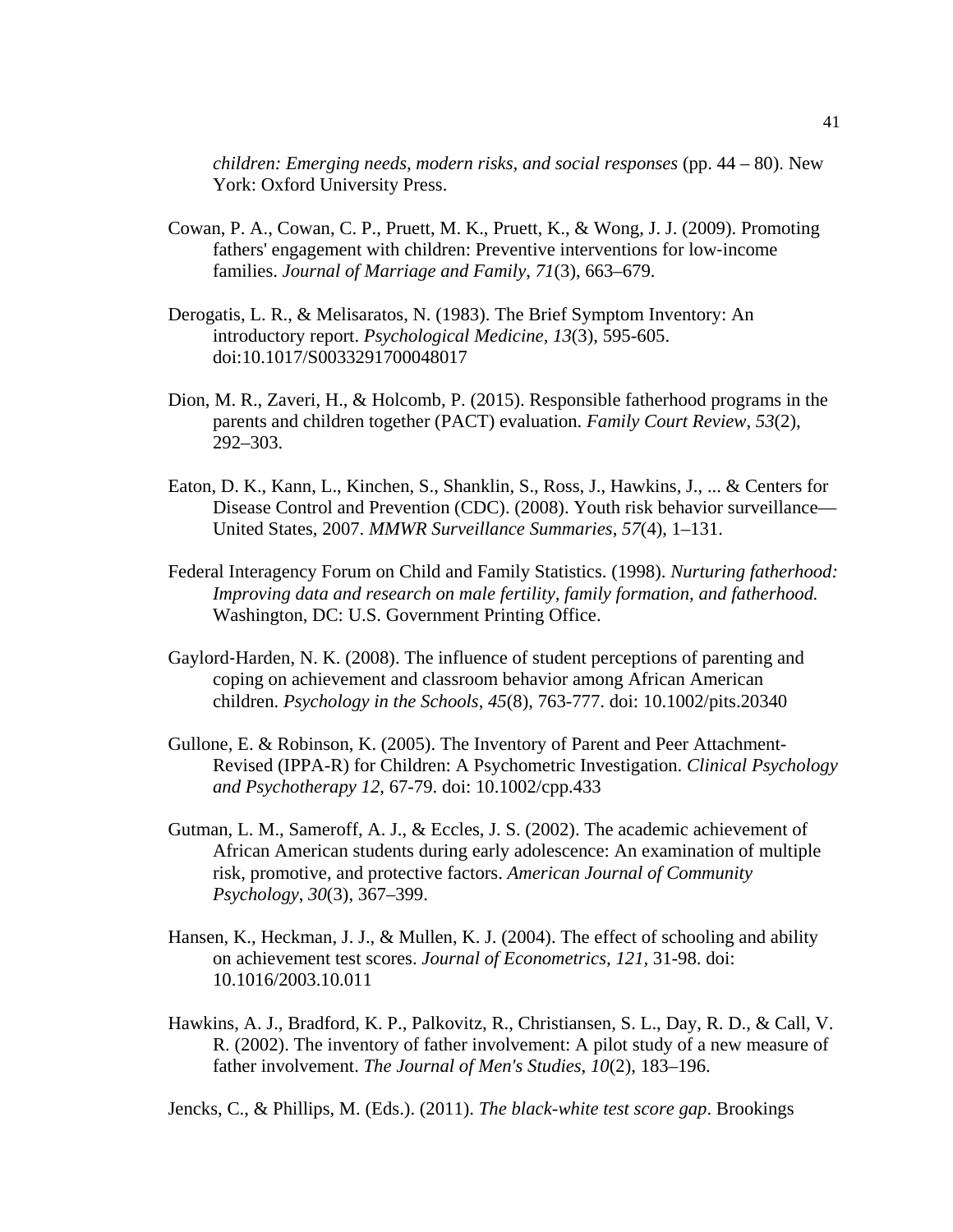*children: Emerging needs, modern risks, and social responses* (pp. 44 – 80). New York: Oxford University Press.

Cowan, P. A., Cowan, C. P., Pruett, M. K., Pruett, K., & Wong, J. J. (2009). Promoting fathers' engagement with children: Preventive interventions for low-income families. *Journal of Marriage and Family*, *71*(3), 663–679.

Derogatis, L. R., & Melisaratos, N. (1983). The Brief Symptom Inventory: An introductory report. *Psychological Medicine, 13*(3), 595-605. doi:10.1017/S0033291700048017

Dion, M. R., Zaveri, H., & Holcomb, P. (2015). Responsible fatherhood programs in the parents and children together (PACT) evaluation. *Family Court Review*, *53*(2), 292–303.

Eaton, D. K., Kann, L., Kinchen, S., Shanklin, S., Ross, J., Hawkins, J., ... & Centers for Disease Control and Prevention (CDC). (2008). Youth risk behavior surveillance—United States, 2007. *MMWR Surveillance Summaries*, *57*(4), 1–131.

Federal Interagency Forum on Child and Family Statistics. (1998). *Nurturing fatherhood: Improving data and research on male fertility, family formation, and fatherhood.* Washington, DC: U.S. Government Printing Office.

Gaylord-Harden, N. K. (2008). The influence of student perceptions of parenting and coping on achievement and classroom behavior among African American children. *Psychology in the Schools*, *45*(8), 763-777. doi: 10.1002/pits.20340

Gullone, E. & Robinson, K. (2005). The Inventory of Parent and Peer Attachment-Revised (IPPA-R) for Children: A Psychometric Investigation. *Clinical Psychology and Psychotherapy 12*, 67-79. doi: 10.1002/cpp.433

Gutman, L. M., Sameroff, A. J., & Eccles, J. S. (2002). The academic achievement of African American students during early adolescence: An examination of multiple risk, promotive, and protective factors. *American Journal of Community Psychology*, *30*(3), 367–399.

Hansen, K., Heckman, J. J., & Mullen, K. J. (2004). The effect of schooling and ability on achievement test scores. *Journal of Econometrics, 121*, 31-98. doi: 10.1016/2003.10.011

Hawkins, A. J., Bradford, K. P., Palkovitz, R., Christiansen, S. L., Day, R. D., & Call, V. R. (2002). The inventory of father involvement: A pilot study of a new measure of father involvement. *The Journal of Men's Studies*, *10*(2), 183–196.

Jencks, C., & Phillips, M. (Eds.). (2011). *The black-white test score gap*. Brookings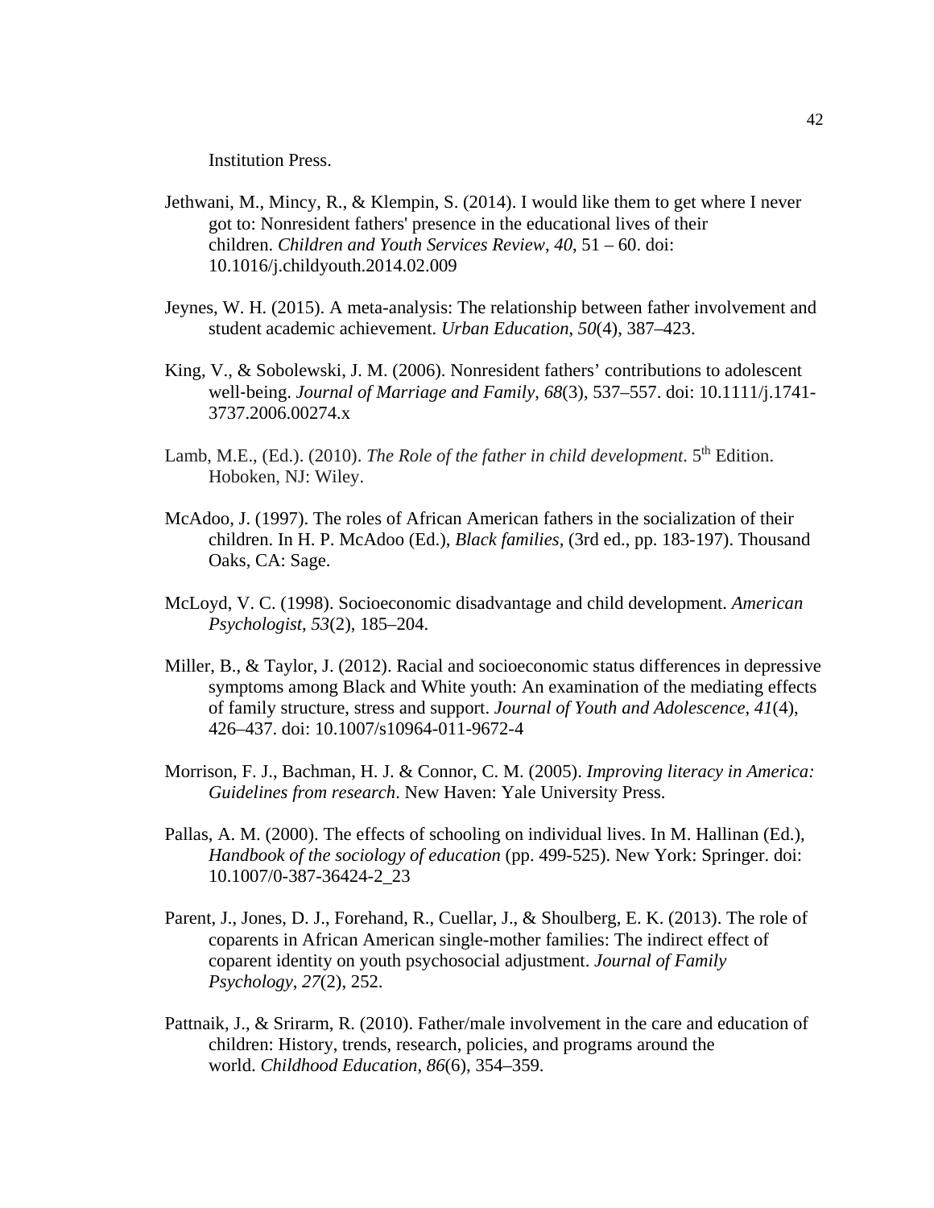Institution Press.

Jethwani, M., Mincy, R., & Klempin, S. (2014). I would like them to get where I never got to: Nonresident fathers' presence in the educational lives of their children. *Children and Youth Services Review*, *40*, 51 – 60. doi: 10.1016/j.childyouth.2014.02.009

Jeynes, W. H. (2015). A meta-analysis: The relationship between father involvement and student academic achievement. *Urban Education*, *50*(4), 387–423.

King, V., & Sobolewski, J. M. (2006). Nonresident fathers' contributions to adolescent well-being. *Journal of Marriage and Family*, *68*(3), 537–557. doi: 10.1111/j.1741-3737.2006.00274.x

Lamb, M.E., (Ed.). (2010). *The Role of the father in child development*. 5th Edition. Hoboken, NJ: Wiley.

McAdoo, J. (1997). The roles of African American fathers in the socialization of their children. In H. P. McAdoo (Ed.), *Black families,* (3rd ed., pp. 183-197). Thousand Oaks, CA: Sage.

McLoyd, V. C. (1998). Socioeconomic disadvantage and child development. *American Psychologist*, *53*(2), 185–204.

Miller, B., & Taylor, J. (2012). Racial and socioeconomic status differences in depressive symptoms among Black and White youth: An examination of the mediating effects of family structure, stress and support. *Journal of Youth and Adolescence*, *41*(4), 426–437. doi: 10.1007/s10964-011-9672-4

Morrison, F. J., Bachman, H. J. & Connor, C. M. (2005). *Improving literacy in America: Guidelines from research*. New Haven: Yale University Press.

Pallas, A. M. (2000). The effects of schooling on individual lives. In M. Hallinan (Ed.), *Handbook of the sociology of education* (pp. 499-525). New York: Springer. doi: 10.1007/0-387-36424-2_23

Parent, J., Jones, D. J., Forehand, R., Cuellar, J., & Shoulberg, E. K. (2013). The role of coparents in African American single-mother families: The indirect effect of coparent identity on youth psychosocial adjustment. *Journal of Family Psychology*, *27*(2), 252.

Pattnaik, J., & Srirarm, R. (2010). Father/male involvement in the care and education of children: History, trends, research, policies, and programs around the world. *Childhood Education*, *86*(6), 354–359.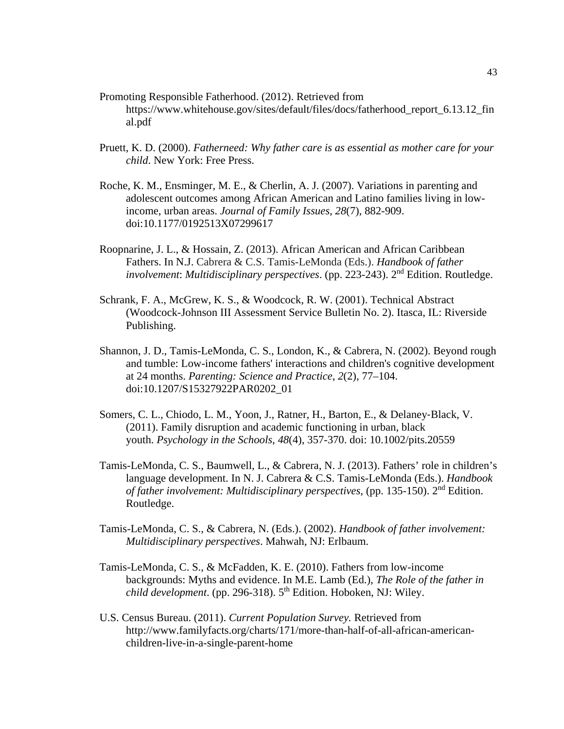Promoting Responsible Fatherhood. (2012). Retrieved from https://www.whitehouse.gov/sites/default/files/docs/fatherhood_report_6.13.12_final.pdf

Pruett, K. D. (2000). *Fatherneed: Why father care is as essential as mother care for your child*. New York: Free Press.

Roche, K. M., Ensminger, M. E., & Cherlin, A. J. (2007). Variations in parenting and adolescent outcomes among African American and Latino families living in low-income, urban areas. *Journal of Family Issues*, *28*(7), 882-909. doi:10.1177/0192513X07299617

Roopnarine, J. L., & Hossain, Z. (2013). African American and African Caribbean Fathers. In N.J. Cabrera & C.S. Tamis-LeMonda (Eds.). *Handbook of father involvement*: *Multidisciplinary perspectives*. (pp. 223-243). 2nd Edition. Routledge.

Schrank, F. A., McGrew, K. S., & Woodcock, R. W. (2001). Technical Abstract (Woodcock-Johnson III Assessment Service Bulletin No. 2). Itasca, IL: Riverside Publishing.

Shannon, J. D., Tamis-LeMonda, C. S., London, K., & Cabrera, N. (2002). Beyond rough and tumble: Low-income fathers' interactions and children's cognitive development at 24 months. *Parenting: Science and Practice*, *2*(2), 77–104. doi:10.1207/S15327922PAR0202_01

Somers, C. L., Chiodo, L. M., Yoon, J., Ratner, H., Barton, E., & Delaney-Black, V. (2011). Family disruption and academic functioning in urban, black youth. *Psychology in the Schools*, *48*(4), 357-370. doi: 10.1002/pits.20559

Tamis-LeMonda, C. S., Baumwell, L., & Cabrera, N. J. (2013). Fathers' role in children's language development. In N. J. Cabrera & C.S. Tamis-LeMonda (Eds.). *Handbook of father involvement: Multidisciplinary perspectives*, (pp. 135-150). 2nd Edition. Routledge.

Tamis-LeMonda, C. S., & Cabrera, N. (Eds.). (2002). *Handbook of father involvement: Multidisciplinary perspectives*. Mahwah, NJ: Erlbaum.

Tamis-LeMonda, C. S., & McFadden, K. E. (2010). Fathers from low-income backgrounds: Myths and evidence. In M.E. Lamb (Ed.), *The Role of the father in child development*. (pp. 296-318). 5th Edition. Hoboken, NJ: Wiley.

U.S. Census Bureau. (2011). *Current Population Survey.* Retrieved from http://www.familyfacts.org/charts/171/more-than-half-of-all-african-american-children-live-in-a-single-parent-home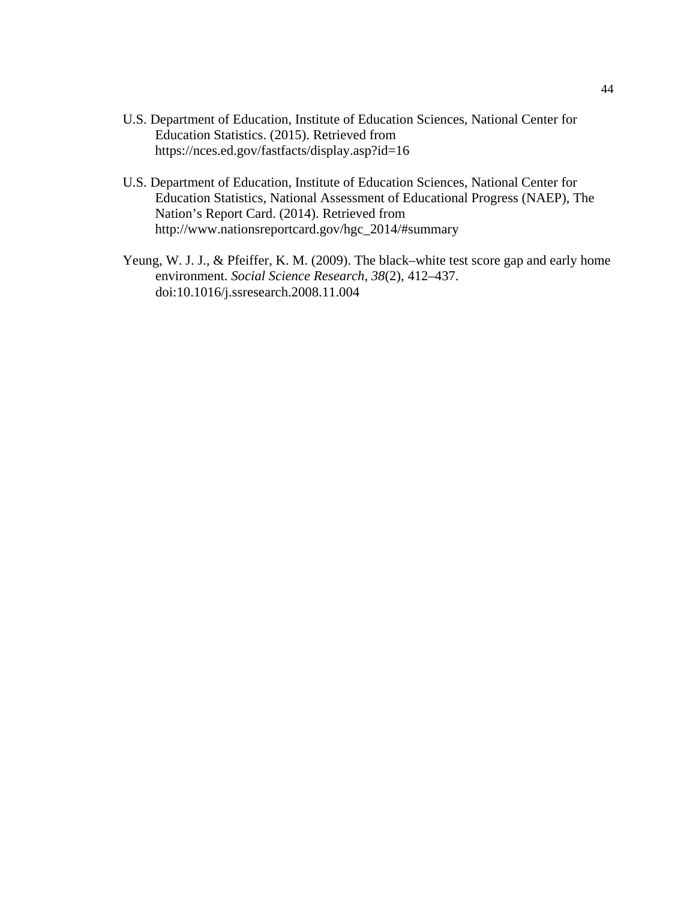U.S. Department of Education, Institute of Education Sciences, National Center for Education Statistics. (2015). Retrieved from https://nces.ed.gov/fastfacts/display.asp?id=16

U.S. Department of Education, Institute of Education Sciences, National Center for Education Statistics, National Assessment of Educational Progress (NAEP), The Nation's Report Card. (2014). Retrieved from http://www.nationsreportcard.gov/hgc_2014/#summary

Yeung, W. J. J., & Pfeiffer, K. M. (2009). The black–white test score gap and early home environment. *Social Science Research*, *38*(2), 412–437. doi:10.1016/j.ssresearch.2008.11.004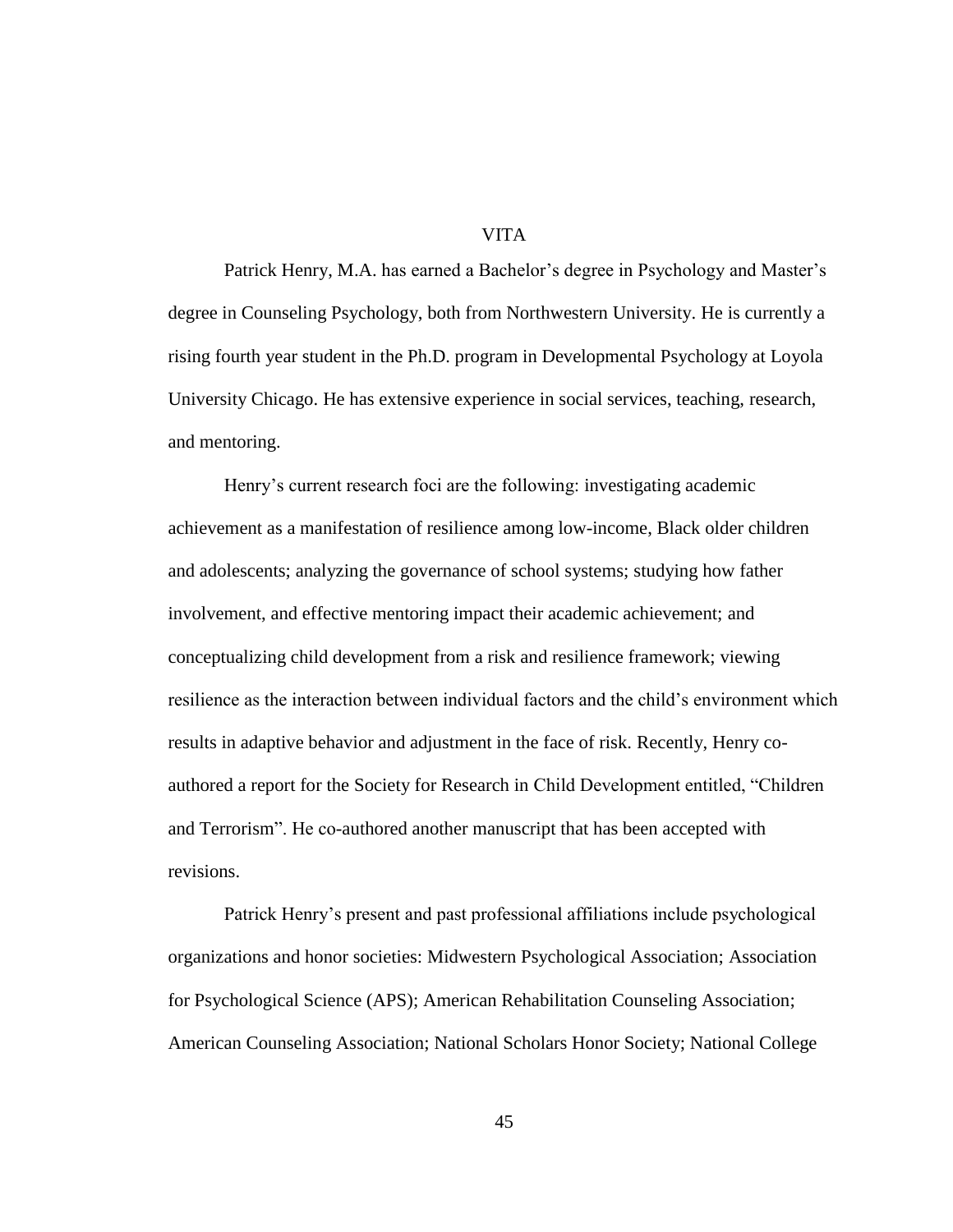# VITA

Patrick Henry, M.A. has earned a Bachelor's degree in Psychology and Master's degree in Counseling Psychology, both from Northwestern University. He is currently a rising fourth year student in the Ph.D. program in Developmental Psychology at Loyola University Chicago. He has extensive experience in social services, teaching, research, and mentoring.

Henry's current research foci are the following: investigating academic achievement as a manifestation of resilience among low-income, Black older children and adolescents; analyzing the governance of school systems; studying how father involvement, and effective mentoring impact their academic achievement; and conceptualizing child development from a risk and resilience framework; viewing resilience as the interaction between individual factors and the child's environment which results in adaptive behavior and adjustment in the face of risk. Recently, Henry co-authored a report for the Society for Research in Child Development entitled, "Children and Terrorism". He co-authored another manuscript that has been accepted with revisions.

Patrick Henry's present and past professional affiliations include psychological organizations and honor societies: Midwestern Psychological Association; Association for Psychological Science (APS); American Rehabilitation Counseling Association; American Counseling Association; National Scholars Honor Society; National College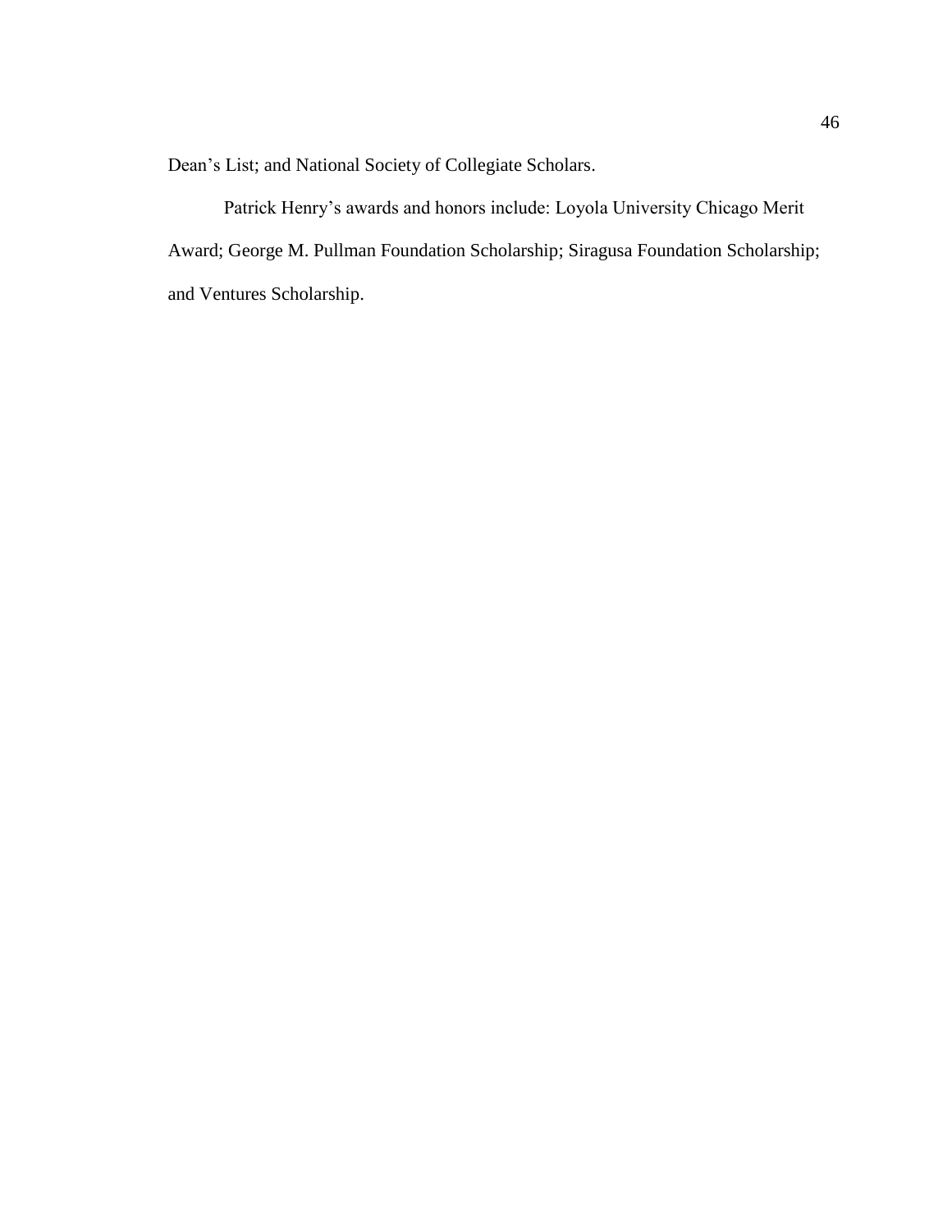Dean's List; and National Society of Collegiate Scholars.

Patrick Henry's awards and honors include: Loyola University Chicago Merit Award; George M. Pullman Foundation Scholarship; Siragusa Foundation Scholarship; and Ventures Scholarship.